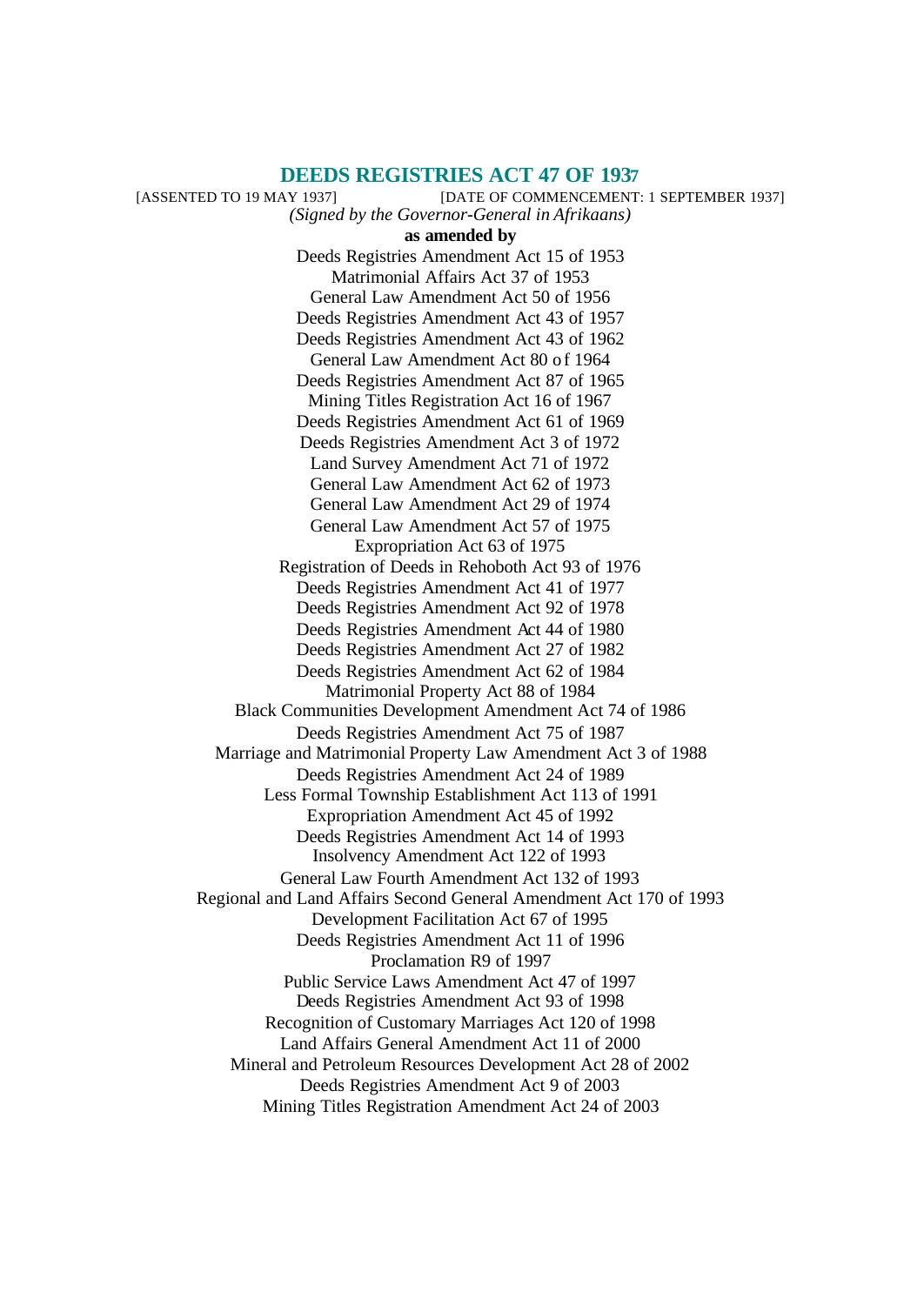# DEEDS REGISTRIES ACT 47 OF 1937

[ASSENTED TO 19 MAY 1937] [DATE OF COMMENCEMENT: 1 SEPTEMBER 1937]

*(Signed by the Governor-General in Afrikaans)*

**as amended by**

Deeds Registries Amendment Act 15 of 1953
Matrimonial Affairs Act 37 of 1953
General Law Amendment Act 50 of 1956
Deeds Registries Amendment Act 43 of 1957
Deeds Registries Amendment Act 43 of 1962
General Law Amendment Act 80 of 1964
Deeds Registries Amendment Act 87 of 1965
Mining Titles Registration Act 16 of 1967
Deeds Registries Amendment Act 61 of 1969
Deeds Registries Amendment Act 3 of 1972
Land Survey Amendment Act 71 of 1972
General Law Amendment Act 62 of 1973
General Law Amendment Act 29 of 1974
General Law Amendment Act 57 of 1975
Expropriation Act 63 of 1975
Registration of Deeds in Rehoboth Act 93 of 1976
Deeds Registries Amendment Act 41 of 1977
Deeds Registries Amendment Act 92 of 1978
Deeds Registries Amendment Act 44 of 1980
Deeds Registries Amendment Act 27 of 1982
Deeds Registries Amendment Act 62 of 1984
Matrimonial Property Act 88 of 1984
Black Communities Development Amendment Act 74 of 1986
Deeds Registries Amendment Act 75 of 1987
Marriage and Matrimonial Property Law Amendment Act 3 of 1988
Deeds Registries Amendment Act 24 of 1989
Less Formal Township Establishment Act 113 of 1991
Expropriation Amendment Act 45 of 1992
Deeds Registries Amendment Act 14 of 1993
Insolvency Amendment Act 122 of 1993
General Law Fourth Amendment Act 132 of 1993
Regional and Land Affairs Second General Amendment Act 170 of 1993
Development Facilitation Act 67 of 1995
Deeds Registries Amendment Act 11 of 1996
Proclamation R9 of 1997
Public Service Laws Amendment Act 47 of 1997
Deeds Registries Amendment Act 93 of 1998
Recognition of Customary Marriages Act 120 of 1998
Land Affairs General Amendment Act 11 of 2000
Mineral and Petroleum Resources Development Act 28 of 2002
Deeds Registries Amendment Act 9 of 2003
Mining Titles Registration Amendment Act 24 of 2003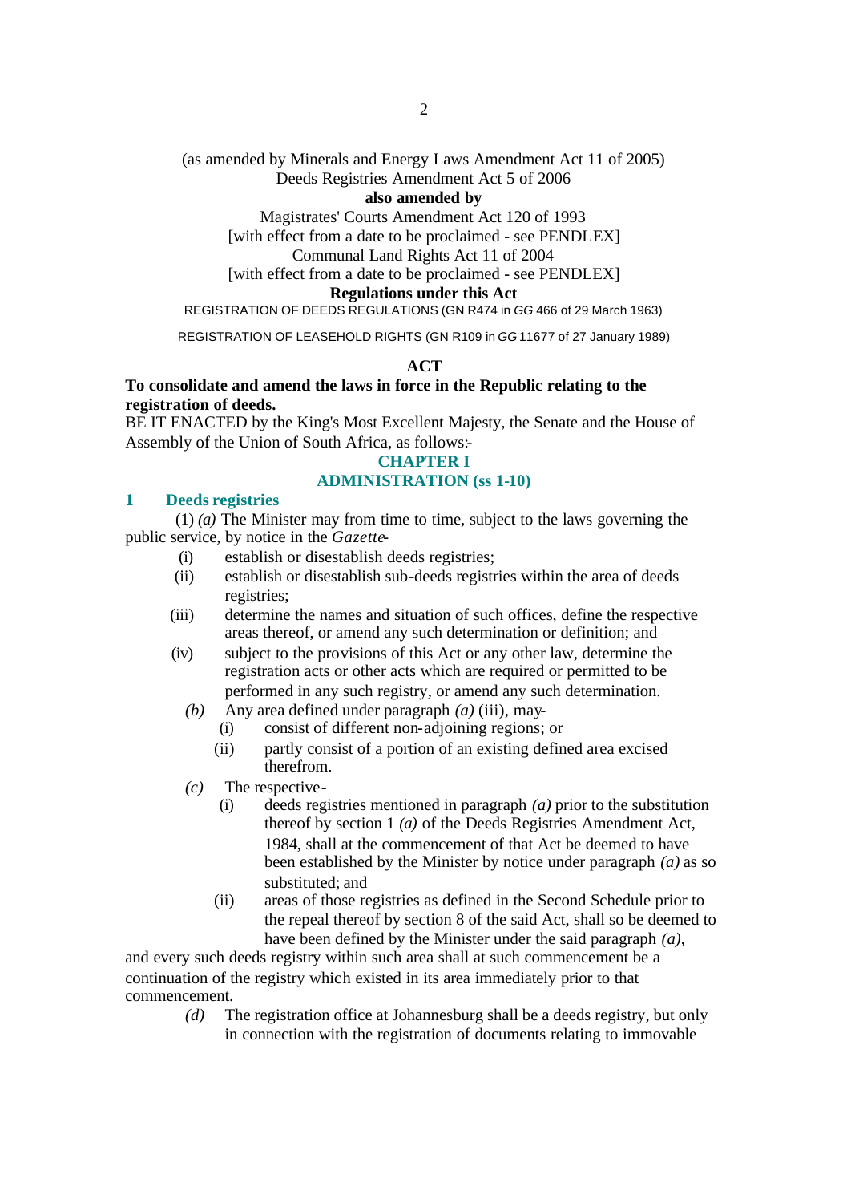(as amended by Minerals and Energy Laws Amendment Act 11 of 2005)
Deeds Registries Amendment Act 5 of 2006

**also amended by**

Magistrates' Courts Amendment Act 120 of 1993
[with effect from a date to be proclaimed - see PENDLEX]
Communal Land Rights Act 11 of 2004
[with effect from a date to be proclaimed - see PENDLEX]

**Regulations under this Act**

REGISTRATION OF DEEDS REGULATIONS (GN R474 in *GG* 466 of 29 March 1963)

REGISTRATION OF LEASEHOLD RIGHTS (GN R109 in *GG* 11677 of 27 January 1989)

**ACT**

**To consolidate and amend the laws in force in the Republic relating to the registration of deeds.**

BE IT ENACTED by the King's Most Excellent Majesty, the Senate and the House of Assembly of the Union of South Africa, as follows:-

## CHAPTER I
## ADMINISTRATION (ss 1-10)

### 1 Deeds registries

(1) *(a)* The Minister may from time to time, subject to the laws governing the public service, by notice in the *Gazette*-

(i) establish or disestablish deeds registries;

(ii) establish or disestablish sub-deeds registries within the area of deeds registries;

(iii) determine the names and situation of such offices, define the respective areas thereof, or amend any such determination or definition; and

(iv) subject to the provisions of this Act or any other law, determine the registration acts or other acts which are required or permitted to be performed in any such registry, or amend any such determination.

*(b)* Any area defined under paragraph *(a)* (iii), may-

(i) consist of different non-adjoining regions; or

(ii) partly consist of a portion of an existing defined area excised therefrom.

*(c)* The respective-

(i) deeds registries mentioned in paragraph *(a)* prior to the substitution thereof by section 1 *(a)* of the Deeds Registries Amendment Act, 1984, shall at the commencement of that Act be deemed to have been established by the Minister by notice under paragraph *(a)* as so substituted; and

(ii) areas of those registries as defined in the Second Schedule prior to the repeal thereof by section 8 of the said Act, shall so be deemed to have been defined by the Minister under the said paragraph *(a)*,

and every such deeds registry within such area shall at such commencement be a continuation of the registry which existed in its area immediately prior to that commencement.

*(d)* The registration office at Johannesburg shall be a deeds registry, but only in connection with the registration of documents relating to immovable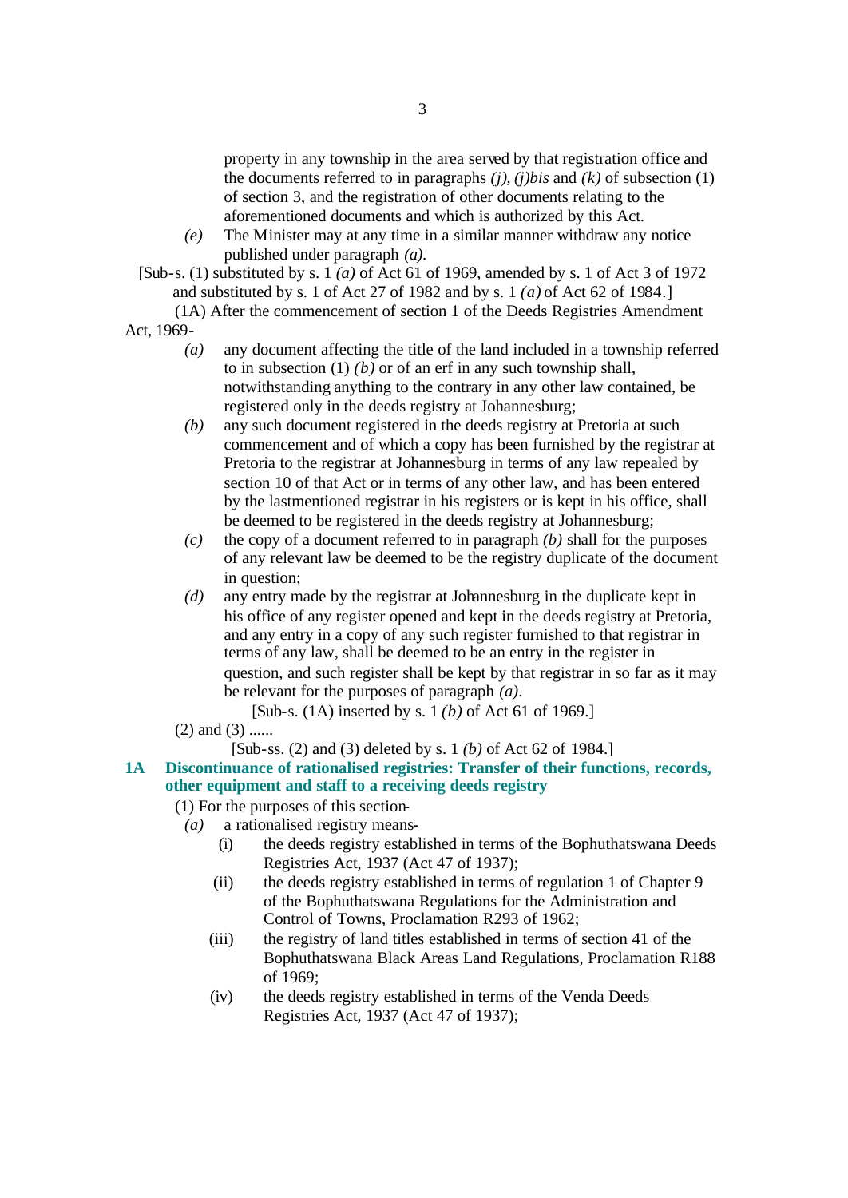property in any township in the area served by that registration office and the documents referred to in paragraphs *(j)*, *(j)bis* and *(k)* of subsection (1) of section 3, and the registration of other documents relating to the aforementioned documents and which is authorized by this Act.

*(e)* The Minister may at any time in a similar manner withdraw any notice published under paragraph *(a)*.

[Sub-s. (1) substituted by s. 1 *(a)* of Act 61 of 1969, amended by s. 1 of Act 3 of 1972 and substituted by s. 1 of Act 27 of 1982 and by s. 1 *(a)* of Act 62 of 1984.]

(1A) After the commencement of section 1 of the Deeds Registries Amendment Act, 1969-

*(a)* any document affecting the title of the land included in a township referred to in subsection (1) *(b)* or of an erf in any such township shall, notwithstanding anything to the contrary in any other law contained, be registered only in the deeds registry at Johannesburg;

*(b)* any such document registered in the deeds registry at Pretoria at such commencement and of which a copy has been furnished by the registrar at Pretoria to the registrar at Johannesburg in terms of any law repealed by section 10 of that Act or in terms of any other law, and has been entered by the lastmentioned registrar in his registers or is kept in his office, shall be deemed to be registered in the deeds registry at Johannesburg;

*(c)* the copy of a document referred to in paragraph *(b)* shall for the purposes of any relevant law be deemed to be the registry duplicate of the document in question;

*(d)* any entry made by the registrar at Johannesburg in the duplicate kept in his office of any register opened and kept in the deeds registry at Pretoria, and any entry in a copy of any such register furnished to that registrar in terms of any law, shall be deemed to be an entry in the register in question, and such register shall be kept by that registrar in so far as it may be relevant for the purposes of paragraph *(a)*.

[Sub-s. (1A) inserted by s. 1 *(b)* of Act 61 of 1969.]

(2) and (3) ......

[Sub-ss. (2) and (3) deleted by s. 1 *(b)* of Act 62 of 1984.]

**1A Discontinuance of rationalised registries: Transfer of their functions, records, other equipment and staff to a receiving deeds registry**

(1) For the purposes of this section-

*(a)* a rationalised registry means-

(i) the deeds registry established in terms of the Bophuthatswana Deeds Registries Act, 1937 (Act 47 of 1937);

(ii) the deeds registry established in terms of regulation 1 of Chapter 9 of the Bophuthatswana Regulations for the Administration and Control of Towns, Proclamation R293 of 1962;

(iii) the registry of land titles established in terms of section 41 of the Bophuthatswana Black Areas Land Regulations, Proclamation R188 of 1969;

(iv) the deeds registry established in terms of the Venda Deeds Registries Act, 1937 (Act 47 of 1937);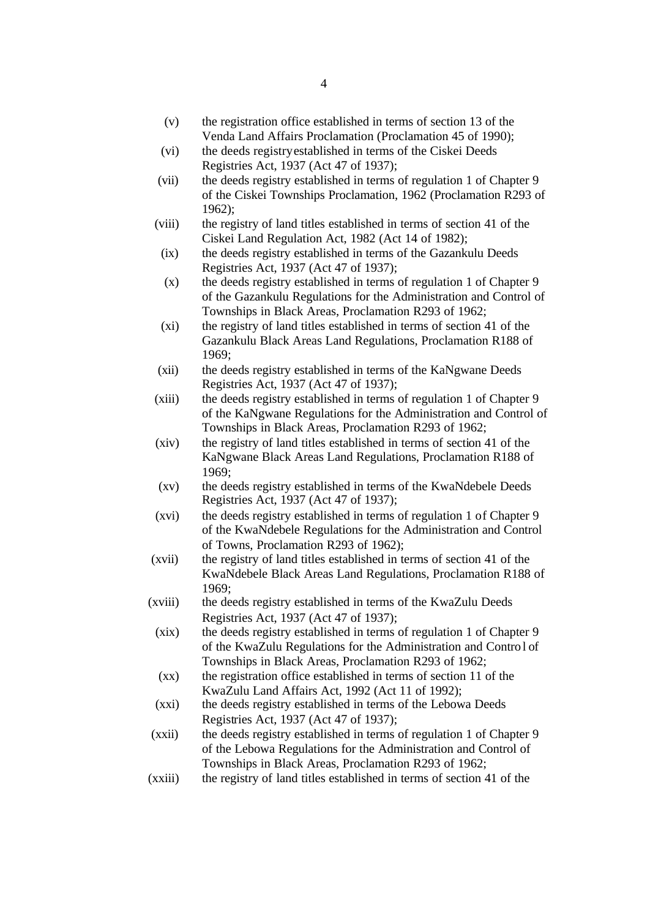(v) the registration office established in terms of section 13 of the Venda Land Affairs Proclamation (Proclamation 45 of 1990);

(vi) the deeds registry established in terms of the Ciskei Deeds Registries Act, 1937 (Act 47 of 1937);

(vii) the deeds registry established in terms of regulation 1 of Chapter 9 of the Ciskei Townships Proclamation, 1962 (Proclamation R293 of 1962);

(viii) the registry of land titles established in terms of section 41 of the Ciskei Land Regulation Act, 1982 (Act 14 of 1982);

(ix) the deeds registry established in terms of the Gazankulu Deeds Registries Act, 1937 (Act 47 of 1937);

(x) the deeds registry established in terms of regulation 1 of Chapter 9 of the Gazankulu Regulations for the Administration and Control of Townships in Black Areas, Proclamation R293 of 1962;

(xi) the registry of land titles established in terms of section 41 of the Gazankulu Black Areas Land Regulations, Proclamation R188 of 1969;

(xii) the deeds registry established in terms of the KaNgwane Deeds Registries Act, 1937 (Act 47 of 1937);

(xiii) the deeds registry established in terms of regulation 1 of Chapter 9 of the KaNgwane Regulations for the Administration and Control of Townships in Black Areas, Proclamation R293 of 1962;

(xiv) the registry of land titles established in terms of section 41 of the KaNgwane Black Areas Land Regulations, Proclamation R188 of 1969;

(xv) the deeds registry established in terms of the KwaNdebele Deeds Registries Act, 1937 (Act 47 of 1937);

(xvi) the deeds registry established in terms of regulation 1 of Chapter 9 of the KwaNdebele Regulations for the Administration and Control of Towns, Proclamation R293 of 1962);

(xvii) the registry of land titles established in terms of section 41 of the KwaNdebele Black Areas Land Regulations, Proclamation R188 of 1969;

(xviii) the deeds registry established in terms of the KwaZulu Deeds Registries Act, 1937 (Act 47 of 1937);

(xix) the deeds registry established in terms of regulation 1 of Chapter 9 of the KwaZulu Regulations for the Administration and Control of Townships in Black Areas, Proclamation R293 of 1962;

(xx) the registration office established in terms of section 11 of the KwaZulu Land Affairs Act, 1992 (Act 11 of 1992);

(xxi) the deeds registry established in terms of the Lebowa Deeds Registries Act, 1937 (Act 47 of 1937);

(xxii) the deeds registry established in terms of regulation 1 of Chapter 9 of the Lebowa Regulations for the Administration and Control of Townships in Black Areas, Proclamation R293 of 1962;

(xxiii) the registry of land titles established in terms of section 41 of the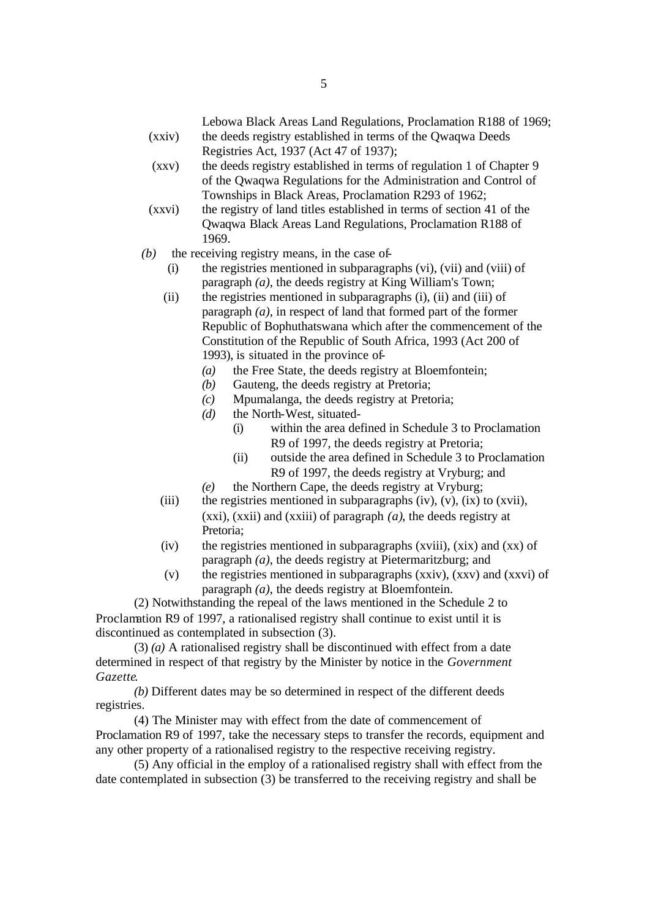Lebowa Black Areas Land Regulations, Proclamation R188 of 1969;

(xxiv) the deeds registry established in terms of the Qwaqwa Deeds Registries Act, 1937 (Act 47 of 1937);

(xxv) the deeds registry established in terms of regulation 1 of Chapter 9 of the Qwaqwa Regulations for the Administration and Control of Townships in Black Areas, Proclamation R293 of 1962;

(xxvi) the registry of land titles established in terms of section 41 of the Qwaqwa Black Areas Land Regulations, Proclamation R188 of 1969.

*(b)* the receiving registry means, in the case of-

(i) the registries mentioned in subparagraphs (vi), (vii) and (viii) of paragraph *(a)*, the deeds registry at King William's Town;

(ii) the registries mentioned in subparagraphs (i), (ii) and (iii) of paragraph *(a)*, in respect of land that formed part of the former Republic of Bophuthatswana which after the commencement of the Constitution of the Republic of South Africa, 1993 (Act 200 of 1993), is situated in the province of-

*(a)* the Free State, the deeds registry at Bloemfontein;

*(b)* Gauteng, the deeds registry at Pretoria;

*(c)* Mpumalanga, the deeds registry at Pretoria;

*(d)* the North-West, situated-

(i) within the area defined in Schedule 3 to Proclamation R9 of 1997, the deeds registry at Pretoria;

(ii) outside the area defined in Schedule 3 to Proclamation R9 of 1997, the deeds registry at Vryburg; and

*(e)* the Northern Cape, the deeds registry at Vryburg;

(iii) the registries mentioned in subparagraphs (iv), (v), (ix) to (xvii), (xxi), (xxii) and (xxiii) of paragraph *(a)*, the deeds registry at Pretoria;

(iv) the registries mentioned in subparagraphs (xviii), (xix) and (xx) of paragraph *(a)*, the deeds registry at Pietermaritzburg; and

(v) the registries mentioned in subparagraphs (xxiv), (xxv) and (xxvi) of paragraph *(a)*, the deeds registry at Bloemfontein.

(2) Notwithstanding the repeal of the laws mentioned in the Schedule 2 to Proclamation R9 of 1997, a rationalised registry shall continue to exist until it is discontinued as contemplated in subsection (3).

(3) *(a)* A rationalised registry shall be discontinued with effect from a date determined in respect of that registry by the Minister by notice in the *Government Gazette*.

*(b)* Different dates may be so determined in respect of the different deeds registries.

(4) The Minister may with effect from the date of commencement of Proclamation R9 of 1997, take the necessary steps to transfer the records, equipment and any other property of a rationalised registry to the respective receiving registry.

(5) Any official in the employ of a rationalised registry shall with effect from the date contemplated in subsection (3) be transferred to the receiving registry and shall be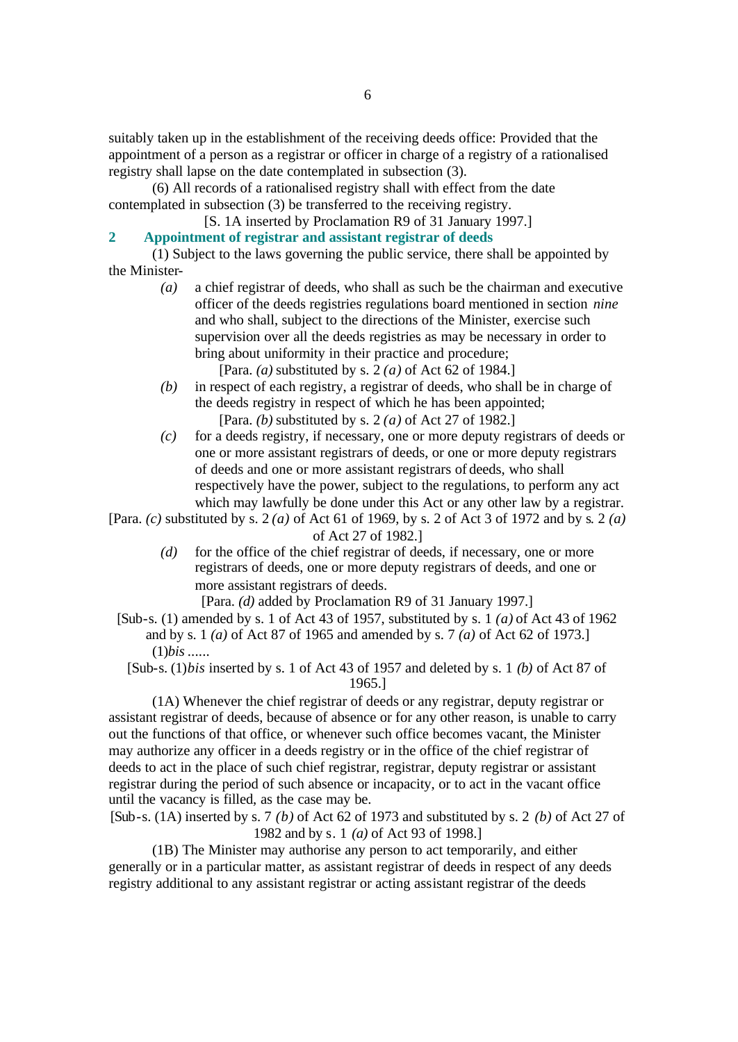suitably taken up in the establishment of the receiving deeds office: Provided that the appointment of a person as a registrar or officer in charge of a registry of a rationalised registry shall lapse on the date contemplated in subsection (3).

(6) All records of a rationalised registry shall with effect from the date contemplated in subsection (3) be transferred to the receiving registry.

[S. 1A inserted by Proclamation R9 of 31 January 1997.]

## 2 Appointment of registrar and assistant registrar of deeds

(1) Subject to the laws governing the public service, there shall be appointed by the Minister-

*(a)* a chief registrar of deeds, who shall as such be the chairman and executive officer of the deeds registries regulations board mentioned in section *nine* and who shall, subject to the directions of the Minister, exercise such supervision over all the deeds registries as may be necessary in order to bring about uniformity in their practice and procedure;

[Para. *(a)* substituted by s. 2 *(a)* of Act 62 of 1984.]

*(b)* in respect of each registry, a registrar of deeds, who shall be in charge of the deeds registry in respect of which he has been appointed;

[Para. *(b)* substituted by s. 2 *(a)* of Act 27 of 1982.]

*(c)* for a deeds registry, if necessary, one or more deputy registrars of deeds or one or more assistant registrars of deeds, or one or more deputy registrars of deeds and one or more assistant registrars of deeds, who shall respectively have the power, subject to the regulations, to perform any act which may lawfully be done under this Act or any other law by a registrar.

[Para. *(c)* substituted by s. 2 *(a)* of Act 61 of 1969, by s. 2 of Act 3 of 1972 and by s. 2 *(a)* of Act 27 of 1982.]

*(d)* for the office of the chief registrar of deeds, if necessary, one or more registrars of deeds, one or more deputy registrars of deeds, and one or more assistant registrars of deeds.

[Para. *(d)* added by Proclamation R9 of 31 January 1997.]

[Sub-s. (1) amended by s. 1 of Act 43 of 1957, substituted by s. 1 *(a)* of Act 43 of 1962 and by s. 1 *(a)* of Act 87 of 1965 and amended by s. 7 *(a)* of Act 62 of 1973.]

(1)*bis* ......

[Sub-s. (1)*bis* inserted by s. 1 of Act 43 of 1957 and deleted by s. 1 *(b)* of Act 87 of 1965.]

(1A) Whenever the chief registrar of deeds or any registrar, deputy registrar or assistant registrar of deeds, because of absence or for any other reason, is unable to carry out the functions of that office, or whenever such office becomes vacant, the Minister may authorize any officer in a deeds registry or in the office of the chief registrar of deeds to act in the place of such chief registrar, registrar, deputy registrar or assistant registrar during the period of such absence or incapacity, or to act in the vacant office until the vacancy is filled, as the case may be.

[Sub-s. (1A) inserted by s. 7 *(b)* of Act 62 of 1973 and substituted by s. 2 *(b)* of Act 27 of 1982 and by s. 1 *(a)* of Act 93 of 1998.]

(1B) The Minister may authorise any person to act temporarily, and either generally or in a particular matter, as assistant registrar of deeds in respect of any deeds registry additional to any assistant registrar or acting assistant registrar of the deeds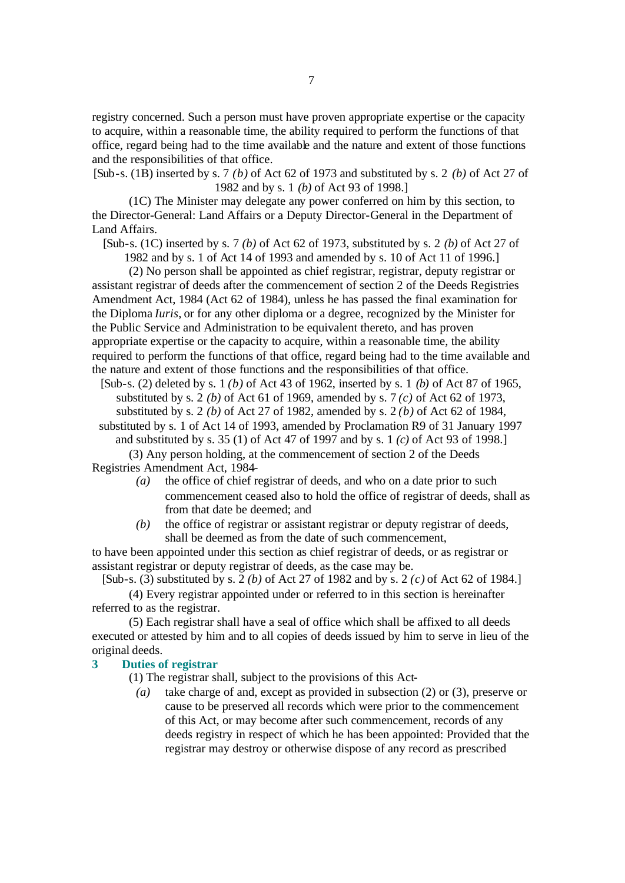registry concerned. Such a person must have proven appropriate expertise or the capacity to acquire, within a reasonable time, the ability required to perform the functions of that office, regard being had to the time available and the nature and extent of those functions and the responsibilities of that office.

[Sub-s. (1B) inserted by s. 7 *(b)* of Act 62 of 1973 and substituted by s. 2 *(b)* of Act 27 of 1982 and by s. 1 *(b)* of Act 93 of 1998.]

(1C) The Minister may delegate any power conferred on him by this section, to the Director-General: Land Affairs or a Deputy Director-General in the Department of Land Affairs.

[Sub-s. (1C) inserted by s. 7 *(b)* of Act 62 of 1973, substituted by s. 2 *(b)* of Act 27 of 1982 and by s. 1 of Act 14 of 1993 and amended by s. 10 of Act 11 of 1996.]

(2) No person shall be appointed as chief registrar, registrar, deputy registrar or assistant registrar of deeds after the commencement of section 2 of the Deeds Registries Amendment Act, 1984 (Act 62 of 1984), unless he has passed the final examination for the Diploma *Iuris*, or for any other diploma or a degree, recognized by the Minister for the Public Service and Administration to be equivalent thereto, and has proven appropriate expertise or the capacity to acquire, within a reasonable time, the ability required to perform the functions of that office, regard being had to the time available and the nature and extent of those functions and the responsibilities of that office.

[Sub-s. (2) deleted by s. 1 *(b)* of Act 43 of 1962, inserted by s. 1 *(b)* of Act 87 of 1965, substituted by s. 2 *(b)* of Act 61 of 1969, amended by s. 7 *(c)* of Act 62 of 1973, substituted by s. 2 *(b)* of Act 27 of 1982, amended by s. 2 *(b)* of Act 62 of 1984, substituted by s. 1 of Act 14 of 1993, amended by Proclamation R9 of 31 January 1997 and substituted by s. 35 (1) of Act 47 of 1997 and by s. 1 *(c)* of Act 93 of 1998.]

(3) Any person holding, at the commencement of section 2 of the Deeds Registries Amendment Act, 1984-

*(a)* the office of chief registrar of deeds, and who on a date prior to such commencement ceased also to hold the office of registrar of deeds, shall as from that date be deemed; and

*(b)* the office of registrar or assistant registrar or deputy registrar of deeds, shall be deemed as from the date of such commencement,

to have been appointed under this section as chief registrar of deeds, or as registrar or assistant registrar or deputy registrar of deeds, as the case may be.

[Sub-s. (3) substituted by s. 2 *(b)* of Act 27 of 1982 and by s. 2 *(c)* of Act 62 of 1984.]

(4) Every registrar appointed under or referred to in this section is hereinafter referred to as the registrar.

(5) Each registrar shall have a seal of office which shall be affixed to all deeds executed or attested by him and to all copies of deeds issued by him to serve in lieu of the original deeds.

### 3 Duties of registrar

(1) The registrar shall, subject to the provisions of this Act-

*(a)* take charge of and, except as provided in subsection (2) or (3), preserve or cause to be preserved all records which were prior to the commencement of this Act, or may become after such commencement, records of any deeds registry in respect of which he has been appointed: Provided that the registrar may destroy or otherwise dispose of any record as prescribed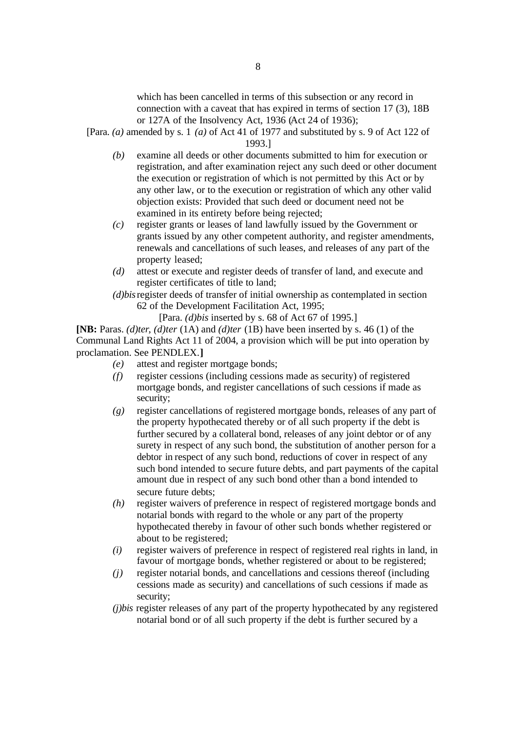which has been cancelled in terms of this subsection or any record in connection with a caveat that has expired in terms of section 17 (3), 18B or 127A of the Insolvency Act, 1936 (Act 24 of 1936);

[Para. *(a)* amended by s. 1 *(a)* of Act 41 of 1977 and substituted by s. 9 of Act 122 of 1993.]

*(b)* examine all deeds or other documents submitted to him for execution or registration, and after examination reject any such deed or other document the execution or registration of which is not permitted by this Act or by any other law, or to the execution or registration of which any other valid objection exists: Provided that such deed or document need not be examined in its entirety before being rejected;

*(c)* register grants or leases of land lawfully issued by the Government or grants issued by any other competent authority, and register amendments, renewals and cancellations of such leases, and releases of any part of the property leased;

*(d)* attest or execute and register deeds of transfer of land, and execute and register certificates of title to land;

*(d)bis* register deeds of transfer of initial ownership as contemplated in section 62 of the Development Facilitation Act, 1995;

[Para. *(d)bis* inserted by s. 68 of Act 67 of 1995.]

**[NB:** Paras. *(d)ter*, *(d)ter* (1A) and *(d)ter* (1B) have been inserted by s. 46 (1) of the Communal Land Rights Act 11 of 2004, a provision which will be put into operation by proclamation. See PENDLEX.**]**

*(e)* attest and register mortgage bonds;

*(f)* register cessions (including cessions made as security) of registered mortgage bonds, and register cancellations of such cessions if made as security;

*(g)* register cancellations of registered mortgage bonds, releases of any part of the property hypothecated thereby or of all such property if the debt is further secured by a collateral bond, releases of any joint debtor or of any surety in respect of any such bond, the substitution of another person for a debtor in respect of any such bond, reductions of cover in respect of any such bond intended to secure future debts, and part payments of the capital amount due in respect of any such bond other than a bond intended to secure future debts;

*(h)* register waivers of preference in respect of registered mortgage bonds and notarial bonds with regard to the whole or any part of the property hypothecated thereby in favour of other such bonds whether registered or about to be registered;

*(i)* register waivers of preference in respect of registered real rights in land, in favour of mortgage bonds, whether registered or about to be registered;

*(j)* register notarial bonds, and cancellations and cessions thereof (including cessions made as security) and cancellations of such cessions if made as security;

*(j)bis* register releases of any part of the property hypothecated by any registered notarial bond or of all such property if the debt is further secured by a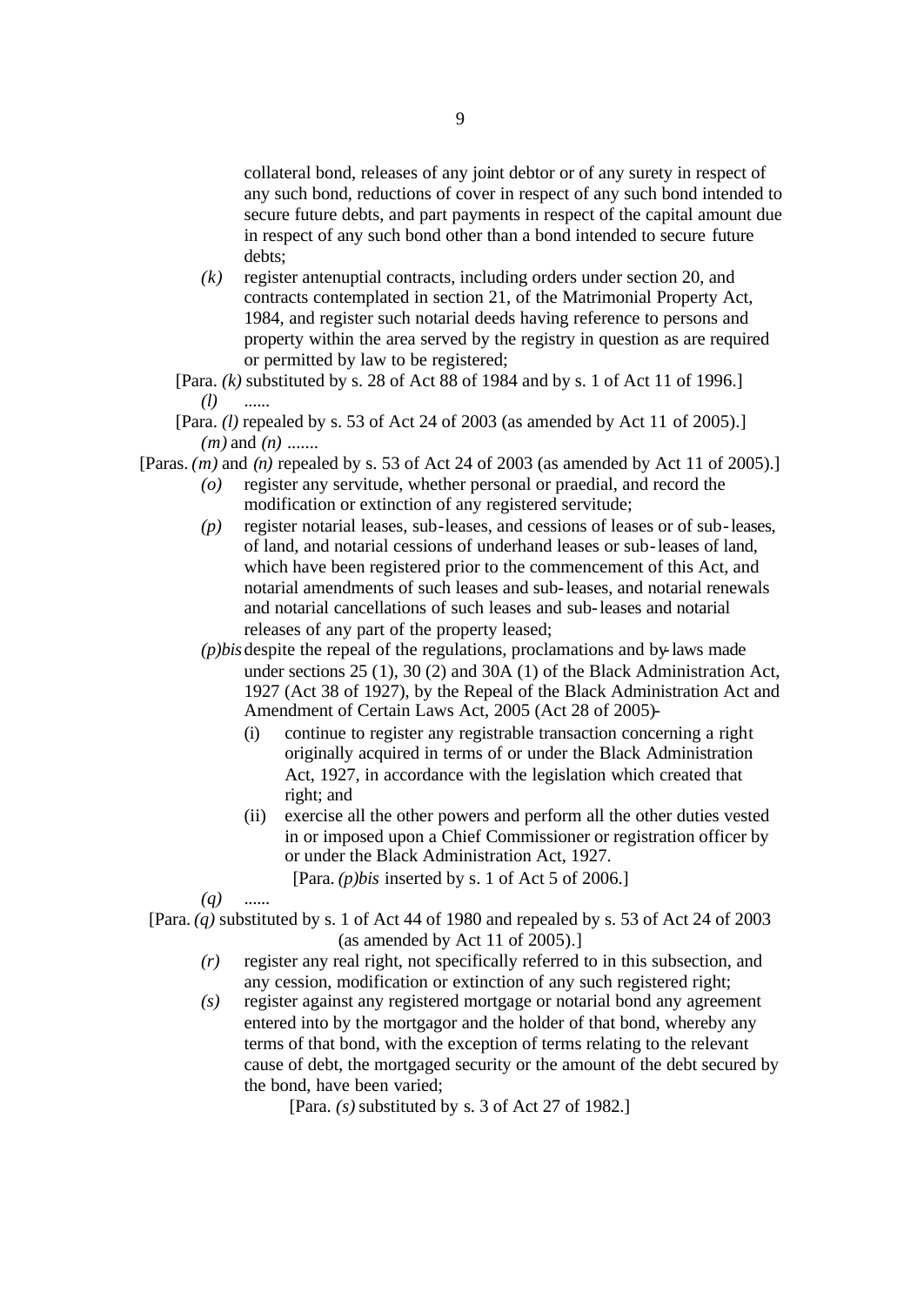collateral bond, releases of any joint debtor or of any surety in respect of any such bond, reductions of cover in respect of any such bond intended to secure future debts, and part payments in respect of the capital amount due in respect of any such bond other than a bond intended to secure future debts;

*(k)* register antenuptial contracts, including orders under section 20, and contracts contemplated in section 21, of the Matrimonial Property Act, 1984, and register such notarial deeds having reference to persons and property within the area served by the registry in question as are required or permitted by law to be registered;

[Para. *(k)* substituted by s. 28 of Act 88 of 1984 and by s. 1 of Act 11 of 1996.]

*(l)* ......

[Para. *(l)* repealed by s. 53 of Act 24 of 2003 (as amended by Act 11 of 2005).]

*(m)* and *(n)* .......

[Paras. *(m)* and *(n)* repealed by s. 53 of Act 24 of 2003 (as amended by Act 11 of 2005).]

*(o)* register any servitude, whether personal or praedial, and record the modification or extinction of any registered servitude;

*(p)* register notarial leases, sub-leases, and cessions of leases or of sub-leases, of land, and notarial cessions of underhand leases or sub-leases of land, which have been registered prior to the commencement of this Act, and notarial amendments of such leases and sub-leases, and notarial renewals and notarial cancellations of such leases and sub-leases and notarial releases of any part of the property leased;

*(p)bis* despite the repeal of the regulations, proclamations and by-laws made under sections 25 (1), 30 (2) and 30A (1) of the Black Administration Act, 1927 (Act 38 of 1927), by the Repeal of the Black Administration Act and Amendment of Certain Laws Act, 2005 (Act 28 of 2005)-

(i) continue to register any registrable transaction concerning a right originally acquired in terms of or under the Black Administration Act, 1927, in accordance with the legislation which created that right; and

(ii) exercise all the other powers and perform all the other duties vested in or imposed upon a Chief Commissioner or registration officer by or under the Black Administration Act, 1927.

[Para. *(p)bis* inserted by s. 1 of Act 5 of 2006.]

*(q)* ......

[Para. *(q)* substituted by s. 1 of Act 44 of 1980 and repealed by s. 53 of Act 24 of 2003 (as amended by Act 11 of 2005).]

*(r)* register any real right, not specifically referred to in this subsection, and any cession, modification or extinction of any such registered right;

*(s)* register against any registered mortgage or notarial bond any agreement entered into by the mortgagor and the holder of that bond, whereby any terms of that bond, with the exception of terms relating to the relevant cause of debt, the mortgaged security or the amount of the debt secured by the bond, have been varied;

[Para. *(s)* substituted by s. 3 of Act 27 of 1982.]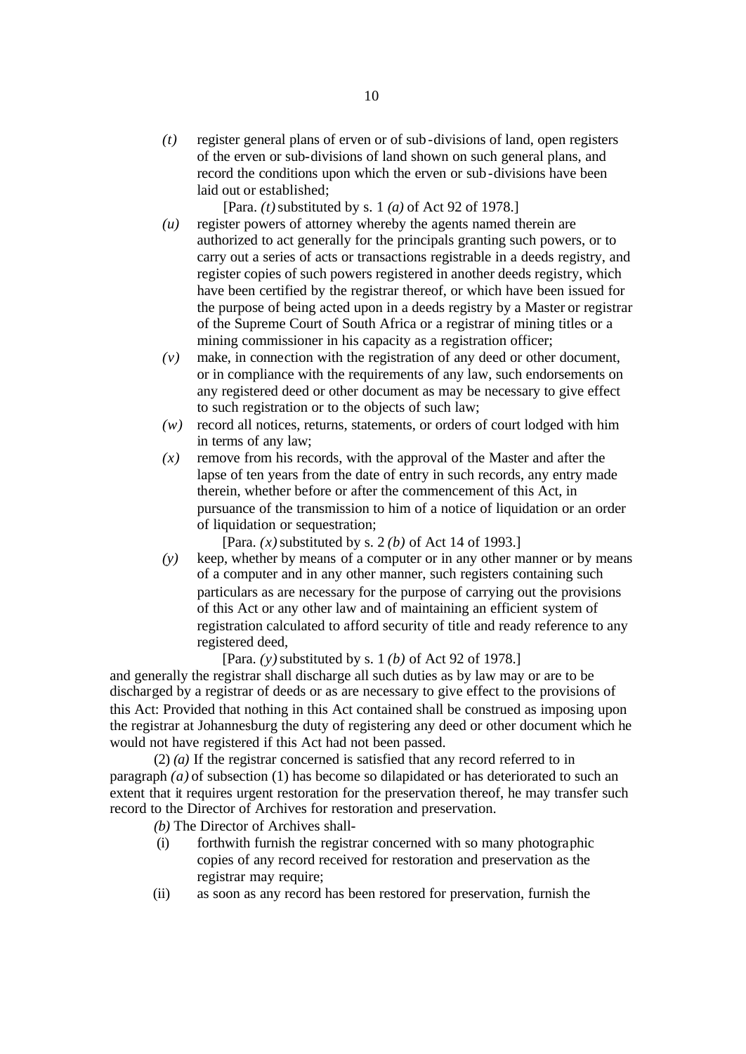*(t)* register general plans of erven or of sub-divisions of land, open registers of the erven or sub-divisions of land shown on such general plans, and record the conditions upon which the erven or sub-divisions have been laid out or established;

[Para. *(t)* substituted by s. 1 *(a)* of Act 92 of 1978.]

*(u)* register powers of attorney whereby the agents named therein are authorized to act generally for the principals granting such powers, or to carry out a series of acts or transactions registrable in a deeds registry, and register copies of such powers registered in another deeds registry, which have been certified by the registrar thereof, or which have been issued for the purpose of being acted upon in a deeds registry by a Master or registrar of the Supreme Court of South Africa or a registrar of mining titles or a mining commissioner in his capacity as a registration officer;

*(v)* make, in connection with the registration of any deed or other document, or in compliance with the requirements of any law, such endorsements on any registered deed or other document as may be necessary to give effect to such registration or to the objects of such law;

*(w)* record all notices, returns, statements, or orders of court lodged with him in terms of any law;

*(x)* remove from his records, with the approval of the Master and after the lapse of ten years from the date of entry in such records, any entry made therein, whether before or after the commencement of this Act, in pursuance of the transmission to him of a notice of liquidation or an order of liquidation or sequestration;

[Para. *(x)* substituted by s. 2 *(b)* of Act 14 of 1993.]

*(y)* keep, whether by means of a computer or in any other manner or by means of a computer and in any other manner, such registers containing such particulars as are necessary for the purpose of carrying out the provisions of this Act or any other law and of maintaining an efficient system of registration calculated to afford security of title and ready reference to any registered deed,

[Para. *(y)* substituted by s. 1 *(b)* of Act 92 of 1978.]

and generally the registrar shall discharge all such duties as by law may or are to be discharged by a registrar of deeds or as are necessary to give effect to the provisions of this Act: Provided that nothing in this Act contained shall be construed as imposing upon the registrar at Johannesburg the duty of registering any deed or other document which he would not have registered if this Act had not been passed.

(2) *(a)* If the registrar concerned is satisfied that any record referred to in paragraph *(a)* of subsection (1) has become so dilapidated or has deteriorated to such an extent that it requires urgent restoration for the preservation thereof, he may transfer such record to the Director of Archives for restoration and preservation.

*(b)* The Director of Archives shall-

(i) forthwith furnish the registrar concerned with so many photographic copies of any record received for restoration and preservation as the registrar may require;

(ii) as soon as any record has been restored for preservation, furnish the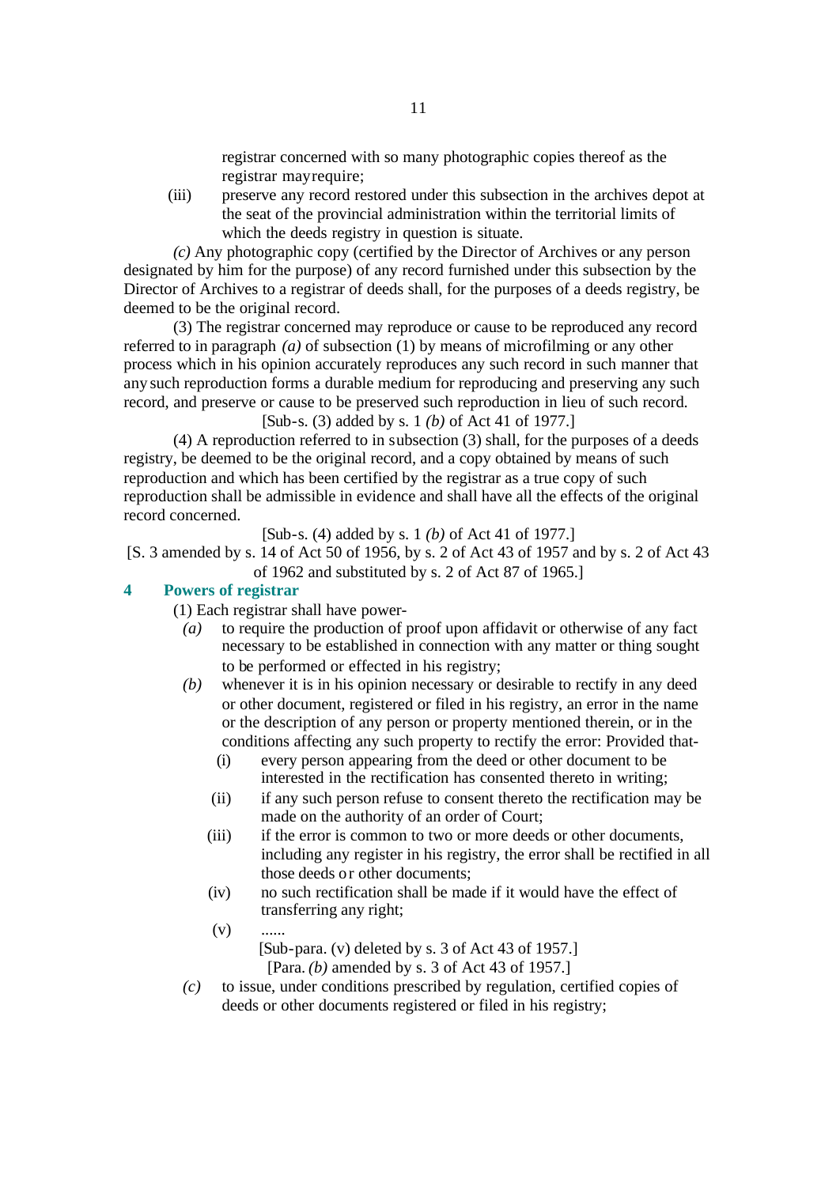registrar concerned with so many photographic copies thereof as the registrar may require;

(iii) preserve any record restored under this subsection in the archives depot at the seat of the provincial administration within the territorial limits of which the deeds registry in question is situate.

*(c)* Any photographic copy (certified by the Director of Archives or any person designated by him for the purpose) of any record furnished under this subsection by the Director of Archives to a registrar of deeds shall, for the purposes of a deeds registry, be deemed to be the original record.

(3) The registrar concerned may reproduce or cause to be reproduced any record referred to in paragraph *(a)* of subsection (1) by means of microfilming or any other process which in his opinion accurately reproduces any such record in such manner that any such reproduction forms a durable medium for reproducing and preserving any such record, and preserve or cause to be preserved such reproduction in lieu of such record.

[Sub-s. (3) added by s. 1 *(b)* of Act 41 of 1977.]

(4) A reproduction referred to in subsection (3) shall, for the purposes of a deeds registry, be deemed to be the original record, and a copy obtained by means of such reproduction and which has been certified by the registrar as a true copy of such reproduction shall be admissible in evidence and shall have all the effects of the original record concerned.

[Sub-s. (4) added by s. 1 *(b)* of Act 41 of 1977.]

[S. 3 amended by s. 14 of Act 50 of 1956, by s. 2 of Act 43 of 1957 and by s. 2 of Act 43 of 1962 and substituted by s. 2 of Act 87 of 1965.]

## 4 Powers of registrar

(1) Each registrar shall have power-

*(a)* to require the production of proof upon affidavit or otherwise of any fact necessary to be established in connection with any matter or thing sought to be performed or effected in his registry;

*(b)* whenever it is in his opinion necessary or desirable to rectify in any deed or other document, registered or filed in his registry, an error in the name or the description of any person or property mentioned therein, or in the conditions affecting any such property to rectify the error: Provided that-

(i) every person appearing from the deed or other document to be interested in the rectification has consented thereto in writing;

(ii) if any such person refuse to consent thereto the rectification may be made on the authority of an order of Court;

(iii) if the error is common to two or more deeds or other documents, including any register in his registry, the error shall be rectified in all those deeds or other documents;

(iv) no such rectification shall be made if it would have the effect of transferring any right;

(v) ......

[Sub-para. (v) deleted by s. 3 of Act 43 of 1957.]

[Para. *(b)* amended by s. 3 of Act 43 of 1957.]

*(c)* to issue, under conditions prescribed by regulation, certified copies of deeds or other documents registered or filed in his registry;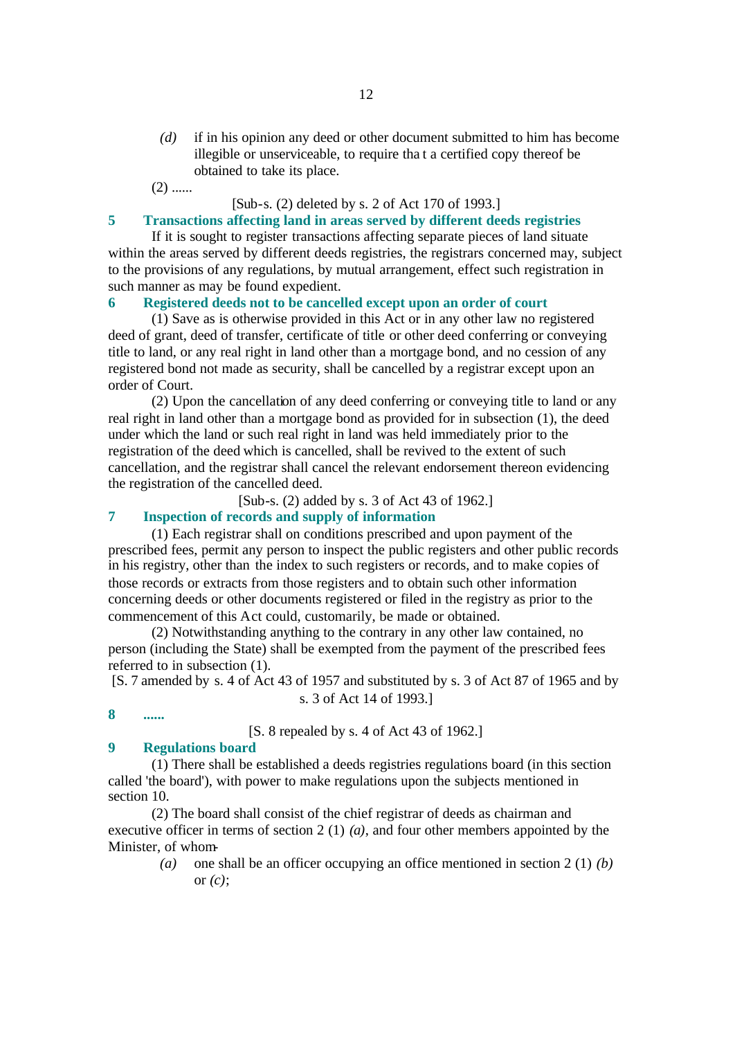*(d)* if in his opinion any deed or other document submitted to him has become illegible or unserviceable, to require that a certified copy thereof be obtained to take its place.

(2) ......

[Sub-s. (2) deleted by s. 2 of Act 170 of 1993.]

**5 Transactions affecting land in areas served by different deeds registries**

If it is sought to register transactions affecting separate pieces of land situate within the areas served by different deeds registries, the registrars concerned may, subject to the provisions of any regulations, by mutual arrangement, effect such registration in such manner as may be found expedient.

**6 Registered deeds not to be cancelled except upon an order of court**

(1) Save as is otherwise provided in this Act or in any other law no registered deed of grant, deed of transfer, certificate of title or other deed conferring or conveying title to land, or any real right in land other than a mortgage bond, and no cession of any registered bond not made as security, shall be cancelled by a registrar except upon an order of Court.

(2) Upon the cancellation of any deed conferring or conveying title to land or any real right in land other than a mortgage bond as provided for in subsection (1), the deed under which the land or such real right in land was held immediately prior to the registration of the deed which is cancelled, shall be revived to the extent of such cancellation, and the registrar shall cancel the relevant endorsement thereon evidencing the registration of the cancelled deed.

[Sub-s. (2) added by s. 3 of Act 43 of 1962.]

**7 Inspection of records and supply of information**

(1) Each registrar shall on conditions prescribed and upon payment of the prescribed fees, permit any person to inspect the public registers and other public records in his registry, other than the index to such registers or records, and to make copies of those records or extracts from those registers and to obtain such other information concerning deeds or other documents registered or filed in the registry as prior to the commencement of this Act could, customarily, be made or obtained.

(2) Notwithstanding anything to the contrary in any other law contained, no person (including the State) shall be exempted from the payment of the prescribed fees referred to in subsection (1).

[S. 7 amended by s. 4 of Act 43 of 1957 and substituted by s. 3 of Act 87 of 1965 and by s. 3 of Act 14 of 1993.]

**8 ......**

[S. 8 repealed by s. 4 of Act 43 of 1962.]

**9 Regulations board**

(1) There shall be established a deeds registries regulations board (in this section called 'the board'), with power to make regulations upon the subjects mentioned in section 10.

(2) The board shall consist of the chief registrar of deeds as chairman and executive officer in terms of section 2 (1) *(a)*, and four other members appointed by the Minister, of whom-

*(a)* one shall be an officer occupying an office mentioned in section 2 (1) *(b)* or *(c)*;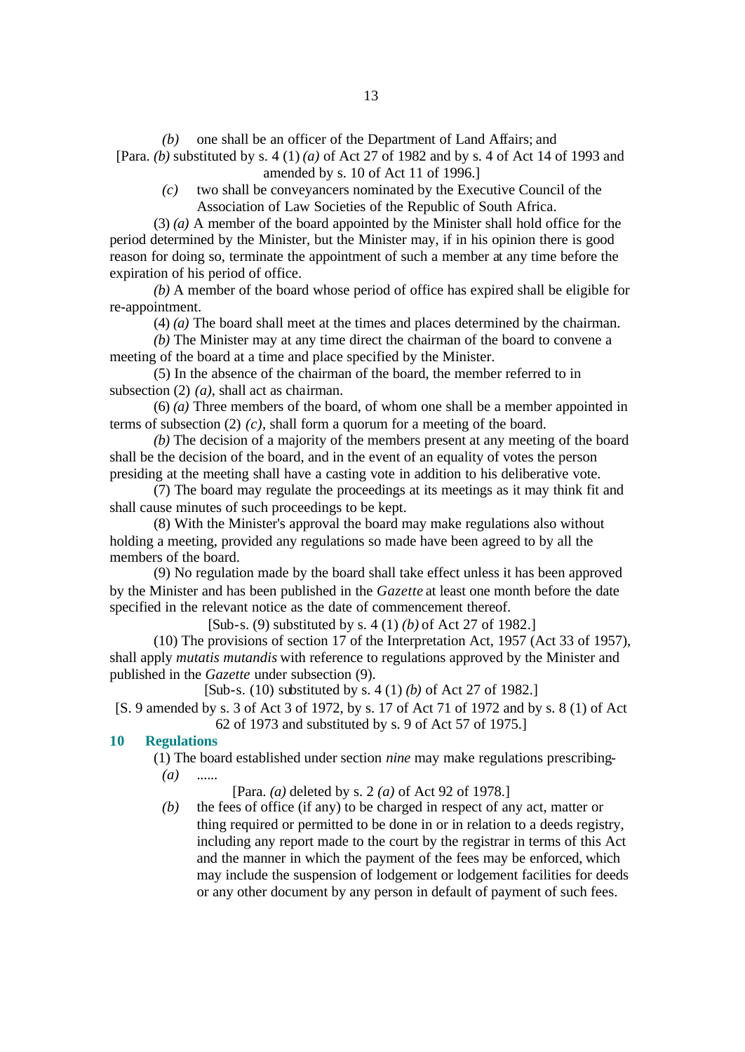*(b)* one shall be an officer of the Department of Land Affairs; and

[Para. *(b)* substituted by s. 4 (1) *(a)* of Act 27 of 1982 and by s. 4 of Act 14 of 1993 and amended by s. 10 of Act 11 of 1996.]

*(c)* two shall be conveyancers nominated by the Executive Council of the Association of Law Societies of the Republic of South Africa.

(3) *(a)* A member of the board appointed by the Minister shall hold office for the period determined by the Minister, but the Minister may, if in his opinion there is good reason for doing so, terminate the appointment of such a member at any time before the expiration of his period of office.

*(b)* A member of the board whose period of office has expired shall be eligible for re-appointment.

(4) *(a)* The board shall meet at the times and places determined by the chairman.

*(b)* The Minister may at any time direct the chairman of the board to convene a meeting of the board at a time and place specified by the Minister.

(5) In the absence of the chairman of the board, the member referred to in subsection (2) *(a)*, shall act as chairman.

(6) *(a)* Three members of the board, of whom one shall be a member appointed in terms of subsection (2) *(c)*, shall form a quorum for a meeting of the board.

*(b)* The decision of a majority of the members present at any meeting of the board shall be the decision of the board, and in the event of an equality of votes the person presiding at the meeting shall have a casting vote in addition to his deliberative vote.

(7) The board may regulate the proceedings at its meetings as it may think fit and shall cause minutes of such proceedings to be kept.

(8) With the Minister's approval the board may make regulations also without holding a meeting, provided any regulations so made have been agreed to by all the members of the board.

(9) No regulation made by the board shall take effect unless it has been approved by the Minister and has been published in the *Gazette* at least one month before the date specified in the relevant notice as the date of commencement thereof.

[Sub-s. (9) substituted by s. 4 (1) *(b)* of Act 27 of 1982.]

(10) The provisions of section 17 of the Interpretation Act, 1957 (Act 33 of 1957), shall apply *mutatis mutandis* with reference to regulations approved by the Minister and published in the *Gazette* under subsection (9).

[Sub-s. (10) substituted by s. 4 (1) *(b)* of Act 27 of 1982.]

[S. 9 amended by s. 3 of Act 3 of 1972, by s. 17 of Act 71 of 1972 and by s. 8 (1) of Act 62 of 1973 and substituted by s. 9 of Act 57 of 1975.]

## 10 Regulations

(1) The board established under section *nine* may make regulations prescribing-

*(a)* ......

[Para. *(a)* deleted by s. 2 *(a)* of Act 92 of 1978.]

*(b)* the fees of office (if any) to be charged in respect of any act, matter or thing required or permitted to be done in or in relation to a deeds registry, including any report made to the court by the registrar in terms of this Act and the manner in which the payment of the fees may be enforced, which may include the suspension of lodgement or lodgement facilities for deeds or any other document by any person in default of payment of such fees.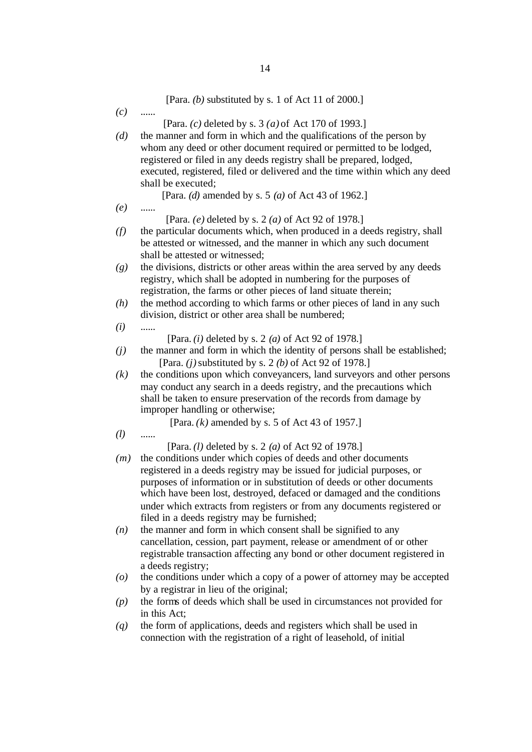[Para. *(b)* substituted by s. 1 of Act 11 of 2000.]

*(c)* ......

[Para. *(c)* deleted by s. 3 *(a)* of Act 170 of 1993.]

*(d)* the manner and form in which and the qualifications of the person by whom any deed or other document required or permitted to be lodged, registered or filed in any deeds registry shall be prepared, lodged, executed, registered, filed or delivered and the time within which any deed shall be executed;

[Para. *(d)* amended by s. 5 *(a)* of Act 43 of 1962.]

*(e)* ......

[Para. *(e)* deleted by s. 2 *(a)* of Act 92 of 1978.]

*(f)* the particular documents which, when produced in a deeds registry, shall be attested or witnessed, and the manner in which any such document shall be attested or witnessed;

*(g)* the divisions, districts or other areas within the area served by any deeds registry, which shall be adopted in numbering for the purposes of registration, the farms or other pieces of land situate therein;

*(h)* the method according to which farms or other pieces of land in any such division, district or other area shall be numbered;

*(i)* ......

[Para. *(i)* deleted by s. 2 *(a)* of Act 92 of 1978.]

*(j)* the manner and form in which the identity of persons shall be established;

[Para. *(j)* substituted by s. 2 *(b)* of Act 92 of 1978.]

*(k)* the conditions upon which conveyancers, land surveyors and other persons may conduct any search in a deeds registry, and the precautions which shall be taken to ensure preservation of the records from damage by improper handling or otherwise;

[Para. *(k)* amended by s. 5 of Act 43 of 1957.]

*(l)* ......

[Para. *(l)* deleted by s. 2 *(a)* of Act 92 of 1978.]

*(m)* the conditions under which copies of deeds and other documents registered in a deeds registry may be issued for judicial purposes, or purposes of information or in substitution of deeds or other documents which have been lost, destroyed, defaced or damaged and the conditions under which extracts from registers or from any documents registered or filed in a deeds registry may be furnished;

*(n)* the manner and form in which consent shall be signified to any cancellation, cession, part payment, release or amendment of or other registrable transaction affecting any bond or other document registered in a deeds registry;

*(o)* the conditions under which a copy of a power of attorney may be accepted by a registrar in lieu of the original;

*(p)* the forms of deeds which shall be used in circumstances not provided for in this Act;

*(q)* the form of applications, deeds and registers which shall be used in connection with the registration of a right of leasehold, of initial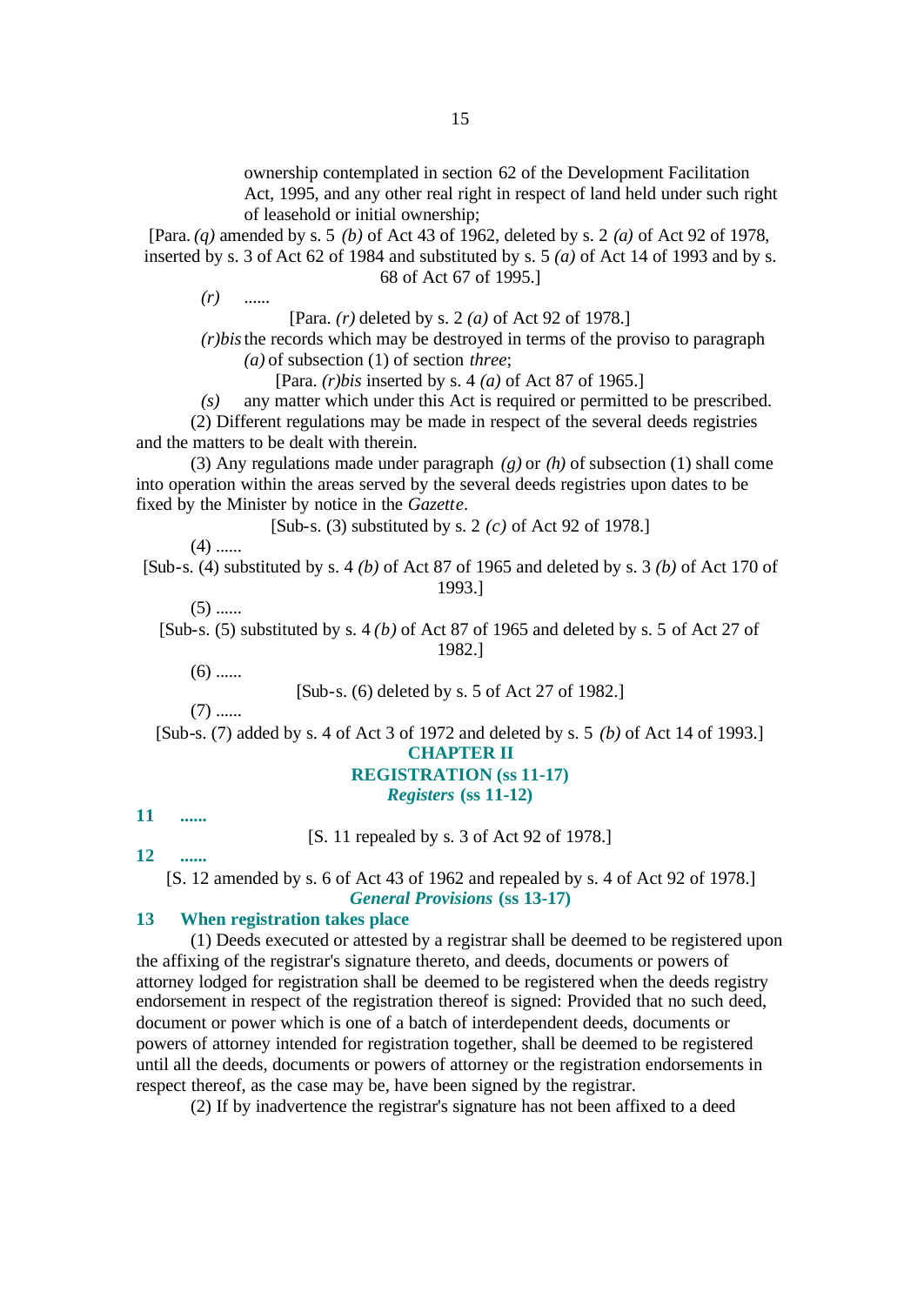ownership contemplated in section 62 of the Development Facilitation Act, 1995, and any other real right in respect of land held under such right of leasehold or initial ownership;

[Para. *(q)* amended by s. 5 *(b)* of Act 43 of 1962, deleted by s. 2 *(a)* of Act 92 of 1978, inserted by s. 3 of Act 62 of 1984 and substituted by s. 5 *(a)* of Act 14 of 1993 and by s. 68 of Act 67 of 1995.]

*(r)* ......

[Para. *(r)* deleted by s. 2 *(a)* of Act 92 of 1978.]

*(r)bis* the records which may be destroyed in terms of the proviso to paragraph *(a)* of subsection (1) of section *three*;

[Para. *(r)bis* inserted by s. 4 *(a)* of Act 87 of 1965.]

*(s)* any matter which under this Act is required or permitted to be prescribed.

(2) Different regulations may be made in respect of the several deeds registries and the matters to be dealt with therein.

(3) Any regulations made under paragraph *(g)* or *(h)* of subsection (1) shall come into operation within the areas served by the several deeds registries upon dates to be fixed by the Minister by notice in the *Gazette*.

[Sub-s. (3) substituted by s. 2 *(c)* of Act 92 of 1978.]

(4) ......

[Sub-s. (4) substituted by s. 4 *(b)* of Act 87 of 1965 and deleted by s. 3 *(b)* of Act 170 of 1993.]

(5) ......

[Sub-s. (5) substituted by s. 4 *(b)* of Act 87 of 1965 and deleted by s. 5 of Act 27 of 1982.]

(6) ......

[Sub-s. (6) deleted by s. 5 of Act 27 of 1982.]

(7) ......

[Sub-s. (7) added by s. 4 of Act 3 of 1972 and deleted by s. 5 *(b)* of Act 14 of 1993.]

## CHAPTER II

## REGISTRATION (ss 11-17)

### *Registers* (ss 11-12)

**11 ......**

[S. 11 repealed by s. 3 of Act 92 of 1978.]

**12 ......**

[S. 12 amended by s. 6 of Act 43 of 1962 and repealed by s. 4 of Act 92 of 1978.]

### *General Provisions* (ss 13-17)

**13 When registration takes place**

(1) Deeds executed or attested by a registrar shall be deemed to be registered upon the affixing of the registrar's signature thereto, and deeds, documents or powers of attorney lodged for registration shall be deemed to be registered when the deeds registry endorsement in respect of the registration thereof is signed: Provided that no such deed, document or power which is one of a batch of interdependent deeds, documents or powers of attorney intended for registration together, shall be deemed to be registered until all the deeds, documents or powers of attorney or the registration endorsements in respect thereof, as the case may be, have been signed by the registrar.

(2) If by inadvertence the registrar's signature has not been affixed to a deed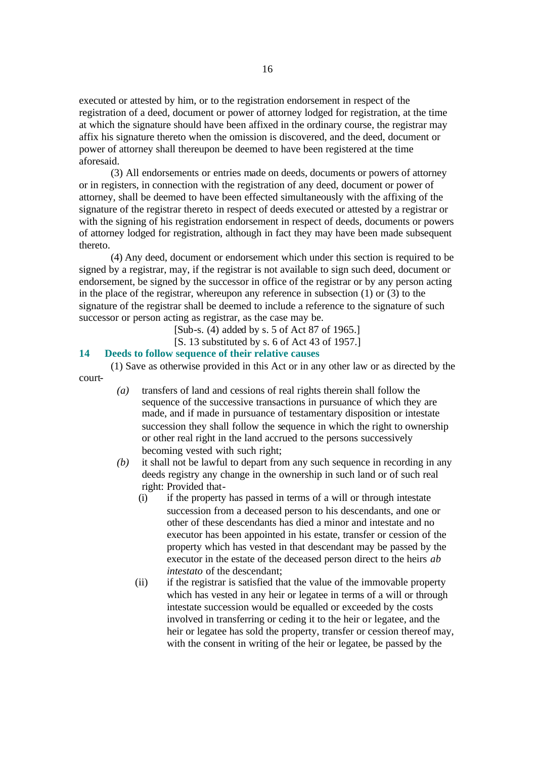executed or attested by him, or to the registration endorsement in respect of the registration of a deed, document or power of attorney lodged for registration, at the time at which the signature should have been affixed in the ordinary course, the registrar may affix his signature thereto when the omission is discovered, and the deed, document or power of attorney shall thereupon be deemed to have been registered at the time aforesaid.

(3) All endorsements or entries made on deeds, documents or powers of attorney or in registers, in connection with the registration of any deed, document or power of attorney, shall be deemed to have been effected simultaneously with the affixing of the signature of the registrar thereto in respect of deeds executed or attested by a registrar or with the signing of his registration endorsement in respect of deeds, documents or powers of attorney lodged for registration, although in fact they may have been made subsequent thereto.

(4) Any deed, document or endorsement which under this section is required to be signed by a registrar, may, if the registrar is not available to sign such deed, document or endorsement, be signed by the successor in office of the registrar or by any person acting in the place of the registrar, whereupon any reference in subsection (1) or (3) to the signature of the registrar shall be deemed to include a reference to the signature of such successor or person acting as registrar, as the case may be.

[Sub-s. (4) added by s. 5 of Act 87 of 1965.]

[S. 13 substituted by s. 6 of Act 43 of 1957.]

### 14 Deeds to follow sequence of their relative causes

(1) Save as otherwise provided in this Act or in any other law or as directed by the court-

*(a)* transfers of land and cessions of real rights therein shall follow the sequence of the successive transactions in pursuance of which they are made, and if made in pursuance of testamentary disposition or intestate succession they shall follow the sequence in which the right to ownership or other real right in the land accrued to the persons successively becoming vested with such right;

*(b)* it shall not be lawful to depart from any such sequence in recording in any deeds registry any change in the ownership in such land or of such real right: Provided that-

(i) if the property has passed in terms of a will or through intestate succession from a deceased person to his descendants, and one or other of these descendants has died a minor and intestate and no executor has been appointed in his estate, transfer or cession of the property which has vested in that descendant may be passed by the executor in the estate of the deceased person direct to the heirs *ab intestato* of the descendant;

(ii) if the registrar is satisfied that the value of the immovable property which has vested in any heir or legatee in terms of a will or through intestate succession would be equalled or exceeded by the costs involved in transferring or ceding it to the heir or legatee, and the heir or legatee has sold the property, transfer or cession thereof may, with the consent in writing of the heir or legatee, be passed by the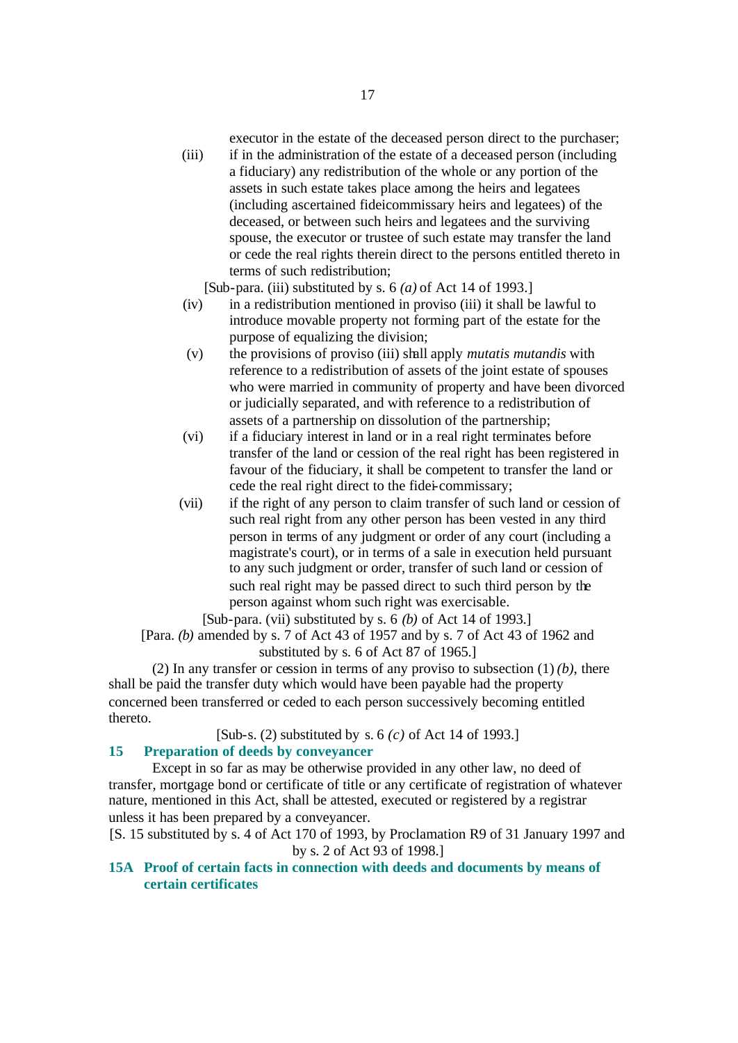executor in the estate of the deceased person direct to the purchaser;

(iii) if in the administration of the estate of a deceased person (including a fiduciary) any redistribution of the whole or any portion of the assets in such estate takes place among the heirs and legatees (including ascertained fideicommissary heirs and legatees) of the deceased, or between such heirs and legatees and the surviving spouse, the executor or trustee of such estate may transfer the land or cede the real rights therein direct to the persons entitled thereto in terms of such redistribution;

[Sub-para. (iii) substituted by s. 6 *(a)* of Act 14 of 1993.]

(iv) in a redistribution mentioned in proviso (iii) it shall be lawful to introduce movable property not forming part of the estate for the purpose of equalizing the division;

(v) the provisions of proviso (iii) shall apply *mutatis mutandis* with reference to a redistribution of assets of the joint estate of spouses who were married in community of property and have been divorced or judicially separated, and with reference to a redistribution of assets of a partnership on dissolution of the partnership;

(vi) if a fiduciary interest in land or in a real right terminates before transfer of the land or cession of the real right has been registered in favour of the fiduciary, it shall be competent to transfer the land or cede the real right direct to the fidei-commissary;

(vii) if the right of any person to claim transfer of such land or cession of such real right from any other person has been vested in any third person in terms of any judgment or order of any court (including a magistrate's court), or in terms of a sale in execution held pursuant to any such judgment or order, transfer of such land or cession of such real right may be passed direct to such third person by the person against whom such right was exercisable.

[Sub-para. (vii) substituted by s. 6 *(b)* of Act 14 of 1993.]

[Para. *(b)* amended by s. 7 of Act 43 of 1957 and by s. 7 of Act 43 of 1962 and substituted by s. 6 of Act 87 of 1965.]

(2) In any transfer or cession in terms of any proviso to subsection (1) *(b)*, there shall be paid the transfer duty which would have been payable had the property concerned been transferred or ceded to each person successively becoming entitled thereto.

[Sub-s. (2) substituted by s. 6 *(c)* of Act 14 of 1993.]

**15 Preparation of deeds by conveyancer**

Except in so far as may be otherwise provided in any other law, no deed of transfer, mortgage bond or certificate of title or any certificate of registration of whatever nature, mentioned in this Act, shall be attested, executed or registered by a registrar unless it has been prepared by a conveyancer.

[S. 15 substituted by s. 4 of Act 170 of 1993, by Proclamation R9 of 31 January 1997 and by s. 2 of Act 93 of 1998.]

**15A Proof of certain facts in connection with deeds and documents by means of certain certificates**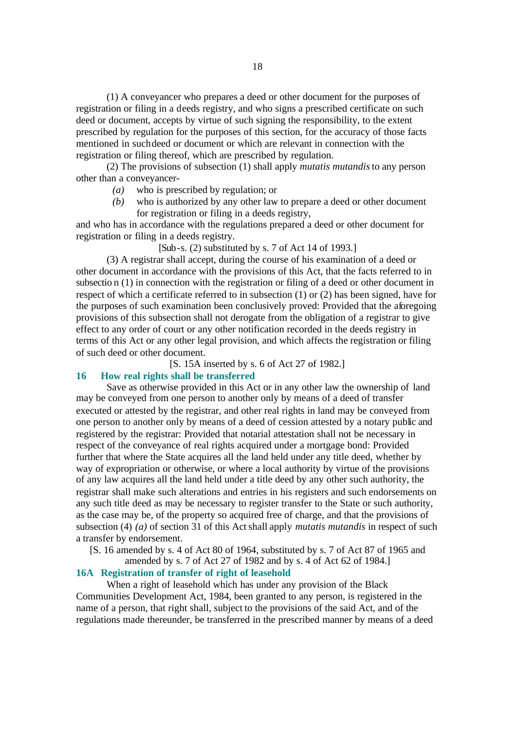(1) A conveyancer who prepares a deed or other document for the purposes of registration or filing in a deeds registry, and who signs a prescribed certificate on such deed or document, accepts by virtue of such signing the responsibility, to the extent prescribed by regulation for the purposes of this section, for the accuracy of those facts mentioned in such deed or document or which are relevant in connection with the registration or filing thereof, which are prescribed by regulation.

(2) The provisions of subsection (1) shall apply *mutatis mutandis* to any person other than a conveyancer-

*(a)* who is prescribed by regulation; or

*(b)* who is authorized by any other law to prepare a deed or other document for registration or filing in a deeds registry,

and who has in accordance with the regulations prepared a deed or other document for registration or filing in a deeds registry.

[Sub-s. (2) substituted by s. 7 of Act 14 of 1993.]

(3) A registrar shall accept, during the course of his examination of a deed or other document in accordance with the provisions of this Act, that the facts referred to in subsection (1) in connection with the registration or filing of a deed or other document in respect of which a certificate referred to in subsection (1) or (2) has been signed, have for the purposes of such examination been conclusively proved: Provided that the aforegoing provisions of this subsection shall not derogate from the obligation of a registrar to give effect to any order of court or any other notification recorded in the deeds registry in terms of this Act or any other legal provision, and which affects the registration or filing of such deed or other document.

[S. 15A inserted by s. 6 of Act 27 of 1982.]

### 16 How real rights shall be transferred

Save as otherwise provided in this Act or in any other law the ownership of land may be conveyed from one person to another only by means of a deed of transfer executed or attested by the registrar, and other real rights in land may be conveyed from one person to another only by means of a deed of cession attested by a notary public and registered by the registrar: Provided that notarial attestation shall not be necessary in respect of the conveyance of real rights acquired under a mortgage bond: Provided further that where the State acquires all the land held under any title deed, whether by way of expropriation or otherwise, or where a local authority by virtue of the provisions of any law acquires all the land held under a title deed by any other such authority, the registrar shall make such alterations and entries in his registers and such endorsements on any such title deed as may be necessary to register transfer to the State or such authority, as the case may be, of the property so acquired free of charge, and that the provisions of subsection (4) *(a)* of section 31 of this Act shall apply *mutatis mutandis* in respect of such a transfer by endorsement.

[S. 16 amended by s. 4 of Act 80 of 1964, substituted by s. 7 of Act 87 of 1965 and amended by s. 7 of Act 27 of 1982 and by s. 4 of Act 62 of 1984.]

### 16A Registration of transfer of right of leasehold

When a right of leasehold which has under any provision of the Black Communities Development Act, 1984, been granted to any person, is registered in the name of a person, that right shall, subject to the provisions of the said Act, and of the regulations made thereunder, be transferred in the prescribed manner by means of a deed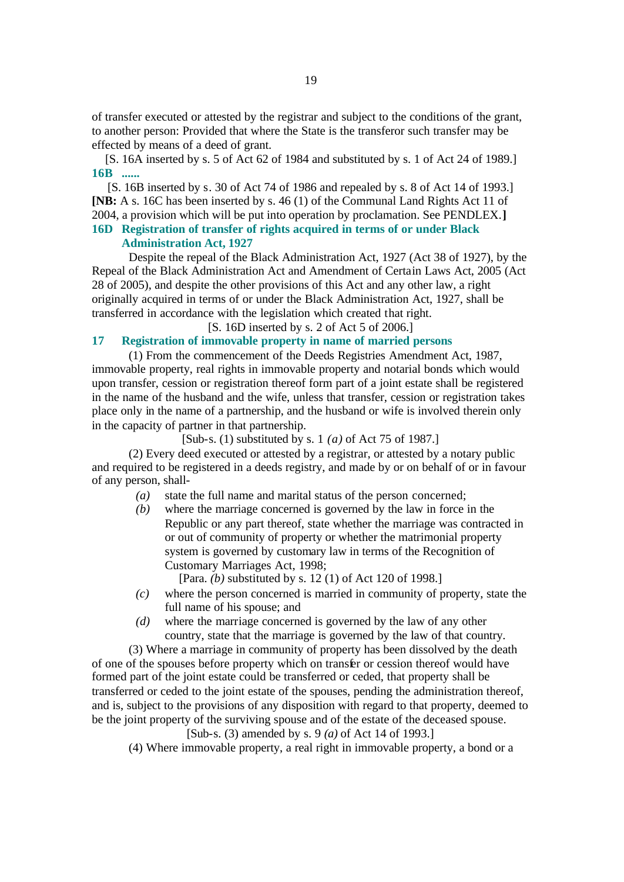of transfer executed or attested by the registrar and subject to the conditions of the grant, to another person: Provided that where the State is the transferor such transfer may be effected by means of a deed of grant.

[S. 16A inserted by s. 5 of Act 62 of 1984 and substituted by s. 1 of Act 24 of 1989.]

**16B ......**

[S. 16B inserted by s. 30 of Act 74 of 1986 and repealed by s. 8 of Act 14 of 1993.]

**[NB:** A s. 16C has been inserted by s. 46 (1) of the Communal Land Rights Act 11 of 2004, a provision which will be put into operation by proclamation. See PENDLEX.**]**

**16D Registration of transfer of rights acquired in terms of or under Black Administration Act, 1927**

Despite the repeal of the Black Administration Act, 1927 (Act 38 of 1927), by the Repeal of the Black Administration Act and Amendment of Certain Laws Act, 2005 (Act 28 of 2005), and despite the other provisions of this Act and any other law, a right originally acquired in terms of or under the Black Administration Act, 1927, shall be transferred in accordance with the legislation which created that right.

[S. 16D inserted by s. 2 of Act 5 of 2006.]

**17 Registration of immovable property in name of married persons**

(1) From the commencement of the Deeds Registries Amendment Act, 1987, immovable property, real rights in immovable property and notarial bonds which would upon transfer, cession or registration thereof form part of a joint estate shall be registered in the name of the husband and the wife, unless that transfer, cession or registration takes place only in the name of a partnership, and the husband or wife is involved therein only in the capacity of partner in that partnership.

[Sub-s. (1) substituted by s. 1 *(a)* of Act 75 of 1987.]

(2) Every deed executed or attested by a registrar, or attested by a notary public and required to be registered in a deeds registry, and made by or on behalf of or in favour of any person, shall-

*(a)* state the full name and marital status of the person concerned;

*(b)* where the marriage concerned is governed by the law in force in the Republic or any part thereof, state whether the marriage was contracted in or out of community of property or whether the matrimonial property system is governed by customary law in terms of the Recognition of Customary Marriages Act, 1998;

[Para. *(b)* substituted by s. 12 (1) of Act 120 of 1998.]

*(c)* where the person concerned is married in community of property, state the full name of his spouse; and

*(d)* where the marriage concerned is governed by the law of any other country, state that the marriage is governed by the law of that country.

(3) Where a marriage in community of property has been dissolved by the death of one of the spouses before property which on transfer or cession thereof would have formed part of the joint estate could be transferred or ceded, that property shall be transferred or ceded to the joint estate of the spouses, pending the administration thereof, and is, subject to the provisions of any disposition with regard to that property, deemed to be the joint property of the surviving spouse and of the estate of the deceased spouse.

[Sub-s. (3) amended by s. 9 *(a)* of Act 14 of 1993.]

(4) Where immovable property, a real right in immovable property, a bond or a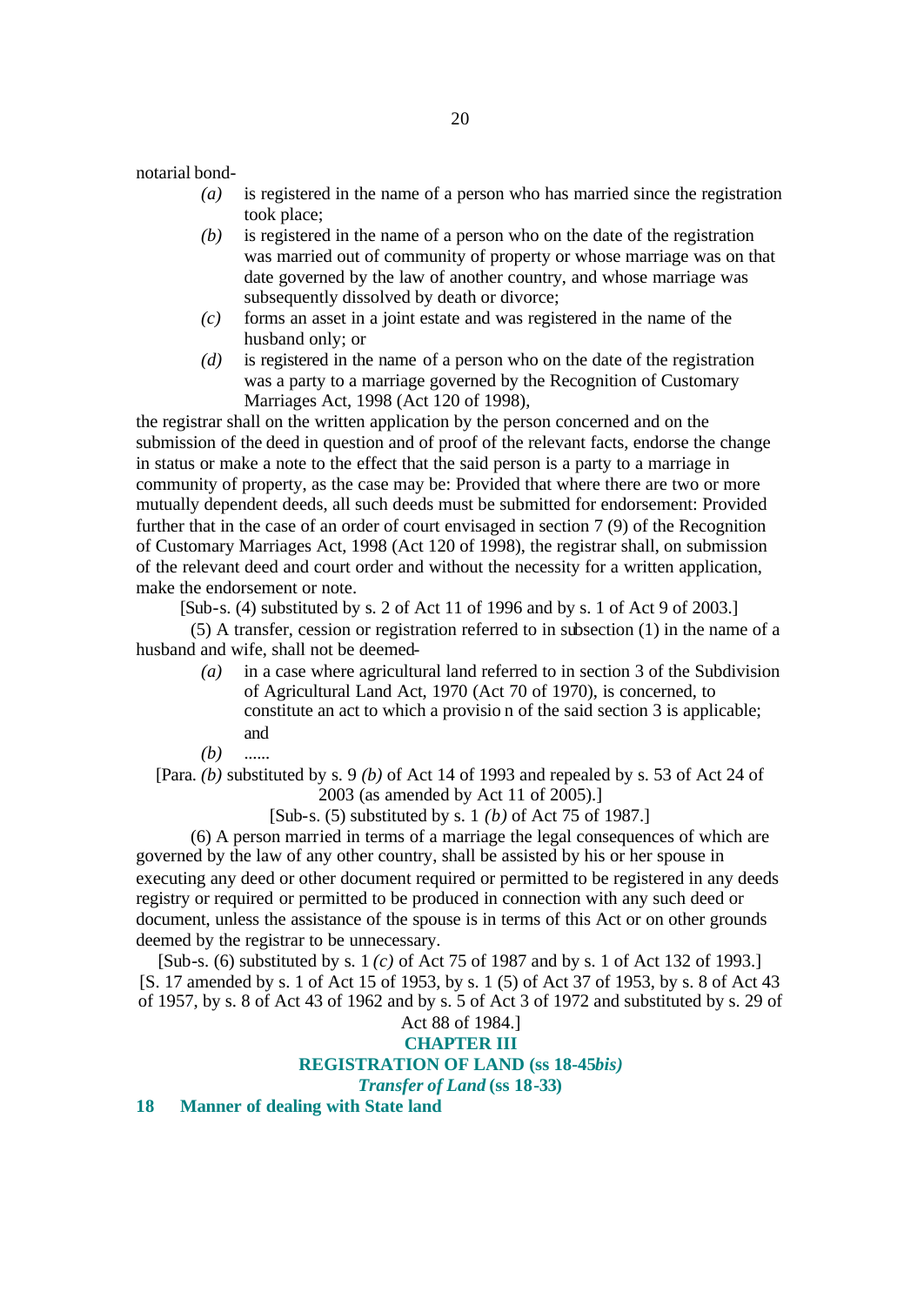notarial bond-

*(a)* is registered in the name of a person who has married since the registration took place;

*(b)* is registered in the name of a person who on the date of the registration was married out of community of property or whose marriage was on that date governed by the law of another country, and whose marriage was subsequently dissolved by death or divorce;

*(c)* forms an asset in a joint estate and was registered in the name of the husband only; or

*(d)* is registered in the name of a person who on the date of the registration was a party to a marriage governed by the Recognition of Customary Marriages Act, 1998 (Act 120 of 1998),

the registrar shall on the written application by the person concerned and on the submission of the deed in question and of proof of the relevant facts, endorse the change in status or make a note to the effect that the said person is a party to a marriage in community of property, as the case may be: Provided that where there are two or more mutually dependent deeds, all such deeds must be submitted for endorsement: Provided further that in the case of an order of court envisaged in section 7 (9) of the Recognition of Customary Marriages Act, 1998 (Act 120 of 1998), the registrar shall, on submission of the relevant deed and court order and without the necessity for a written application, make the endorsement or note.

[Sub-s. (4) substituted by s. 2 of Act 11 of 1996 and by s. 1 of Act 9 of 2003.]

(5) A transfer, cession or registration referred to in subsection (1) in the name of a husband and wife, shall not be deemed-

*(a)* in a case where agricultural land referred to in section 3 of the Subdivision of Agricultural Land Act, 1970 (Act 70 of 1970), is concerned, to constitute an act to which a provision of the said section 3 is applicable; and

*(b)* ......

[Para. *(b)* substituted by s. 9 *(b)* of Act 14 of 1993 and repealed by s. 53 of Act 24 of 2003 (as amended by Act 11 of 2005).]

[Sub-s. (5) substituted by s. 1 *(b)* of Act 75 of 1987.]

(6) A person married in terms of a marriage the legal consequences of which are governed by the law of any other country, shall be assisted by his or her spouse in executing any deed or other document required or permitted to be registered in any deeds registry or required or permitted to be produced in connection with any such deed or document, unless the assistance of the spouse is in terms of this Act or on other grounds deemed by the registrar to be unnecessary.

[Sub-s. (6) substituted by s. 1 *(c)* of Act 75 of 1987 and by s. 1 of Act 132 of 1993.]

[S. 17 amended by s. 1 of Act 15 of 1953, by s. 1 (5) of Act 37 of 1953, by s. 8 of Act 43 of 1957, by s. 8 of Act 43 of 1962 and by s. 5 of Act 3 of 1972 and substituted by s. 29 of Act 88 of 1984.]

## CHAPTER III

## REGISTRATION OF LAND (ss 18-45*bis)*

### *Transfer of Land* (ss 18-33)

### 18 Manner of dealing with State land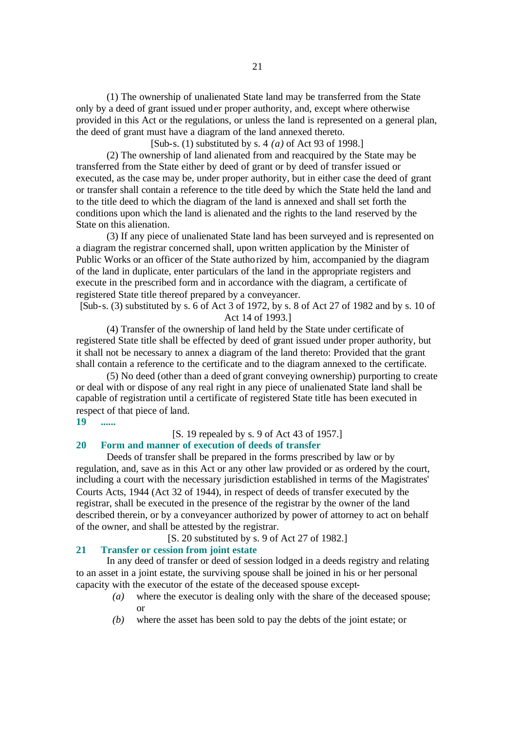(1) The ownership of unalienated State land may be transferred from the State only by a deed of grant issued under proper authority, and, except where otherwise provided in this Act or the regulations, or unless the land is represented on a general plan, the deed of grant must have a diagram of the land annexed thereto.

[Sub-s. (1) substituted by s. 4 *(a)* of Act 93 of 1998.]

(2) The ownership of land alienated from and reacquired by the State may be transferred from the State either by deed of grant or by deed of transfer issued or executed, as the case may be, under proper authority, but in either case the deed of grant or transfer shall contain a reference to the title deed by which the State held the land and to the title deed to which the diagram of the land is annexed and shall set forth the conditions upon which the land is alienated and the rights to the land reserved by the State on this alienation.

(3) If any piece of unalienated State land has been surveyed and is represented on a diagram the registrar concerned shall, upon written application by the Minister of Public Works or an officer of the State authorized by him, accompanied by the diagram of the land in duplicate, enter particulars of the land in the appropriate registers and execute in the prescribed form and in accordance with the diagram, a certificate of registered State title thereof prepared by a conveyancer.

[Sub-s. (3) substituted by s. 6 of Act 3 of 1972, by s. 8 of Act 27 of 1982 and by s. 10 of Act 14 of 1993.]

(4) Transfer of the ownership of land held by the State under certificate of registered State title shall be effected by deed of grant issued under proper authority, but it shall not be necessary to annex a diagram of the land thereto: Provided that the grant shall contain a reference to the certificate and to the diagram annexed to the certificate.

(5) No deed (other than a deed of grant conveying ownership) purporting to create or deal with or dispose of any real right in any piece of unalienated State land shall be capable of registration until a certificate of registered State title has been executed in respect of that piece of land.

**19 ......**

[S. 19 repealed by s. 9 of Act 43 of 1957.]

**20 Form and manner of execution of deeds of transfer**

Deeds of transfer shall be prepared in the forms prescribed by law or by regulation, and, save as in this Act or any other law provided or as ordered by the court, including a court with the necessary jurisdiction established in terms of the Magistrates' Courts Acts, 1944 (Act 32 of 1944), in respect of deeds of transfer executed by the registrar, shall be executed in the presence of the registrar by the owner of the land described therein, or by a conveyancer authorized by power of attorney to act on behalf of the owner, and shall be attested by the registrar.

[S. 20 substituted by s. 9 of Act 27 of 1982.]

**21 Transfer or cession from joint estate**

In any deed of transfer or deed of session lodged in a deeds registry and relating to an asset in a joint estate, the surviving spouse shall be joined in his or her personal capacity with the executor of the estate of the deceased spouse except-

*(a)* where the executor is dealing only with the share of the deceased spouse; or

*(b)* where the asset has been sold to pay the debts of the joint estate; or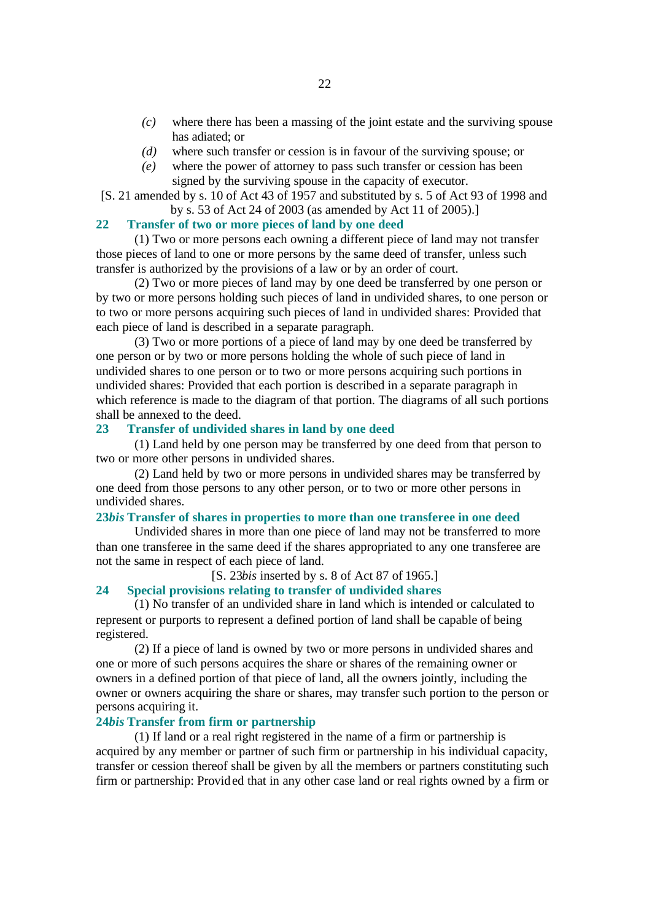*(c)* where there has been a massing of the joint estate and the surviving spouse has adiated; or

*(d)* where such transfer or cession is in favour of the surviving spouse; or

*(e)* where the power of attorney to pass such transfer or cession has been signed by the surviving spouse in the capacity of executor.

[S. 21 amended by s. 10 of Act 43 of 1957 and substituted by s. 5 of Act 93 of 1998 and by s. 53 of Act 24 of 2003 (as amended by Act 11 of 2005).]

### 22 Transfer of two or more pieces of land by one deed

(1) Two or more persons each owning a different piece of land may not transfer those pieces of land to one or more persons by the same deed of transfer, unless such transfer is authorized by the provisions of a law or by an order of court.

(2) Two or more pieces of land may by one deed be transferred by one person or by two or more persons holding such pieces of land in undivided shares, to one person or to two or more persons acquiring such pieces of land in undivided shares: Provided that each piece of land is described in a separate paragraph.

(3) Two or more portions of a piece of land may by one deed be transferred by one person or by two or more persons holding the whole of such piece of land in undivided shares to one person or to two or more persons acquiring such portions in undivided shares: Provided that each portion is described in a separate paragraph in which reference is made to the diagram of that portion. The diagrams of all such portions shall be annexed to the deed.

### 23 Transfer of undivided shares in land by one deed

(1) Land held by one person may be transferred by one deed from that person to two or more other persons in undivided shares.

(2) Land held by two or more persons in undivided shares may be transferred by one deed from those persons to any other person, or to two or more other persons in undivided shares.

### 23*bis* Transfer of shares in properties to more than one transferee in one deed

Undivided shares in more than one piece of land may not be transferred to more than one transferee in the same deed if the shares appropriated to any one transferee are not the same in respect of each piece of land.

[S. 23*bis* inserted by s. 8 of Act 87 of 1965.]

### 24 Special provisions relating to transfer of undivided shares

(1) No transfer of an undivided share in land which is intended or calculated to represent or purports to represent a defined portion of land shall be capable of being registered.

(2) If a piece of land is owned by two or more persons in undivided shares and one or more of such persons acquires the share or shares of the remaining owner or owners in a defined portion of that piece of land, all the owners jointly, including the owner or owners acquiring the share or shares, may transfer such portion to the person or persons acquiring it.

### 24*bis* Transfer from firm or partnership

(1) If land or a real right registered in the name of a firm or partnership is acquired by any member or partner of such firm or partnership in his individual capacity, transfer or cession thereof shall be given by all the members or partners constituting such firm or partnership: Provided that in any other case land or real rights owned by a firm or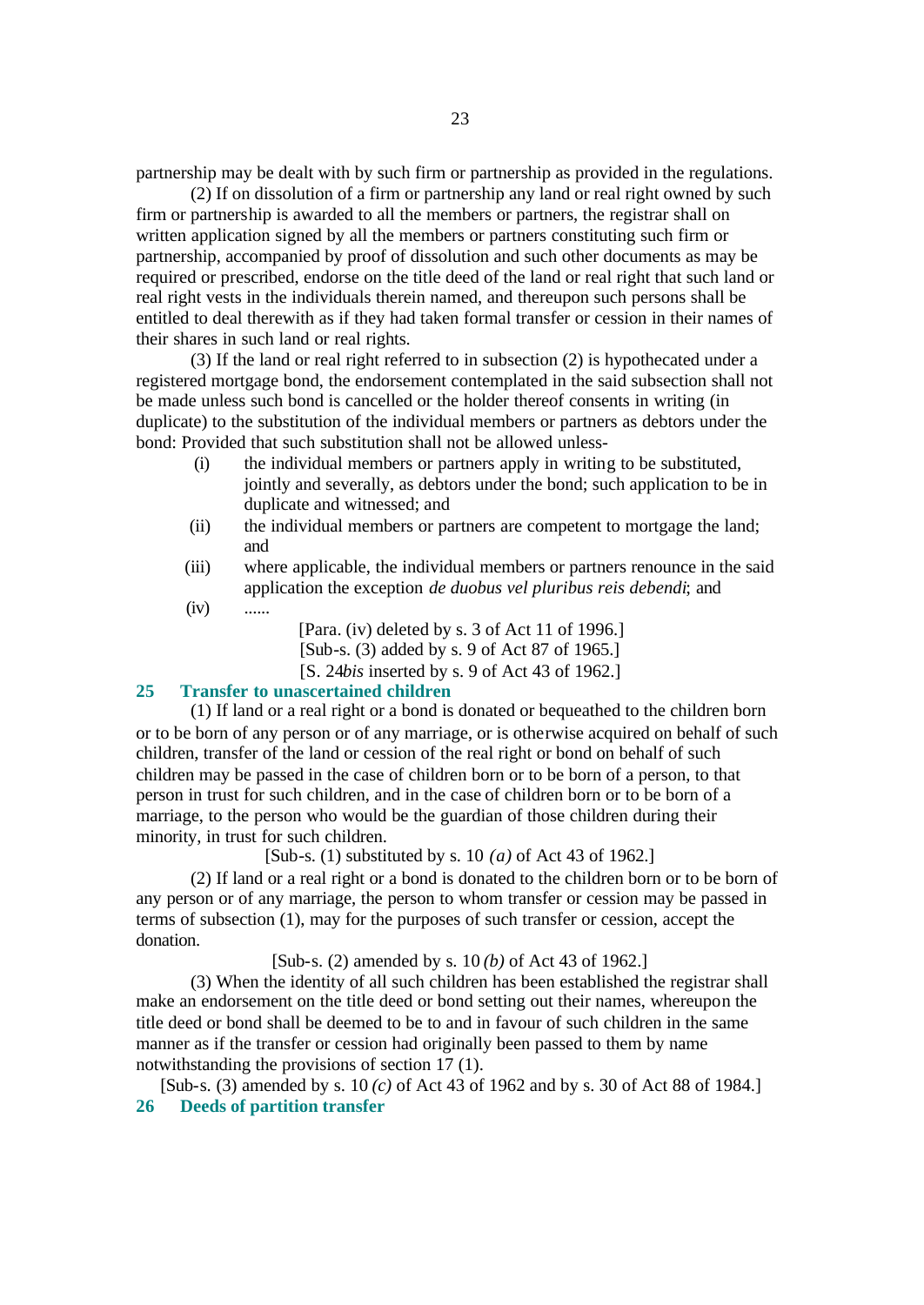partnership may be dealt with by such firm or partnership as provided in the regulations.

(2) If on dissolution of a firm or partnership any land or real right owned by such firm or partnership is awarded to all the members or partners, the registrar shall on written application signed by all the members or partners constituting such firm or partnership, accompanied by proof of dissolution and such other documents as may be required or prescribed, endorse on the title deed of the land or real right that such land or real right vests in the individuals therein named, and thereupon such persons shall be entitled to deal therewith as if they had taken formal transfer or cession in their names of their shares in such land or real rights.

(3) If the land or real right referred to in subsection (2) is hypothecated under a registered mortgage bond, the endorsement contemplated in the said subsection shall not be made unless such bond is cancelled or the holder thereof consents in writing (in duplicate) to the substitution of the individual members or partners as debtors under the bond: Provided that such substitution shall not be allowed unless-

(i) the individual members or partners apply in writing to be substituted, jointly and severally, as debtors under the bond; such application to be in duplicate and witnessed; and

(ii) the individual members or partners are competent to mortgage the land; and

(iii) where applicable, the individual members or partners renounce in the said application the exception *de duobus vel pluribus reis debendi*; and

(iv) ......

[Para. (iv) deleted by s. 3 of Act 11 of 1996.]

[Sub-s. (3) added by s. 9 of Act 87 of 1965.]

[S. 24*bis* inserted by s. 9 of Act 43 of 1962.]

## 25 Transfer to unascertained children

(1) If land or a real right or a bond is donated or bequeathed to the children born or to be born of any person or of any marriage, or is otherwise acquired on behalf of such children, transfer of the land or cession of the real right or bond on behalf of such children may be passed in the case of children born or to be born of a person, to that person in trust for such children, and in the case of children born or to be born of a marriage, to the person who would be the guardian of those children during their minority, in trust for such children.

[Sub-s. (1) substituted by s. 10 *(a)* of Act 43 of 1962.]

(2) If land or a real right or a bond is donated to the children born or to be born of any person or of any marriage, the person to whom transfer or cession may be passed in terms of subsection (1), may for the purposes of such transfer or cession, accept the donation.

[Sub-s. (2) amended by s. 10 *(b)* of Act 43 of 1962.]

(3) When the identity of all such children has been established the registrar shall make an endorsement on the title deed or bond setting out their names, whereupon the title deed or bond shall be deemed to be to and in favour of such children in the same manner as if the transfer or cession had originally been passed to them by name notwithstanding the provisions of section 17 (1).

[Sub-s. (3) amended by s. 10 *(c)* of Act 43 of 1962 and by s. 30 of Act 88 of 1984.]

## 26 Deeds of partition transfer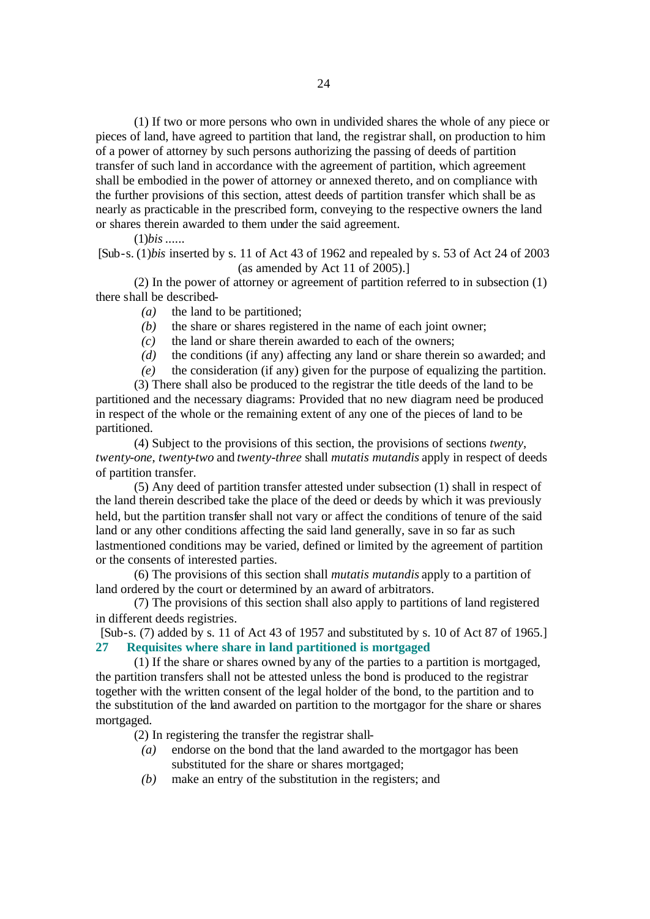(1) If two or more persons who own in undivided shares the whole of any piece or pieces of land, have agreed to partition that land, the registrar shall, on production to him of a power of attorney by such persons authorizing the passing of deeds of partition transfer of such land in accordance with the agreement of partition, which agreement shall be embodied in the power of attorney or annexed thereto, and on compliance with the further provisions of this section, attest deeds of partition transfer which shall be as nearly as practicable in the prescribed form, conveying to the respective owners the land or shares therein awarded to them under the said agreement.

(1)*bis* ......

[Sub-s. (1)*bis* inserted by s. 11 of Act 43 of 1962 and repealed by s. 53 of Act 24 of 2003 (as amended by Act 11 of 2005).]

(2) In the power of attorney or agreement of partition referred to in subsection (1) there shall be described-

*(a)* the land to be partitioned;

*(b)* the share or shares registered in the name of each joint owner;

*(c)* the land or share therein awarded to each of the owners;

*(d)* the conditions (if any) affecting any land or share therein so awarded; and

*(e)* the consideration (if any) given for the purpose of equalizing the partition.

(3) There shall also be produced to the registrar the title deeds of the land to be partitioned and the necessary diagrams: Provided that no new diagram need be produced in respect of the whole or the remaining extent of any one of the pieces of land to be partitioned.

(4) Subject to the provisions of this section, the provisions of sections *twenty*, *twenty-one*, *twenty-two* and *twenty-three* shall *mutatis mutandis* apply in respect of deeds of partition transfer.

(5) Any deed of partition transfer attested under subsection (1) shall in respect of the land therein described take the place of the deed or deeds by which it was previously held, but the partition transfer shall not vary or affect the conditions of tenure of the said land or any other conditions affecting the said land generally, save in so far as such lastmentioned conditions may be varied, defined or limited by the agreement of partition or the consents of interested parties.

(6) The provisions of this section shall *mutatis mutandis* apply to a partition of land ordered by the court or determined by an award of arbitrators.

(7) The provisions of this section shall also apply to partitions of land registered in different deeds registries.

[Sub-s. (7) added by s. 11 of Act 43 of 1957 and substituted by s. 10 of Act 87 of 1965.]

### 27 Requisites where share in land partitioned is mortgaged

(1) If the share or shares owned by any of the parties to a partition is mortgaged, the partition transfers shall not be attested unless the bond is produced to the registrar together with the written consent of the legal holder of the bond, to the partition and to the substitution of the land awarded on partition to the mortgagor for the share or shares mortgaged.

(2) In registering the transfer the registrar shall-

*(a)* endorse on the bond that the land awarded to the mortgagor has been substituted for the share or shares mortgaged;

*(b)* make an entry of the substitution in the registers; and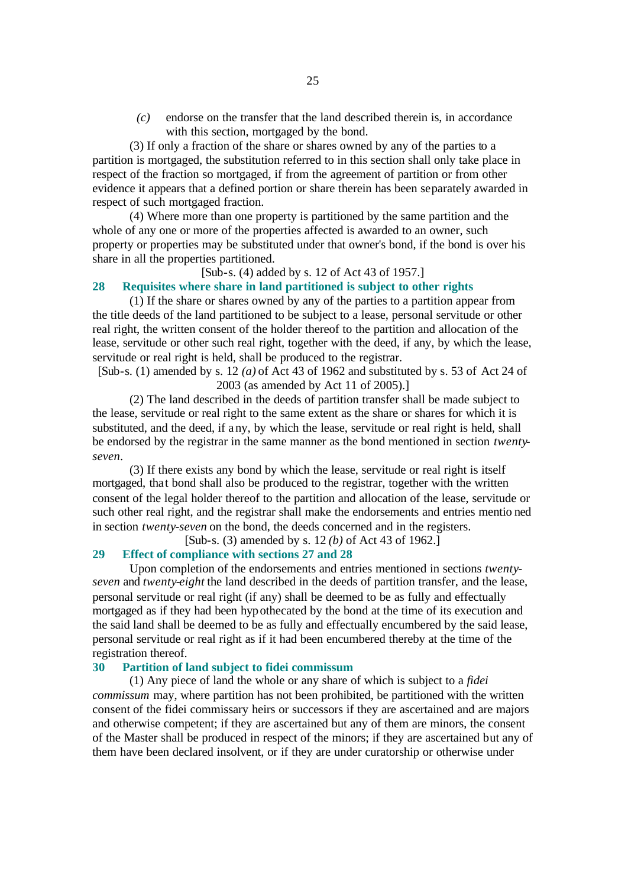*(c)* endorse on the transfer that the land described therein is, in accordance with this section, mortgaged by the bond.

(3) If only a fraction of the share or shares owned by any of the parties to a partition is mortgaged, the substitution referred to in this section shall only take place in respect of the fraction so mortgaged, if from the agreement of partition or from other evidence it appears that a defined portion or share therein has been separately awarded in respect of such mortgaged fraction.

(4) Where more than one property is partitioned by the same partition and the whole of any one or more of the properties affected is awarded to an owner, such property or properties may be substituted under that owner's bond, if the bond is over his share in all the properties partitioned.

[Sub-s. (4) added by s. 12 of Act 43 of 1957.]

## 28 Requisites where share in land partitioned is subject to other rights

(1) If the share or shares owned by any of the parties to a partition appear from the title deeds of the land partitioned to be subject to a lease, personal servitude or other real right, the written consent of the holder thereof to the partition and allocation of the lease, servitude or other such real right, together with the deed, if any, by which the lease, servitude or real right is held, shall be produced to the registrar.

[Sub-s. (1) amended by s. 12 *(a)* of Act 43 of 1962 and substituted by s. 53 of Act 24 of 2003 (as amended by Act 11 of 2005).]

(2) The land described in the deeds of partition transfer shall be made subject to the lease, servitude or real right to the same extent as the share or shares for which it is substituted, and the deed, if any, by which the lease, servitude or real right is held, shall be endorsed by the registrar in the same manner as the bond mentioned in section *twenty-seven*.

(3) If there exists any bond by which the lease, servitude or real right is itself mortgaged, that bond shall also be produced to the registrar, together with the written consent of the legal holder thereof to the partition and allocation of the lease, servitude or such other real right, and the registrar shall make the endorsements and entries mentioned in section *twenty-seven* on the bond, the deeds concerned and in the registers.

[Sub-s. (3) amended by s. 12 *(b)* of Act 43 of 1962.]

## 29 Effect of compliance with sections 27 and 28

Upon completion of the endorsements and entries mentioned in sections *twenty-seven* and *twenty-eight* the land described in the deeds of partition transfer, and the lease, personal servitude or real right (if any) shall be deemed to be as fully and effectually mortgaged as if they had been hypothecated by the bond at the time of its execution and the said land shall be deemed to be as fully and effectually encumbered by the said lease, personal servitude or real right as if it had been encumbered thereby at the time of the registration thereof.

## 30 Partition of land subject to fidei commissum

(1) Any piece of land the whole or any share of which is subject to a *fidei commissum* may, where partition has not been prohibited, be partitioned with the written consent of the fidei commissary heirs or successors if they are ascertained and are majors and otherwise competent; if they are ascertained but any of them are minors, the consent of the Master shall be produced in respect of the minors; if they are ascertained but any of them have been declared insolvent, or if they are under curatorship or otherwise under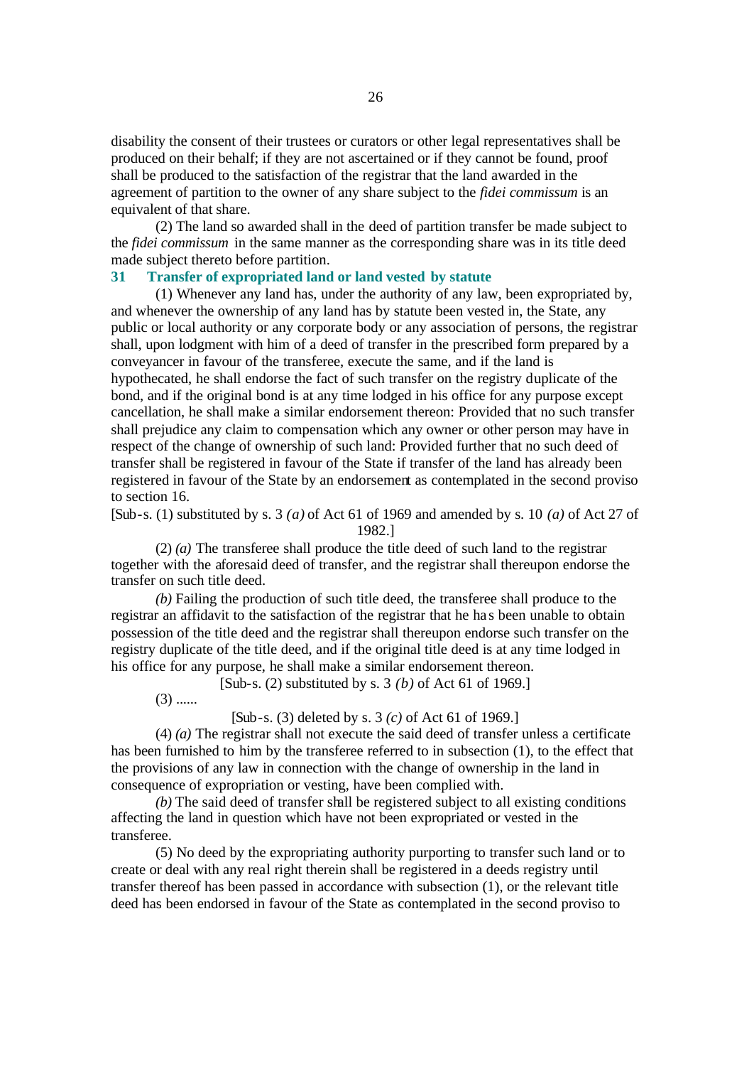disability the consent of their trustees or curators or other legal representatives shall be produced on their behalf; if they are not ascertained or if they cannot be found, proof shall be produced to the satisfaction of the registrar that the land awarded in the agreement of partition to the owner of any share subject to the *fidei commissum* is an equivalent of that share.

(2) The land so awarded shall in the deed of partition transfer be made subject to the *fidei commissum* in the same manner as the corresponding share was in its title deed made subject thereto before partition.

### 31 Transfer of expropriated land or land vested by statute

(1) Whenever any land has, under the authority of any law, been expropriated by, and whenever the ownership of any land has by statute been vested in, the State, any public or local authority or any corporate body or any association of persons, the registrar shall, upon lodgment with him of a deed of transfer in the prescribed form prepared by a conveyancer in favour of the transferee, execute the same, and if the land is hypothecated, he shall endorse the fact of such transfer on the registry duplicate of the bond, and if the original bond is at any time lodged in his office for any purpose except cancellation, he shall make a similar endorsement thereon: Provided that no such transfer shall prejudice any claim to compensation which any owner or other person may have in respect of the change of ownership of such land: Provided further that no such deed of transfer shall be registered in favour of the State if transfer of the land has already been registered in favour of the State by an endorsement as contemplated in the second proviso to section 16.

[Sub-s. (1) substituted by s. 3 *(a)* of Act 61 of 1969 and amended by s. 10 *(a)* of Act 27 of 1982.]

(2) *(a)* The transferee shall produce the title deed of such land to the registrar together with the aforesaid deed of transfer, and the registrar shall thereupon endorse the transfer on such title deed.

*(b)* Failing the production of such title deed, the transferee shall produce to the registrar an affidavit to the satisfaction of the registrar that he has been unable to obtain possession of the title deed and the registrar shall thereupon endorse such transfer on the registry duplicate of the title deed, and if the original title deed is at any time lodged in his office for any purpose, he shall make a similar endorsement thereon.

[Sub-s. (2) substituted by s. 3 *(b)* of Act 61 of 1969.]

(3) ......

[Sub-s. (3) deleted by s. 3 *(c)* of Act 61 of 1969.]

(4) *(a)* The registrar shall not execute the said deed of transfer unless a certificate has been furnished to him by the transferee referred to in subsection (1), to the effect that the provisions of any law in connection with the change of ownership in the land in consequence of expropriation or vesting, have been complied with.

*(b)* The said deed of transfer shall be registered subject to all existing conditions affecting the land in question which have not been expropriated or vested in the transferee.

(5) No deed by the expropriating authority purporting to transfer such land or to create or deal with any real right therein shall be registered in a deeds registry until transfer thereof has been passed in accordance with subsection (1), or the relevant title deed has been endorsed in favour of the State as contemplated in the second proviso to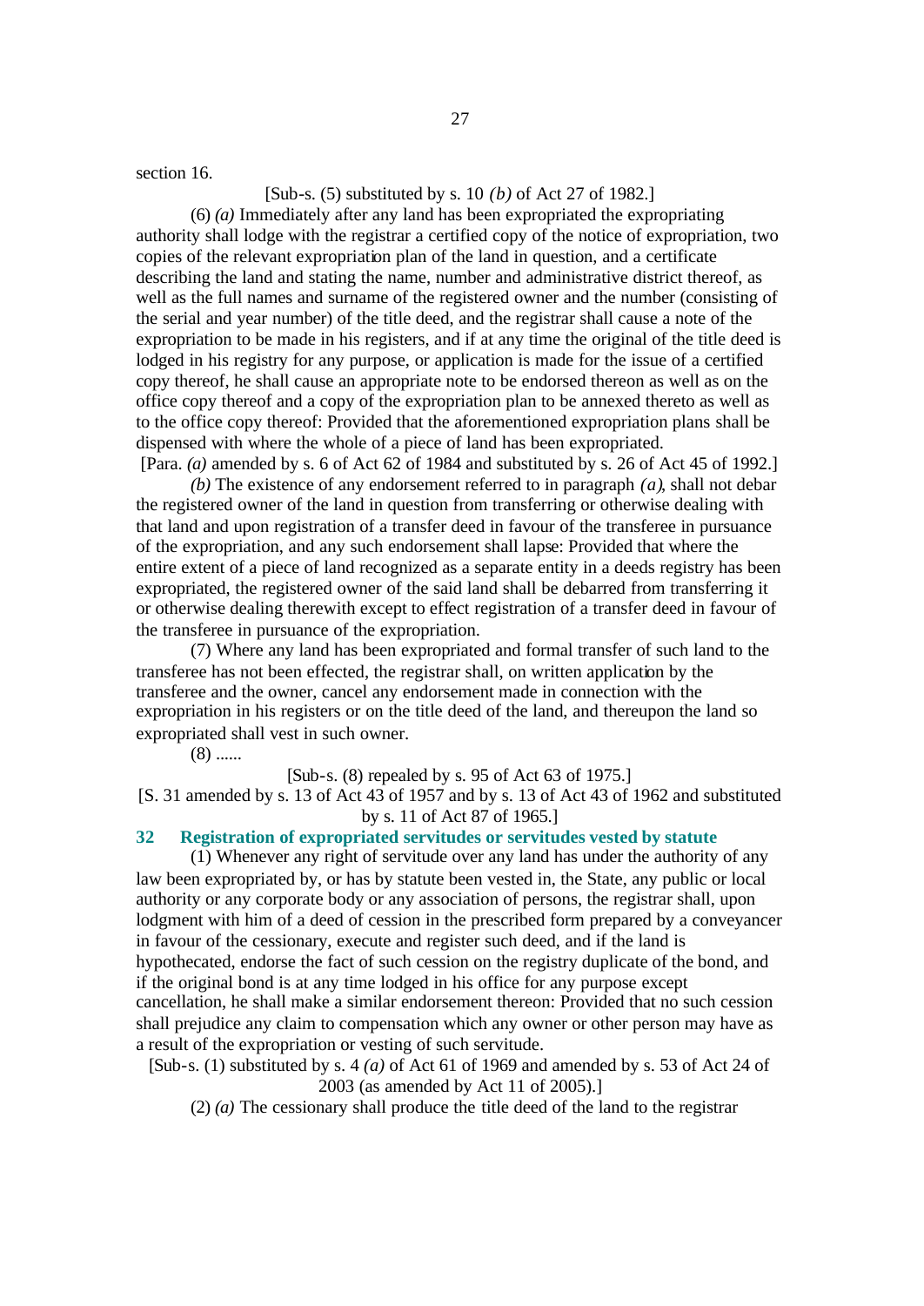section 16.

[Sub-s. (5) substituted by s. 10 *(b)* of Act 27 of 1982.]

(6) *(a)* Immediately after any land has been expropriated the expropriating authority shall lodge with the registrar a certified copy of the notice of expropriation, two copies of the relevant expropriation plan of the land in question, and a certificate describing the land and stating the name, number and administrative district thereof, as well as the full names and surname of the registered owner and the number (consisting of the serial and year number) of the title deed, and the registrar shall cause a note of the expropriation to be made in his registers, and if at any time the original of the title deed is lodged in his registry for any purpose, or application is made for the issue of a certified copy thereof, he shall cause an appropriate note to be endorsed thereon as well as on the office copy thereof and a copy of the expropriation plan to be annexed thereto as well as to the office copy thereof: Provided that the aforementioned expropriation plans shall be dispensed with where the whole of a piece of land has been expropriated.

[Para. *(a)* amended by s. 6 of Act 62 of 1984 and substituted by s. 26 of Act 45 of 1992.]

*(b)* The existence of any endorsement referred to in paragraph *(a)*, shall not debar the registered owner of the land in question from transferring or otherwise dealing with that land and upon registration of a transfer deed in favour of the transferee in pursuance of the expropriation, and any such endorsement shall lapse: Provided that where the entire extent of a piece of land recognized as a separate entity in a deeds registry has been expropriated, the registered owner of the said land shall be debarred from transferring it or otherwise dealing therewith except to effect registration of a transfer deed in favour of the transferee in pursuance of the expropriation.

(7) Where any land has been expropriated and formal transfer of such land to the transferee has not been effected, the registrar shall, on written application by the transferee and the owner, cancel any endorsement made in connection with the expropriation in his registers or on the title deed of the land, and thereupon the land so expropriated shall vest in such owner.

(8) ......

[Sub-s. (8) repealed by s. 95 of Act 63 of 1975.]

[S. 31 amended by s. 13 of Act 43 of 1957 and by s. 13 of Act 43 of 1962 and substituted by s. 11 of Act 87 of 1965.]

### 32 Registration of expropriated servitudes or servitudes vested by statute

(1) Whenever any right of servitude over any land has under the authority of any law been expropriated by, or has by statute been vested in, the State, any public or local authority or any corporate body or any association of persons, the registrar shall, upon lodgment with him of a deed of cession in the prescribed form prepared by a conveyancer in favour of the cessionary, execute and register such deed, and if the land is hypothecated, endorse the fact of such cession on the registry duplicate of the bond, and if the original bond is at any time lodged in his office for any purpose except cancellation, he shall make a similar endorsement thereon: Provided that no such cession shall prejudice any claim to compensation which any owner or other person may have as a result of the expropriation or vesting of such servitude.

[Sub-s. (1) substituted by s. 4 *(a)* of Act 61 of 1969 and amended by s. 53 of Act 24 of 2003 (as amended by Act 11 of 2005).]

(2) *(a)* The cessionary shall produce the title deed of the land to the registrar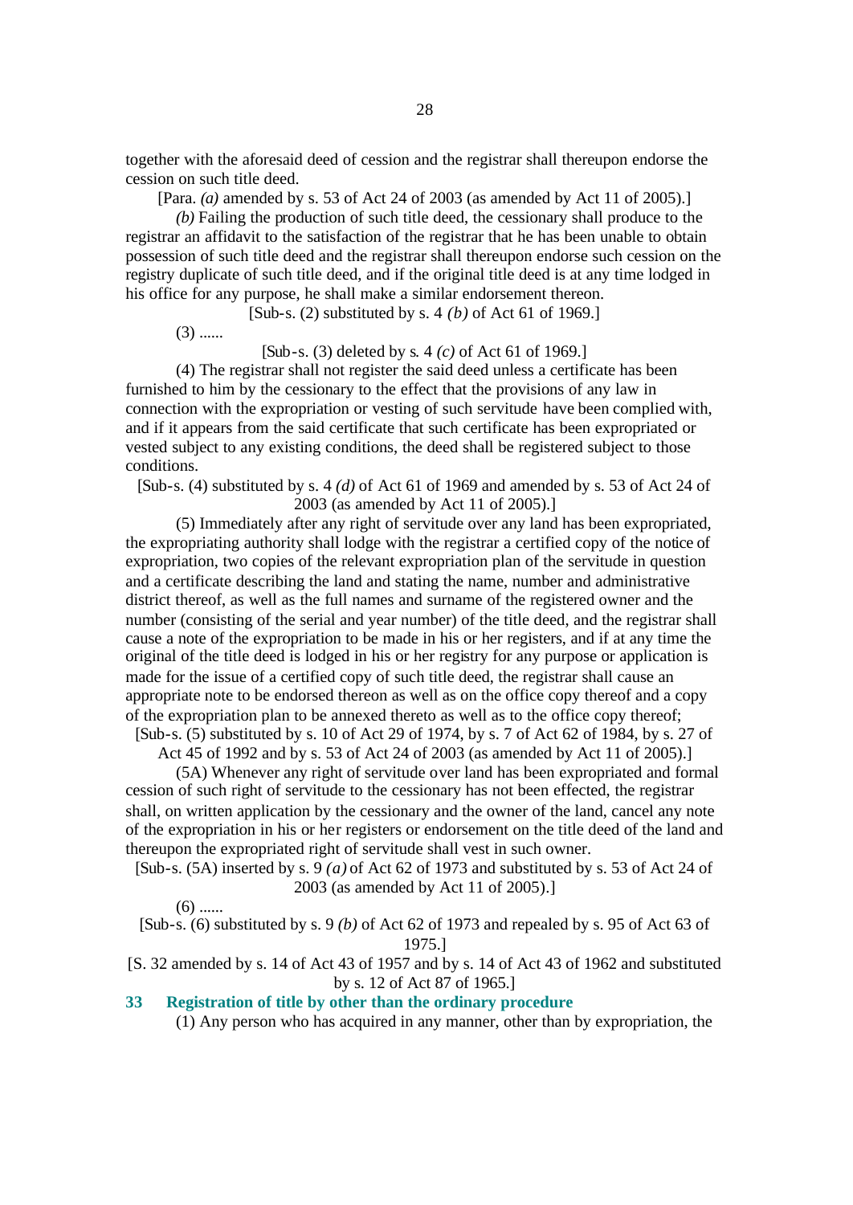together with the aforesaid deed of cession and the registrar shall thereupon endorse the cession on such title deed.

[Para. *(a)* amended by s. 53 of Act 24 of 2003 (as amended by Act 11 of 2005).]

*(b)* Failing the production of such title deed, the cessionary shall produce to the registrar an affidavit to the satisfaction of the registrar that he has been unable to obtain possession of such title deed and the registrar shall thereupon endorse such cession on the registry duplicate of such title deed, and if the original title deed is at any time lodged in his office for any purpose, he shall make a similar endorsement thereon.

[Sub-s. (2) substituted by s. 4 *(b)* of Act 61 of 1969.]

(3) ......

[Sub-s. (3) deleted by s. 4 *(c)* of Act 61 of 1969.]

(4) The registrar shall not register the said deed unless a certificate has been furnished to him by the cessionary to the effect that the provisions of any law in connection with the expropriation or vesting of such servitude have been complied with, and if it appears from the said certificate that such certificate has been expropriated or vested subject to any existing conditions, the deed shall be registered subject to those conditions.

[Sub-s. (4) substituted by s. 4 *(d)* of Act 61 of 1969 and amended by s. 53 of Act 24 of 2003 (as amended by Act 11 of 2005).]

(5) Immediately after any right of servitude over any land has been expropriated, the expropriating authority shall lodge with the registrar a certified copy of the notice of expropriation, two copies of the relevant expropriation plan of the servitude in question and a certificate describing the land and stating the name, number and administrative district thereof, as well as the full names and surname of the registered owner and the number (consisting of the serial and year number) of the title deed, and the registrar shall cause a note of the expropriation to be made in his or her registers, and if at any time the original of the title deed is lodged in his or her registry for any purpose or application is made for the issue of a certified copy of such title deed, the registrar shall cause an appropriate note to be endorsed thereon as well as on the office copy thereof and a copy of the expropriation plan to be annexed thereto as well as to the office copy thereof;

[Sub-s. (5) substituted by s. 10 of Act 29 of 1974, by s. 7 of Act 62 of 1984, by s. 27 of Act 45 of 1992 and by s. 53 of Act 24 of 2003 (as amended by Act 11 of 2005).]

(5A) Whenever any right of servitude over land has been expropriated and formal cession of such right of servitude to the cessionary has not been effected, the registrar shall, on written application by the cessionary and the owner of the land, cancel any note of the expropriation in his or her registers or endorsement on the title deed of the land and thereupon the expropriated right of servitude shall vest in such owner.

[Sub-s. (5A) inserted by s. 9 *(a)* of Act 62 of 1973 and substituted by s. 53 of Act 24 of 2003 (as amended by Act 11 of 2005).]

(6) ......

[Sub-s. (6) substituted by s. 9 *(b)* of Act 62 of 1973 and repealed by s. 95 of Act 63 of 1975.]

[S. 32 amended by s. 14 of Act 43 of 1957 and by s. 14 of Act 43 of 1962 and substituted by s. 12 of Act 87 of 1965.]

### 33 Registration of title by other than the ordinary procedure

(1) Any person who has acquired in any manner, other than by expropriation, the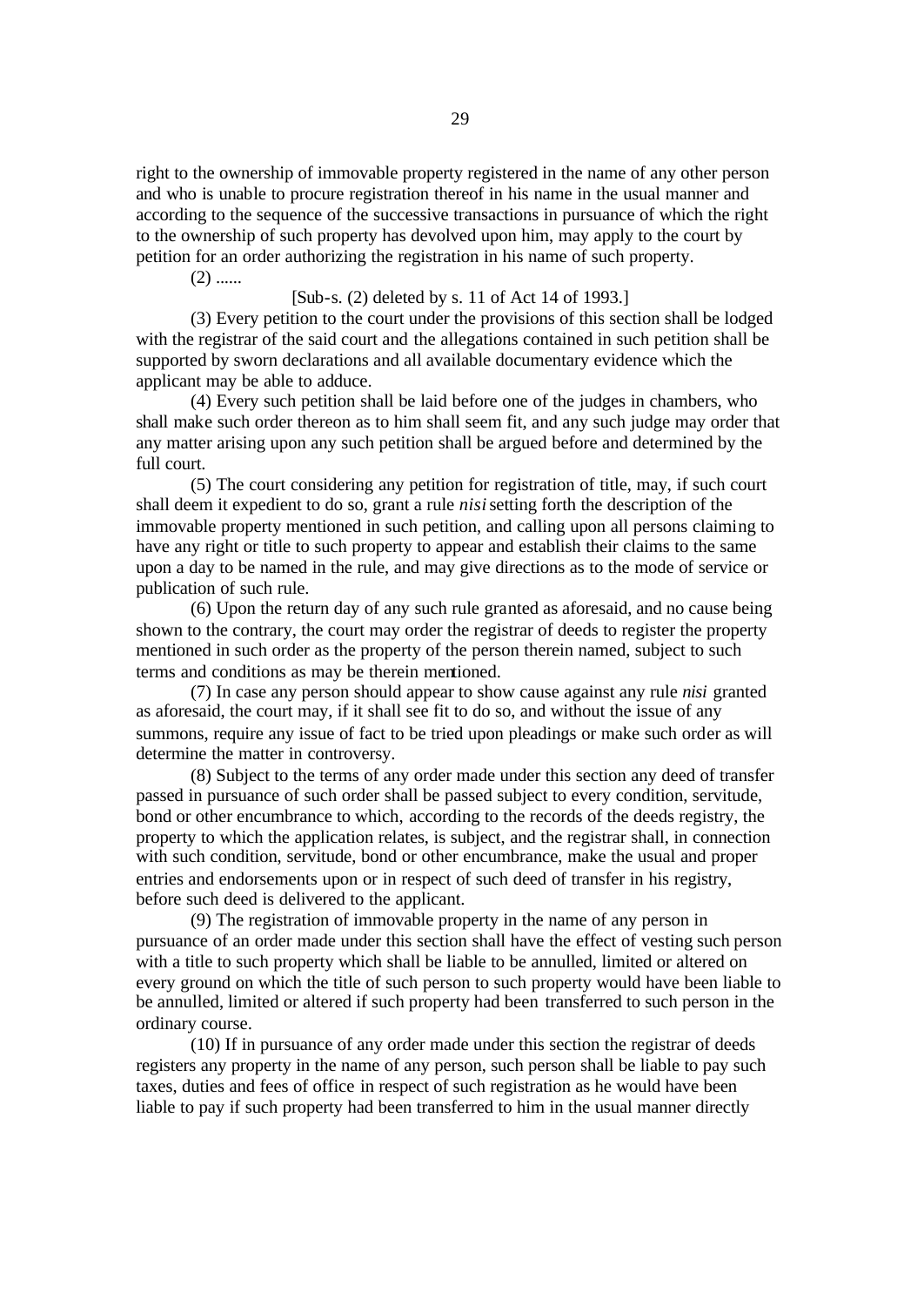right to the ownership of immovable property registered in the name of any other person and who is unable to procure registration thereof in his name in the usual manner and according to the sequence of the successive transactions in pursuance of which the right to the ownership of such property has devolved upon him, may apply to the court by petition for an order authorizing the registration in his name of such property.

(2) ......

[Sub-s. (2) deleted by s. 11 of Act 14 of 1993.]

(3) Every petition to the court under the provisions of this section shall be lodged with the registrar of the said court and the allegations contained in such petition shall be supported by sworn declarations and all available documentary evidence which the applicant may be able to adduce.

(4) Every such petition shall be laid before one of the judges in chambers, who shall make such order thereon as to him shall seem fit, and any such judge may order that any matter arising upon any such petition shall be argued before and determined by the full court.

(5) The court considering any petition for registration of title, may, if such court shall deem it expedient to do so, grant a rule *nisi* setting forth the description of the immovable property mentioned in such petition, and calling upon all persons claiming to have any right or title to such property to appear and establish their claims to the same upon a day to be named in the rule, and may give directions as to the mode of service or publication of such rule.

(6) Upon the return day of any such rule granted as aforesaid, and no cause being shown to the contrary, the court may order the registrar of deeds to register the property mentioned in such order as the property of the person therein named, subject to such terms and conditions as may be therein mentioned.

(7) In case any person should appear to show cause against any rule *nisi* granted as aforesaid, the court may, if it shall see fit to do so, and without the issue of any summons, require any issue of fact to be tried upon pleadings or make such order as will determine the matter in controversy.

(8) Subject to the terms of any order made under this section any deed of transfer passed in pursuance of such order shall be passed subject to every condition, servitude, bond or other encumbrance to which, according to the records of the deeds registry, the property to which the application relates, is subject, and the registrar shall, in connection with such condition, servitude, bond or other encumbrance, make the usual and proper entries and endorsements upon or in respect of such deed of transfer in his registry, before such deed is delivered to the applicant.

(9) The registration of immovable property in the name of any person in pursuance of an order made under this section shall have the effect of vesting such person with a title to such property which shall be liable to be annulled, limited or altered on every ground on which the title of such person to such property would have been liable to be annulled, limited or altered if such property had been transferred to such person in the ordinary course.

(10) If in pursuance of any order made under this section the registrar of deeds registers any property in the name of any person, such person shall be liable to pay such taxes, duties and fees of office in respect of such registration as he would have been liable to pay if such property had been transferred to him in the usual manner directly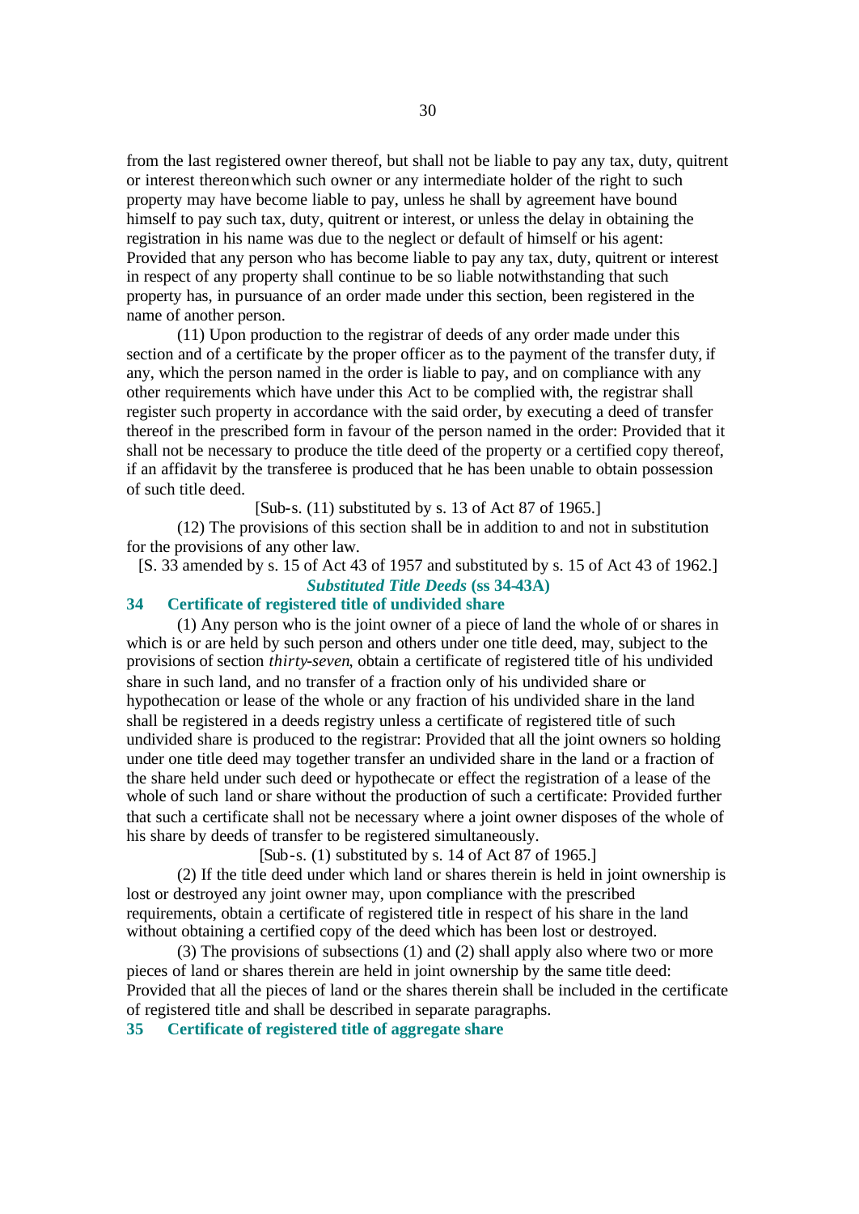from the last registered owner thereof, but shall not be liable to pay any tax, duty, quitrent or interest thereonwhich such owner or any intermediate holder of the right to such property may have become liable to pay, unless he shall by agreement have bound himself to pay such tax, duty, quitrent or interest, or unless the delay in obtaining the registration in his name was due to the neglect or default of himself or his agent: Provided that any person who has become liable to pay any tax, duty, quitrent or interest in respect of any property shall continue to be so liable notwithstanding that such property has, in pursuance of an order made under this section, been registered in the name of another person.

(11) Upon production to the registrar of deeds of any order made under this section and of a certificate by the proper officer as to the payment of the transfer duty, if any, which the person named in the order is liable to pay, and on compliance with any other requirements which have under this Act to be complied with, the registrar shall register such property in accordance with the said order, by executing a deed of transfer thereof in the prescribed form in favour of the person named in the order: Provided that it shall not be necessary to produce the title deed of the property or a certified copy thereof, if an affidavit by the transferee is produced that he has been unable to obtain possession of such title deed.

[Sub-s. (11) substituted by s. 13 of Act 87 of 1965.]

(12) The provisions of this section shall be in addition to and not in substitution for the provisions of any other law.

[S. 33 amended by s. 15 of Act 43 of 1957 and substituted by s. 15 of Act 43 of 1962.]

***Substituted Title Deeds* (ss 34-43A)**

### 34 Certificate of registered title of undivided share

(1) Any person who is the joint owner of a piece of land the whole of or shares in which is or are held by such person and others under one title deed, may, subject to the provisions of section *thirty-seven*, obtain a certificate of registered title of his undivided share in such land, and no transfer of a fraction only of his undivided share or hypothecation or lease of the whole or any fraction of his undivided share in the land shall be registered in a deeds registry unless a certificate of registered title of such undivided share is produced to the registrar: Provided that all the joint owners so holding under one title deed may together transfer an undivided share in the land or a fraction of the share held under such deed or hypothecate or effect the registration of a lease of the whole of such land or share without the production of such a certificate: Provided further that such a certificate shall not be necessary where a joint owner disposes of the whole of his share by deeds of transfer to be registered simultaneously.

[Sub-s. (1) substituted by s. 14 of Act 87 of 1965.]

(2) If the title deed under which land or shares therein is held in joint ownership is lost or destroyed any joint owner may, upon compliance with the prescribed requirements, obtain a certificate of registered title in respect of his share in the land without obtaining a certified copy of the deed which has been lost or destroyed.

(3) The provisions of subsections (1) and (2) shall apply also where two or more pieces of land or shares therein are held in joint ownership by the same title deed: Provided that all the pieces of land or the shares therein shall be included in the certificate of registered title and shall be described in separate paragraphs.

### 35 Certificate of registered title of aggregate share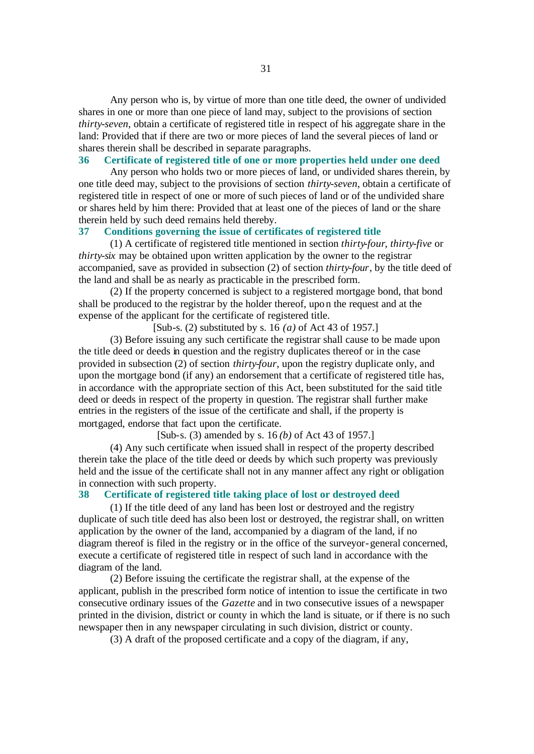Any person who is, by virtue of more than one title deed, the owner of undivided shares in one or more than one piece of land may, subject to the provisions of section *thirty-seven*, obtain a certificate of registered title in respect of his aggregate share in the land: Provided that if there are two or more pieces of land the several pieces of land or shares therein shall be described in separate paragraphs.

### 36 Certificate of registered title of one or more properties held under one deed

Any person who holds two or more pieces of land, or undivided shares therein, by one title deed may, subject to the provisions of section *thirty-seven*, obtain a certificate of registered title in respect of one or more of such pieces of land or of the undivided share or shares held by him there: Provided that at least one of the pieces of land or the share therein held by such deed remains held thereby.

### 37 Conditions governing the issue of certificates of registered title

(1) A certificate of registered title mentioned in section *thirty-four*, *thirty-five* or *thirty-six* may be obtained upon written application by the owner to the registrar accompanied, save as provided in subsection (2) of section *thirty-four*, by the title deed of the land and shall be as nearly as practicable in the prescribed form.

(2) If the property concerned is subject to a registered mortgage bond, that bond shall be produced to the registrar by the holder thereof, upon the request and at the expense of the applicant for the certificate of registered title.

[Sub-s. (2) substituted by s. 16 *(a)* of Act 43 of 1957.]

(3) Before issuing any such certificate the registrar shall cause to be made upon the title deed or deeds in question and the registry duplicates thereof or in the case provided in subsection (2) of section *thirty-four*, upon the registry duplicate only, and upon the mortgage bond (if any) an endorsement that a certificate of registered title has, in accordance with the appropriate section of this Act, been substituted for the said title deed or deeds in respect of the property in question. The registrar shall further make entries in the registers of the issue of the certificate and shall, if the property is mortgaged, endorse that fact upon the certificate.

[Sub-s. (3) amended by s. 16 *(b)* of Act 43 of 1957.]

(4) Any such certificate when issued shall in respect of the property described therein take the place of the title deed or deeds by which such property was previously held and the issue of the certificate shall not in any manner affect any right or obligation in connection with such property.

### 38 Certificate of registered title taking place of lost or destroyed deed

(1) If the title deed of any land has been lost or destroyed and the registry duplicate of such title deed has also been lost or destroyed, the registrar shall, on written application by the owner of the land, accompanied by a diagram of the land, if no diagram thereof is filed in the registry or in the office of the surveyor-general concerned, execute a certificate of registered title in respect of such land in accordance with the diagram of the land.

(2) Before issuing the certificate the registrar shall, at the expense of the applicant, publish in the prescribed form notice of intention to issue the certificate in two consecutive ordinary issues of the *Gazette* and in two consecutive issues of a newspaper printed in the division, district or county in which the land is situate, or if there is no such newspaper then in any newspaper circulating in such division, district or county.

(3) A draft of the proposed certificate and a copy of the diagram, if any,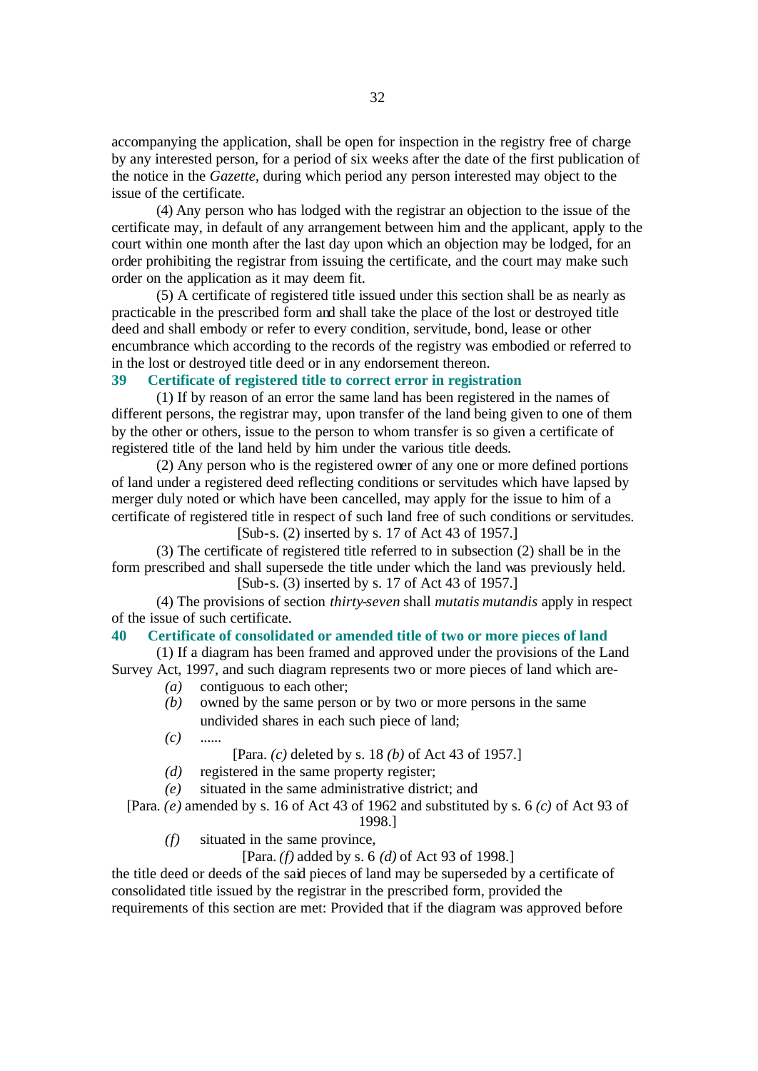accompanying the application, shall be open for inspection in the registry free of charge by any interested person, for a period of six weeks after the date of the first publication of the notice in the *Gazette*, during which period any person interested may object to the issue of the certificate.

(4) Any person who has lodged with the registrar an objection to the issue of the certificate may, in default of any arrangement between him and the applicant, apply to the court within one month after the last day upon which an objection may be lodged, for an order prohibiting the registrar from issuing the certificate, and the court may make such order on the application as it may deem fit.

(5) A certificate of registered title issued under this section shall be as nearly as practicable in the prescribed form and shall take the place of the lost or destroyed title deed and shall embody or refer to every condition, servitude, bond, lease or other encumbrance which according to the records of the registry was embodied or referred to in the lost or destroyed title deed or in any endorsement thereon.

### 39 Certificate of registered title to correct error in registration

(1) If by reason of an error the same land has been registered in the names of different persons, the registrar may, upon transfer of the land being given to one of them by the other or others, issue to the person to whom transfer is so given a certificate of registered title of the land held by him under the various title deeds.

(2) Any person who is the registered owner of any one or more defined portions of land under a registered deed reflecting conditions or servitudes which have lapsed by merger duly noted or which have been cancelled, may apply for the issue to him of a certificate of registered title in respect of such land free of such conditions or servitudes.

[Sub-s. (2) inserted by s. 17 of Act 43 of 1957.]

(3) The certificate of registered title referred to in subsection (2) shall be in the form prescribed and shall supersede the title under which the land was previously held.

[Sub-s. (3) inserted by s. 17 of Act 43 of 1957.]

(4) The provisions of section *thirty-seven* shall *mutatis mutandis* apply in respect of the issue of such certificate.

### 40 Certificate of consolidated or amended title of two or more pieces of land

(1) If a diagram has been framed and approved under the provisions of the Land Survey Act, 1997, and such diagram represents two or more pieces of land which are-

*(a)* contiguous to each other;

*(b)* owned by the same person or by two or more persons in the same undivided shares in each such piece of land;

*(c)* ......

[Para. *(c)* deleted by s. 18 *(b)* of Act 43 of 1957.]

*(d)* registered in the same property register;

*(e)* situated in the same administrative district; and

[Para. *(e)* amended by s. 16 of Act 43 of 1962 and substituted by s. 6 *(c)* of Act 93 of 1998.]

*(f)* situated in the same province,

[Para. *(f)* added by s. 6 *(d)* of Act 93 of 1998.]

the title deed or deeds of the said pieces of land may be superseded by a certificate of consolidated title issued by the registrar in the prescribed form, provided the requirements of this section are met: Provided that if the diagram was approved before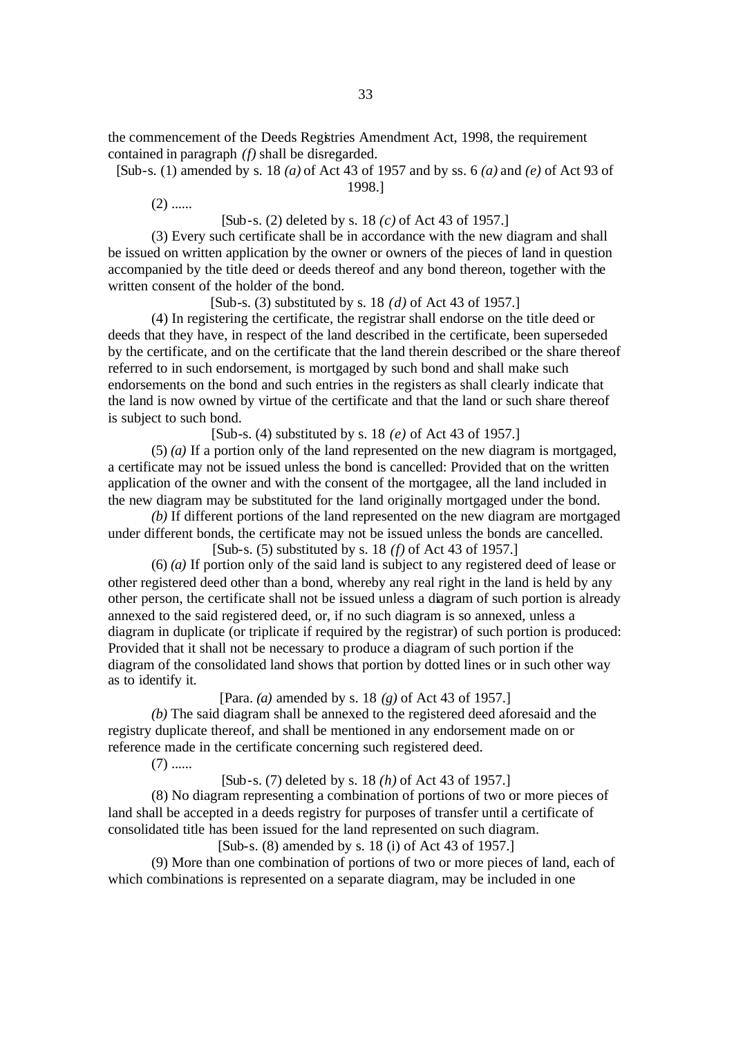the commencement of the Deeds Registries Amendment Act, 1998, the requirement contained in paragraph *(f)* shall be disregarded.

[Sub-s. (1) amended by s. 18 *(a)* of Act 43 of 1957 and by ss. 6 *(a)* and *(e)* of Act 93 of 1998.]

(2) ......

[Sub-s. (2) deleted by s. 18 *(c)* of Act 43 of 1957.]

(3) Every such certificate shall be in accordance with the new diagram and shall be issued on written application by the owner or owners of the pieces of land in question accompanied by the title deed or deeds thereof and any bond thereon, together with the written consent of the holder of the bond.

[Sub-s. (3) substituted by s. 18 *(d)* of Act 43 of 1957.]

(4) In registering the certificate, the registrar shall endorse on the title deed or deeds that they have, in respect of the land described in the certificate, been superseded by the certificate, and on the certificate that the land therein described or the share thereof referred to in such endorsement, is mortgaged by such bond and shall make such endorsements on the bond and such entries in the registers as shall clearly indicate that the land is now owned by virtue of the certificate and that the land or such share thereof is subject to such bond.

[Sub-s. (4) substituted by s. 18 *(e)* of Act 43 of 1957.]

(5) *(a)* If a portion only of the land represented on the new diagram is mortgaged, a certificate may not be issued unless the bond is cancelled: Provided that on the written application of the owner and with the consent of the mortgagee, all the land included in the new diagram may be substituted for the land originally mortgaged under the bond.

*(b)* If different portions of the land represented on the new diagram are mortgaged under different bonds, the certificate may not be issued unless the bonds are cancelled.

[Sub-s. (5) substituted by s. 18 *(f)* of Act 43 of 1957.]

(6) *(a)* If portion only of the said land is subject to any registered deed of lease or other registered deed other than a bond, whereby any real right in the land is held by any other person, the certificate shall not be issued unless a diagram of such portion is already annexed to the said registered deed, or, if no such diagram is so annexed, unless a diagram in duplicate (or triplicate if required by the registrar) of such portion is produced: Provided that it shall not be necessary to produce a diagram of such portion if the diagram of the consolidated land shows that portion by dotted lines or in such other way as to identify it.

[Para. *(a)* amended by s. 18 *(g)* of Act 43 of 1957.]

*(b)* The said diagram shall be annexed to the registered deed aforesaid and the registry duplicate thereof, and shall be mentioned in any endorsement made on or reference made in the certificate concerning such registered deed.

(7) ......

[Sub-s. (7) deleted by s. 18 *(h)* of Act 43 of 1957.]

(8) No diagram representing a combination of portions of two or more pieces of land shall be accepted in a deeds registry for purposes of transfer until a certificate of consolidated title has been issued for the land represented on such diagram.

[Sub-s. (8) amended by s. 18 (i) of Act 43 of 1957.]

(9) More than one combination of portions of two or more pieces of land, each of which combinations is represented on a separate diagram, may be included in one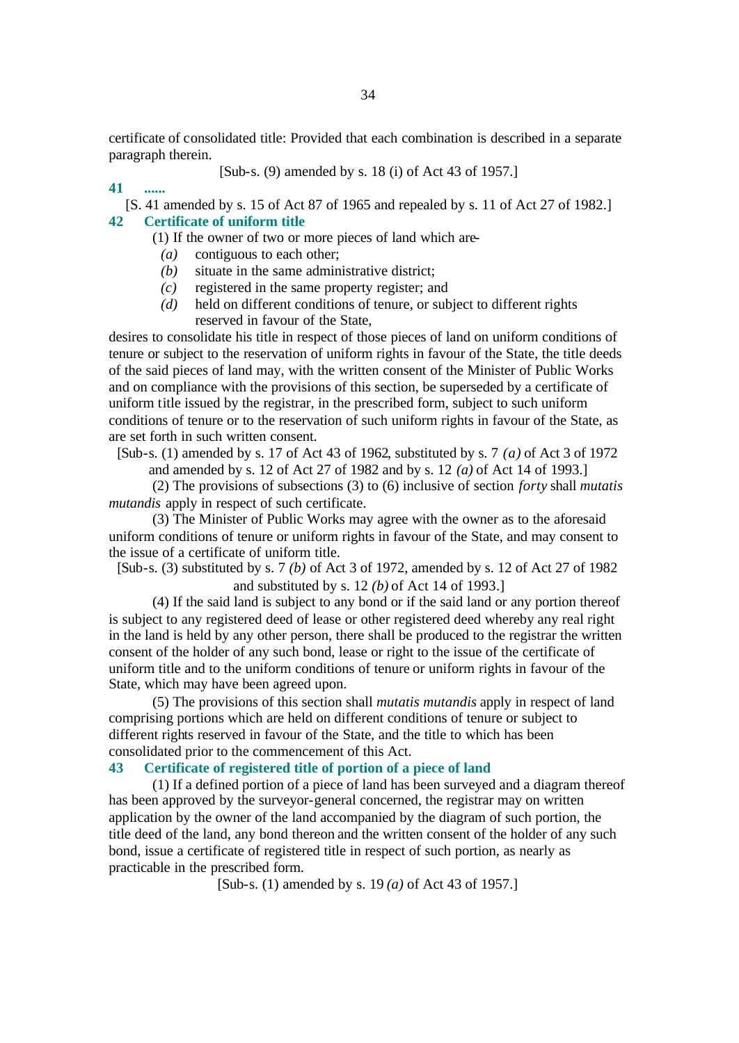certificate of consolidated title: Provided that each combination is described in a separate paragraph therein.

[Sub-s. (9) amended by s. 18 (i) of Act 43 of 1957.]

**41 ......**

[S. 41 amended by s. 15 of Act 87 of 1965 and repealed by s. 11 of Act 27 of 1982.]

**42 Certificate of uniform title**

(1) If the owner of two or more pieces of land which are-

*(a)* contiguous to each other;

*(b)* situate in the same administrative district;

*(c)* registered in the same property register; and

*(d)* held on different conditions of tenure, or subject to different rights reserved in favour of the State,

desires to consolidate his title in respect of those pieces of land on uniform conditions of tenure or subject to the reservation of uniform rights in favour of the State, the title deeds of the said pieces of land may, with the written consent of the Minister of Public Works and on compliance with the provisions of this section, be superseded by a certificate of uniform title issued by the registrar, in the prescribed form, subject to such uniform conditions of tenure or to the reservation of such uniform rights in favour of the State, as are set forth in such written consent.

[Sub-s. (1) amended by s. 17 of Act 43 of 1962, substituted by s. 7 *(a)* of Act 3 of 1972 and amended by s. 12 of Act 27 of 1982 and by s. 12 *(a)* of Act 14 of 1993.]

(2) The provisions of subsections (3) to (6) inclusive of section *forty* shall *mutatis mutandis* apply in respect of such certificate.

(3) The Minister of Public Works may agree with the owner as to the aforesaid uniform conditions of tenure or uniform rights in favour of the State, and may consent to the issue of a certificate of uniform title.

[Sub-s. (3) substituted by s. 7 *(b)* of Act 3 of 1972, amended by s. 12 of Act 27 of 1982 and substituted by s. 12 *(b)* of Act 14 of 1993.]

(4) If the said land is subject to any bond or if the said land or any portion thereof is subject to any registered deed of lease or other registered deed whereby any real right in the land is held by any other person, there shall be produced to the registrar the written consent of the holder of any such bond, lease or right to the issue of the certificate of uniform title and to the uniform conditions of tenure or uniform rights in favour of the State, which may have been agreed upon.

(5) The provisions of this section shall *mutatis mutandis* apply in respect of land comprising portions which are held on different conditions of tenure or subject to different rights reserved in favour of the State, and the title to which has been consolidated prior to the commencement of this Act.

**43 Certificate of registered title of portion of a piece of land**

(1) If a defined portion of a piece of land has been surveyed and a diagram thereof has been approved by the surveyor-general concerned, the registrar may on written application by the owner of the land accompanied by the diagram of such portion, the title deed of the land, any bond thereon and the written consent of the holder of any such bond, issue a certificate of registered title in respect of such portion, as nearly as practicable in the prescribed form.

[Sub-s. (1) amended by s. 19 *(a)* of Act 43 of 1957.]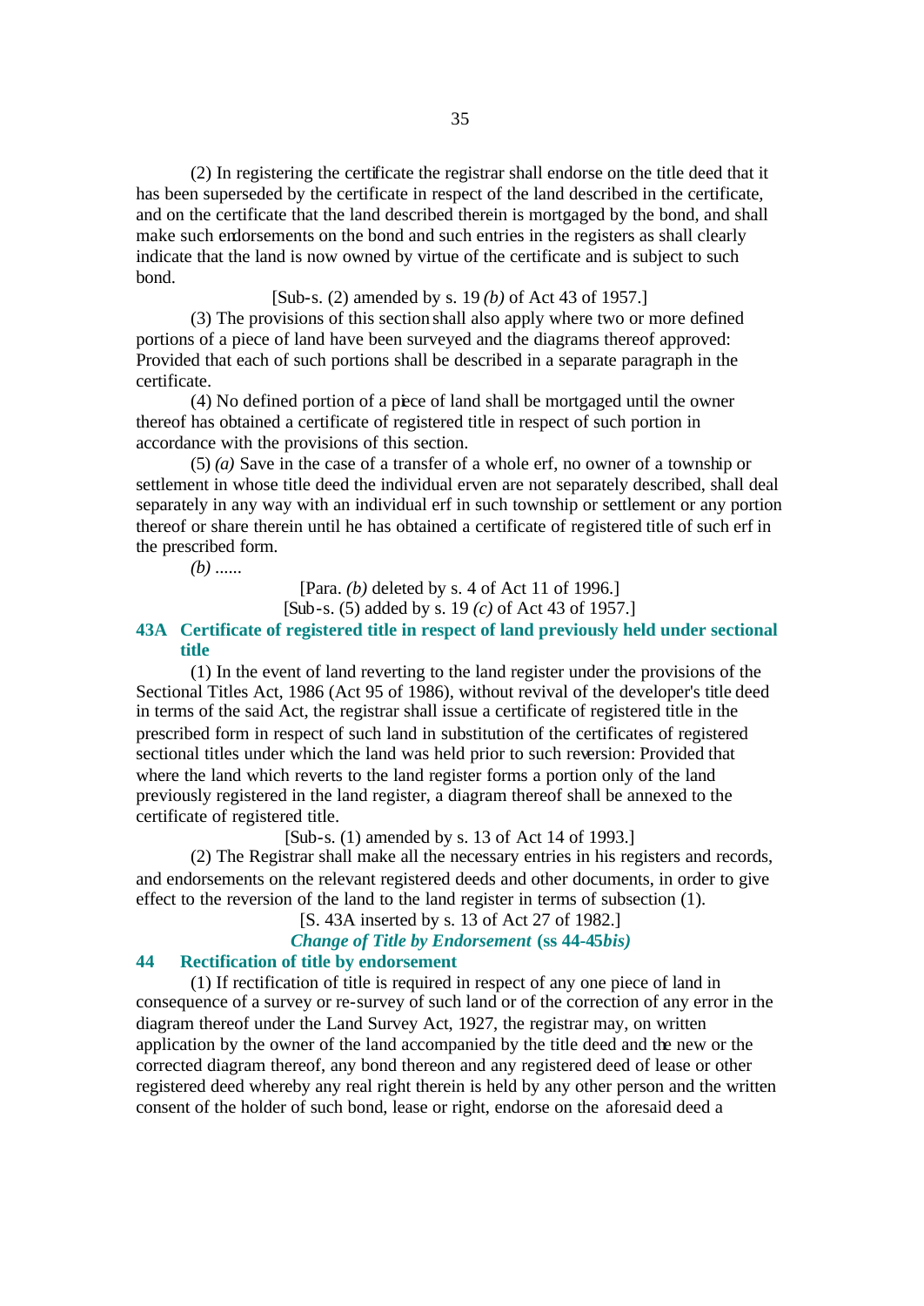(2) In registering the certificate the registrar shall endorse on the title deed that it has been superseded by the certificate in respect of the land described in the certificate, and on the certificate that the land described therein is mortgaged by the bond, and shall make such endorsements on the bond and such entries in the registers as shall clearly indicate that the land is now owned by virtue of the certificate and is subject to such bond.

[Sub-s. (2) amended by s. 19 *(b)* of Act 43 of 1957.]

(3) The provisions of this section shall also apply where two or more defined portions of a piece of land have been surveyed and the diagrams thereof approved: Provided that each of such portions shall be described in a separate paragraph in the certificate.

(4) No defined portion of a piece of land shall be mortgaged until the owner thereof has obtained a certificate of registered title in respect of such portion in accordance with the provisions of this section.

(5) *(a)* Save in the case of a transfer of a whole erf, no owner of a township or settlement in whose title deed the individual erven are not separately described, shall deal separately in any way with an individual erf in such township or settlement or any portion thereof or share therein until he has obtained a certificate of registered title of such erf in the prescribed form.

*(b)* ......

[Para. *(b)* deleted by s. 4 of Act 11 of 1996.]

[Sub-s. (5) added by s. 19 *(c)* of Act 43 of 1957.]

### 43A Certificate of registered title in respect of land previously held under sectional title

(1) In the event of land reverting to the land register under the provisions of the Sectional Titles Act, 1986 (Act 95 of 1986), without revival of the developer's title deed in terms of the said Act, the registrar shall issue a certificate of registered title in the prescribed form in respect of such land in substitution of the certificates of registered sectional titles under which the land was held prior to such reversion: Provided that where the land which reverts to the land register forms a portion only of the land previously registered in the land register, a diagram thereof shall be annexed to the certificate of registered title.

[Sub-s. (1) amended by s. 13 of Act 14 of 1993.]

(2) The Registrar shall make all the necessary entries in his registers and records, and endorsements on the relevant registered deeds and other documents, in order to give effect to the reversion of the land to the land register in terms of subsection (1).

[S. 43A inserted by s. 13 of Act 27 of 1982.]

## *Change of Title by Endorsement* (ss 44-45*bis)*

### 44 Rectification of title by endorsement

(1) If rectification of title is required in respect of any one piece of land in consequence of a survey or re-survey of such land or of the correction of any error in the diagram thereof under the Land Survey Act, 1927, the registrar may, on written application by the owner of the land accompanied by the title deed and the new or the corrected diagram thereof, any bond thereon and any registered deed of lease or other registered deed whereby any real right therein is held by any other person and the written consent of the holder of such bond, lease or right, endorse on the aforesaid deed a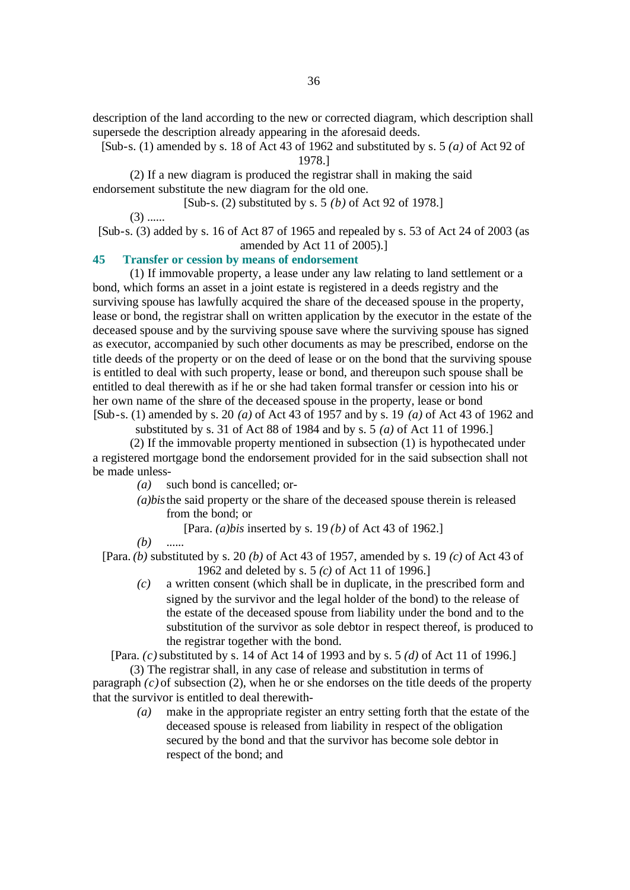description of the land according to the new or corrected diagram, which description shall supersede the description already appearing in the aforesaid deeds.

[Sub-s. (1) amended by s. 18 of Act 43 of 1962 and substituted by s. 5 *(a)* of Act 92 of 1978.]

(2) If a new diagram is produced the registrar shall in making the said endorsement substitute the new diagram for the old one.

[Sub-s. (2) substituted by s. 5 *(b)* of Act 92 of 1978.]

(3) ......

[Sub-s. (3) added by s. 16 of Act 87 of 1965 and repealed by s. 53 of Act 24 of 2003 (as amended by Act 11 of 2005).]

## 45 Transfer or cession by means of endorsement

(1) If immovable property, a lease under any law relating to land settlement or a bond, which forms an asset in a joint estate is registered in a deeds registry and the surviving spouse has lawfully acquired the share of the deceased spouse in the property, lease or bond, the registrar shall on written application by the executor in the estate of the deceased spouse and by the surviving spouse save where the surviving spouse has signed as executor, accompanied by such other documents as may be prescribed, endorse on the title deeds of the property or on the deed of lease or on the bond that the surviving spouse is entitled to deal with such property, lease or bond, and thereupon such spouse shall be entitled to deal therewith as if he or she had taken formal transfer or cession into his or her own name of the share of the deceased spouse in the property, lease or bond

[Sub-s. (1) amended by s. 20 *(a)* of Act 43 of 1957 and by s. 19 *(a)* of Act 43 of 1962 and substituted by s. 31 of Act 88 of 1984 and by s. 5 *(a)* of Act 11 of 1996.]

(2) If the immovable property mentioned in subsection (1) is hypothecated under a registered mortgage bond the endorsement provided for in the said subsection shall not be made unless-

*(a)* such bond is cancelled; or-

*(a)bis* the said property or the share of the deceased spouse therein is released from the bond; or

[Para. *(a)bis* inserted by s. 19 *(b)* of Act 43 of 1962.]

*(b)* ......

[Para. *(b)* substituted by s. 20 *(b)* of Act 43 of 1957, amended by s. 19 *(c)* of Act 43 of 1962 and deleted by s. 5 *(c)* of Act 11 of 1996.]

*(c)* a written consent (which shall be in duplicate, in the prescribed form and signed by the survivor and the legal holder of the bond) to the release of the estate of the deceased spouse from liability under the bond and to the substitution of the survivor as sole debtor in respect thereof, is produced to the registrar together with the bond.

[Para. *(c)* substituted by s. 14 of Act 14 of 1993 and by s. 5 *(d)* of Act 11 of 1996.]

(3) The registrar shall, in any case of release and substitution in terms of paragraph *(c)* of subsection (2), when he or she endorses on the title deeds of the property that the survivor is entitled to deal therewith-

*(a)* make in the appropriate register an entry setting forth that the estate of the deceased spouse is released from liability in respect of the obligation secured by the bond and that the survivor has become sole debtor in respect of the bond; and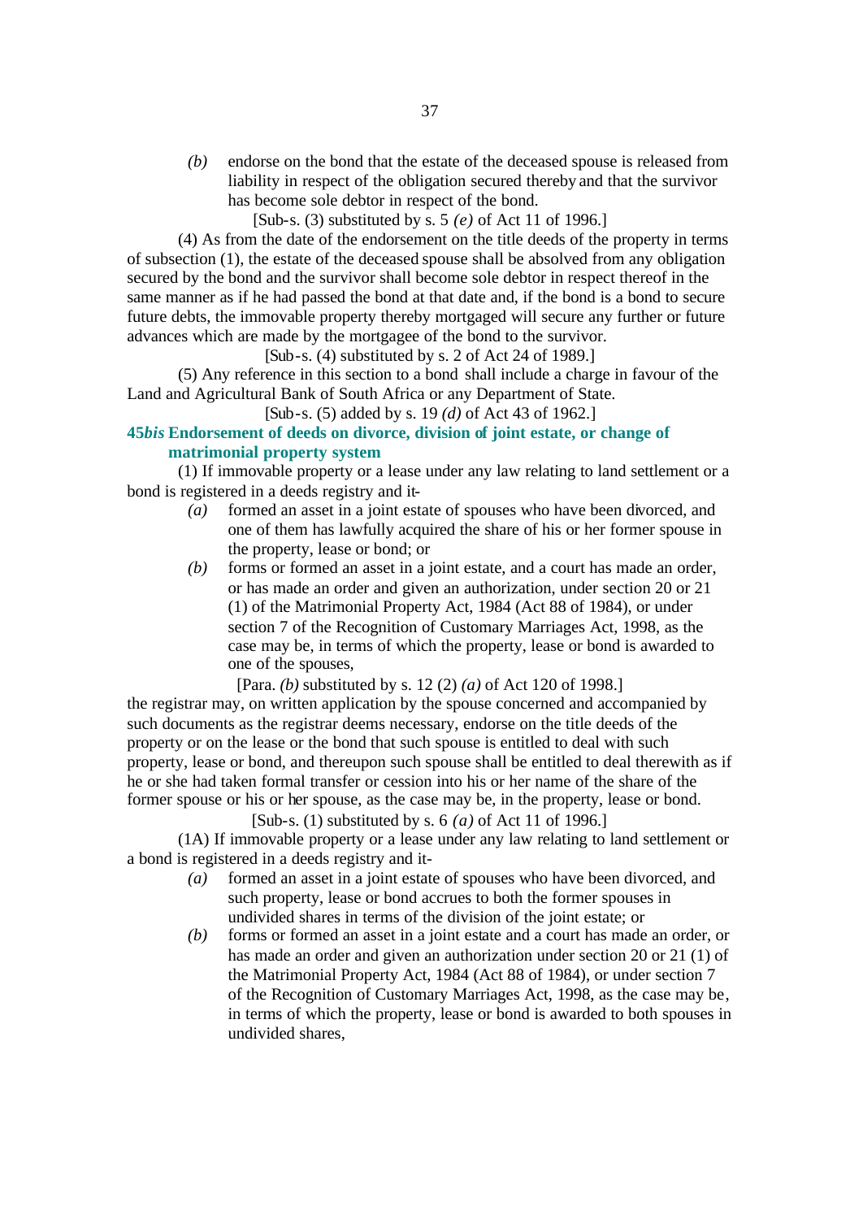*(b)* endorse on the bond that the estate of the deceased spouse is released from liability in respect of the obligation secured thereby and that the survivor has become sole debtor in respect of the bond.

[Sub-s. (3) substituted by s. 5 *(e)* of Act 11 of 1996.]

(4) As from the date of the endorsement on the title deeds of the property in terms of subsection (1), the estate of the deceased spouse shall be absolved from any obligation secured by the bond and the survivor shall become sole debtor in respect thereof in the same manner as if he had passed the bond at that date and, if the bond is a bond to secure future debts, the immovable property thereby mortgaged will secure any further or future advances which are made by the mortgagee of the bond to the survivor.

[Sub-s. (4) substituted by s. 2 of Act 24 of 1989.]

(5) Any reference in this section to a bond shall include a charge in favour of the Land and Agricultural Bank of South Africa or any Department of State.

[Sub-s. (5) added by s. 19 *(d)* of Act 43 of 1962.]

### 45*bis* Endorsement of deeds on divorce, division of joint estate, or change of matrimonial property system

(1) If immovable property or a lease under any law relating to land settlement or a bond is registered in a deeds registry and it-

*(a)* formed an asset in a joint estate of spouses who have been divorced, and one of them has lawfully acquired the share of his or her former spouse in the property, lease or bond; or

*(b)* forms or formed an asset in a joint estate, and a court has made an order, or has made an order and given an authorization, under section 20 or 21 (1) of the Matrimonial Property Act, 1984 (Act 88 of 1984), or under section 7 of the Recognition of Customary Marriages Act, 1998, as the case may be, in terms of which the property, lease or bond is awarded to one of the spouses,

[Para. *(b)* substituted by s. 12 (2) *(a)* of Act 120 of 1998.]

the registrar may, on written application by the spouse concerned and accompanied by such documents as the registrar deems necessary, endorse on the title deeds of the property or on the lease or the bond that such spouse is entitled to deal with such property, lease or bond, and thereupon such spouse shall be entitled to deal therewith as if he or she had taken formal transfer or cession into his or her name of the share of the former spouse or his or her spouse, as the case may be, in the property, lease or bond.

[Sub-s. (1) substituted by s. 6 *(a)* of Act 11 of 1996.]

(1A) If immovable property or a lease under any law relating to land settlement or a bond is registered in a deeds registry and it-

*(a)* formed an asset in a joint estate of spouses who have been divorced, and such property, lease or bond accrues to both the former spouses in undivided shares in terms of the division of the joint estate; or

*(b)* forms or formed an asset in a joint estate and a court has made an order, or has made an order and given an authorization under section 20 or 21 (1) of the Matrimonial Property Act, 1984 (Act 88 of 1984), or under section 7 of the Recognition of Customary Marriages Act, 1998, as the case may be, in terms of which the property, lease or bond is awarded to both spouses in undivided shares,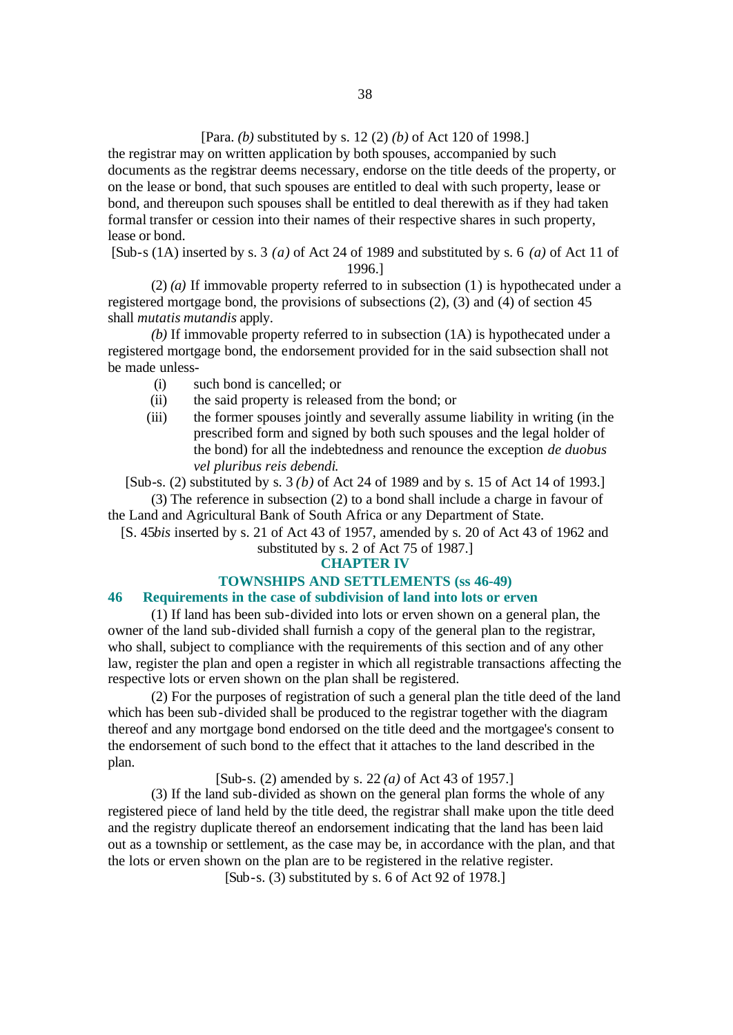[Para. *(b)* substituted by s. 12 (2) *(b)* of Act 120 of 1998.]

the registrar may on written application by both spouses, accompanied by such documents as the registrar deems necessary, endorse on the title deeds of the property, or on the lease or bond, that such spouses are entitled to deal with such property, lease or bond, and thereupon such spouses shall be entitled to deal therewith as if they had taken formal transfer or cession into their names of their respective shares in such property, lease or bond.

[Sub-s (1A) inserted by s. 3 *(a)* of Act 24 of 1989 and substituted by s. 6 *(a)* of Act 11 of 1996.]

(2) *(a)* If immovable property referred to in subsection (1) is hypothecated under a registered mortgage bond, the provisions of subsections (2), (3) and (4) of section 45 shall *mutatis mutandis* apply.

*(b)* If immovable property referred to in subsection (1A) is hypothecated under a registered mortgage bond, the endorsement provided for in the said subsection shall not be made unless-

(i) such bond is cancelled; or

(ii) the said property is released from the bond; or

(iii) the former spouses jointly and severally assume liability in writing (in the prescribed form and signed by both such spouses and the legal holder of the bond) for all the indebtedness and renounce the exception *de duobus vel pluribus reis debendi*.

[Sub-s. (2) substituted by s. 3 *(b)* of Act 24 of 1989 and by s. 15 of Act 14 of 1993.]

(3) The reference in subsection (2) to a bond shall include a charge in favour of the Land and Agricultural Bank of South Africa or any Department of State.

[S. 45*bis* inserted by s. 21 of Act 43 of 1957, amended by s. 20 of Act 43 of 1962 and substituted by s. 2 of Act 75 of 1987.]

## CHAPTER IV

## TOWNSHIPS AND SETTLEMENTS (ss 46-49)

### 46 Requirements in the case of subdivision of land into lots or erven

(1) If land has been sub-divided into lots or erven shown on a general plan, the owner of the land sub-divided shall furnish a copy of the general plan to the registrar, who shall, subject to compliance with the requirements of this section and of any other law, register the plan and open a register in which all registrable transactions affecting the respective lots or erven shown on the plan shall be registered.

(2) For the purposes of registration of such a general plan the title deed of the land which has been sub-divided shall be produced to the registrar together with the diagram thereof and any mortgage bond endorsed on the title deed and the mortgagee's consent to the endorsement of such bond to the effect that it attaches to the land described in the plan.

[Sub-s. (2) amended by s. 22 *(a)* of Act 43 of 1957.]

(3) If the land sub-divided as shown on the general plan forms the whole of any registered piece of land held by the title deed, the registrar shall make upon the title deed and the registry duplicate thereof an endorsement indicating that the land has been laid out as a township or settlement, as the case may be, in accordance with the plan, and that the lots or erven shown on the plan are to be registered in the relative register.

[Sub-s. (3) substituted by s. 6 of Act 92 of 1978.]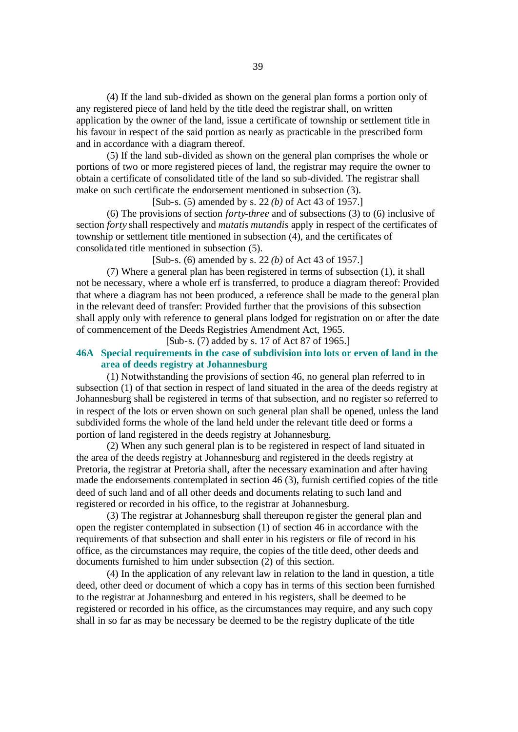(4) If the land sub-divided as shown on the general plan forms a portion only of any registered piece of land held by the title deed the registrar shall, on written application by the owner of the land, issue a certificate of township or settlement title in his favour in respect of the said portion as nearly as practicable in the prescribed form and in accordance with a diagram thereof.

(5) If the land sub-divided as shown on the general plan comprises the whole or portions of two or more registered pieces of land, the registrar may require the owner to obtain a certificate of consolidated title of the land so sub-divided. The registrar shall make on such certificate the endorsement mentioned in subsection (3).

[Sub-s. (5) amended by s. 22 *(b)* of Act 43 of 1957.]

(6) The provisions of section *forty-three* and of subsections (3) to (6) inclusive of section *forty* shall respectively and *mutatis mutandis* apply in respect of the certificates of township or settlement title mentioned in subsection (4), and the certificates of consolidated title mentioned in subsection (5).

[Sub-s. (6) amended by s. 22 *(b)* of Act 43 of 1957.]

(7) Where a general plan has been registered in terms of subsection (1), it shall not be necessary, where a whole erf is transferred, to produce a diagram thereof: Provided that where a diagram has not been produced, a reference shall be made to the general plan in the relevant deed of transfer: Provided further that the provisions of this subsection shall apply only with reference to general plans lodged for registration on or after the date of commencement of the Deeds Registries Amendment Act, 1965.

[Sub-s. (7) added by s. 17 of Act 87 of 1965.]

### 46A Special requirements in the case of subdivision into lots or erven of land in the area of deeds registry at Johannesburg

(1) Notwithstanding the provisions of section 46, no general plan referred to in subsection (1) of that section in respect of land situated in the area of the deeds registry at Johannesburg shall be registered in terms of that subsection, and no register so referred to in respect of the lots or erven shown on such general plan shall be opened, unless the land subdivided forms the whole of the land held under the relevant title deed or forms a portion of land registered in the deeds registry at Johannesburg.

(2) When any such general plan is to be registered in respect of land situated in the area of the deeds registry at Johannesburg and registered in the deeds registry at Pretoria, the registrar at Pretoria shall, after the necessary examination and after having made the endorsements contemplated in section 46 (3), furnish certified copies of the title deed of such land and of all other deeds and documents relating to such land and registered or recorded in his office, to the registrar at Johannesburg.

(3) The registrar at Johannesburg shall thereupon register the general plan and open the register contemplated in subsection (1) of section 46 in accordance with the requirements of that subsection and shall enter in his registers or file of record in his office, as the circumstances may require, the copies of the title deed, other deeds and documents furnished to him under subsection (2) of this section.

(4) In the application of any relevant law in relation to the land in question, a title deed, other deed or document of which a copy has in terms of this section been furnished to the registrar at Johannesburg and entered in his registers, shall be deemed to be registered or recorded in his office, as the circumstances may require, and any such copy shall in so far as may be necessary be deemed to be the registry duplicate of the title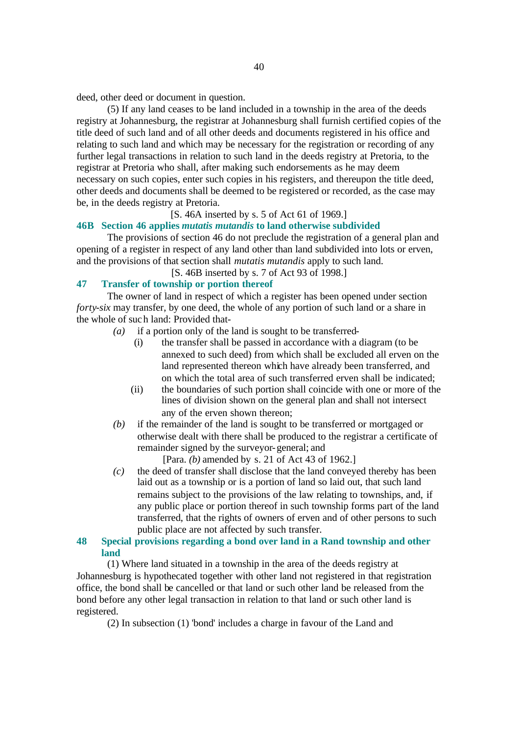deed, other deed or document in question.

(5) If any land ceases to be land included in a township in the area of the deeds registry at Johannesburg, the registrar at Johannesburg shall furnish certified copies of the title deed of such land and of all other deeds and documents registered in his office and relating to such land and which may be necessary for the registration or recording of any further legal transactions in relation to such land in the deeds registry at Pretoria, to the registrar at Pretoria who shall, after making such endorsements as he may deem necessary on such copies, enter such copies in his registers, and thereupon the title deed, other deeds and documents shall be deemed to be registered or recorded, as the case may be, in the deeds registry at Pretoria.

[S. 46A inserted by s. 5 of Act 61 of 1969.]

### 46B Section 46 applies *mutatis mutandis* to land otherwise subdivided

The provisions of section 46 do not preclude the registration of a general plan and opening of a register in respect of any land other than land subdivided into lots or erven, and the provisions of that section shall *mutatis mutandis* apply to such land.

[S. 46B inserted by s. 7 of Act 93 of 1998.]

### 47 Transfer of township or portion thereof

The owner of land in respect of which a register has been opened under section *forty-six* may transfer, by one deed, the whole of any portion of such land or a share in the whole of such land: Provided that-

*(a)* if a portion only of the land is sought to be transferred-

(i) the transfer shall be passed in accordance with a diagram (to be annexed to such deed) from which shall be excluded all erven on the land represented thereon which have already been transferred, and on which the total area of such transferred erven shall be indicated;

(ii) the boundaries of such portion shall coincide with one or more of the lines of division shown on the general plan and shall not intersect any of the erven shown thereon;

*(b)* if the remainder of the land is sought to be transferred or mortgaged or otherwise dealt with there shall be produced to the registrar a certificate of remainder signed by the surveyor-general; and

[Para. *(b)* amended by s. 21 of Act 43 of 1962.]

*(c)* the deed of transfer shall disclose that the land conveyed thereby has been laid out as a township or is a portion of land so laid out, that such land remains subject to the provisions of the law relating to townships, and, if any public place or portion thereof in such township forms part of the land transferred, that the rights of owners of erven and of other persons to such public place are not affected by such transfer.

### 48 Special provisions regarding a bond over land in a Rand township and other land

(1) Where land situated in a township in the area of the deeds registry at Johannesburg is hypothecated together with other land not registered in that registration office, the bond shall be cancelled or that land or such other land be released from the bond before any other legal transaction in relation to that land or such other land is registered.

(2) In subsection (1) 'bond' includes a charge in favour of the Land and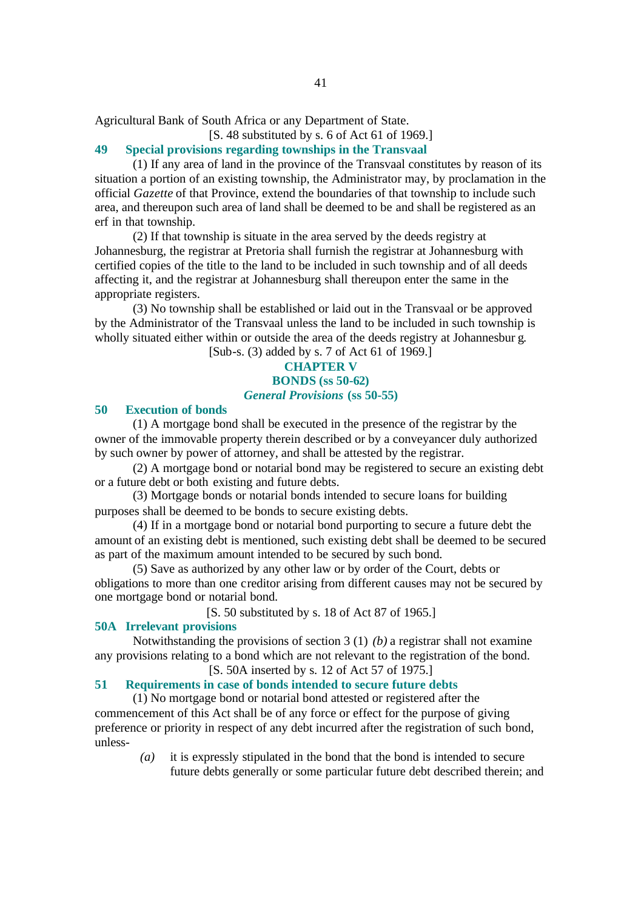Agricultural Bank of South Africa or any Department of State.

[S. 48 substituted by s. 6 of Act 61 of 1969.]

**49 Special provisions regarding townships in the Transvaal**

(1) If any area of land in the province of the Transvaal constitutes by reason of its situation a portion of an existing township, the Administrator may, by proclamation in the official *Gazette* of that Province, extend the boundaries of that township to include such area, and thereupon such area of land shall be deemed to be and shall be registered as an erf in that township.

(2) If that township is situate in the area served by the deeds registry at Johannesburg, the registrar at Pretoria shall furnish the registrar at Johannesburg with certified copies of the title to the land to be included in such township and of all deeds affecting it, and the registrar at Johannesburg shall thereupon enter the same in the appropriate registers.

(3) No township shall be established or laid out in the Transvaal or be approved by the Administrator of the Transvaal unless the land to be included in such township is wholly situated either within or outside the area of the deeds registry at Johannesburg.

[Sub-s. (3) added by s. 7 of Act 61 of 1969.]

## CHAPTER V
## BONDS (ss 50-62)
### *General Provisions* (ss 50-55)

**50 Execution of bonds**

(1) A mortgage bond shall be executed in the presence of the registrar by the owner of the immovable property therein described or by a conveyancer duly authorized by such owner by power of attorney, and shall be attested by the registrar.

(2) A mortgage bond or notarial bond may be registered to secure an existing debt or a future debt or both existing and future debts.

(3) Mortgage bonds or notarial bonds intended to secure loans for building purposes shall be deemed to be bonds to secure existing debts.

(4) If in a mortgage bond or notarial bond purporting to secure a future debt the amount of an existing debt is mentioned, such existing debt shall be deemed to be secured as part of the maximum amount intended to be secured by such bond.

(5) Save as authorized by any other law or by order of the Court, debts or obligations to more than one creditor arising from different causes may not be secured by one mortgage bond or notarial bond.

[S. 50 substituted by s. 18 of Act 87 of 1965.]

**50A Irrelevant provisions**

Notwithstanding the provisions of section 3 (1) *(b)* a registrar shall not examine any provisions relating to a bond which are not relevant to the registration of the bond.

[S. 50A inserted by s. 12 of Act 57 of 1975.]

**51 Requirements in case of bonds intended to secure future debts**

(1) No mortgage bond or notarial bond attested or registered after the commencement of this Act shall be of any force or effect for the purpose of giving preference or priority in respect of any debt incurred after the registration of such bond, unless-

*(a)* it is expressly stipulated in the bond that the bond is intended to secure future debts generally or some particular future debt described therein; and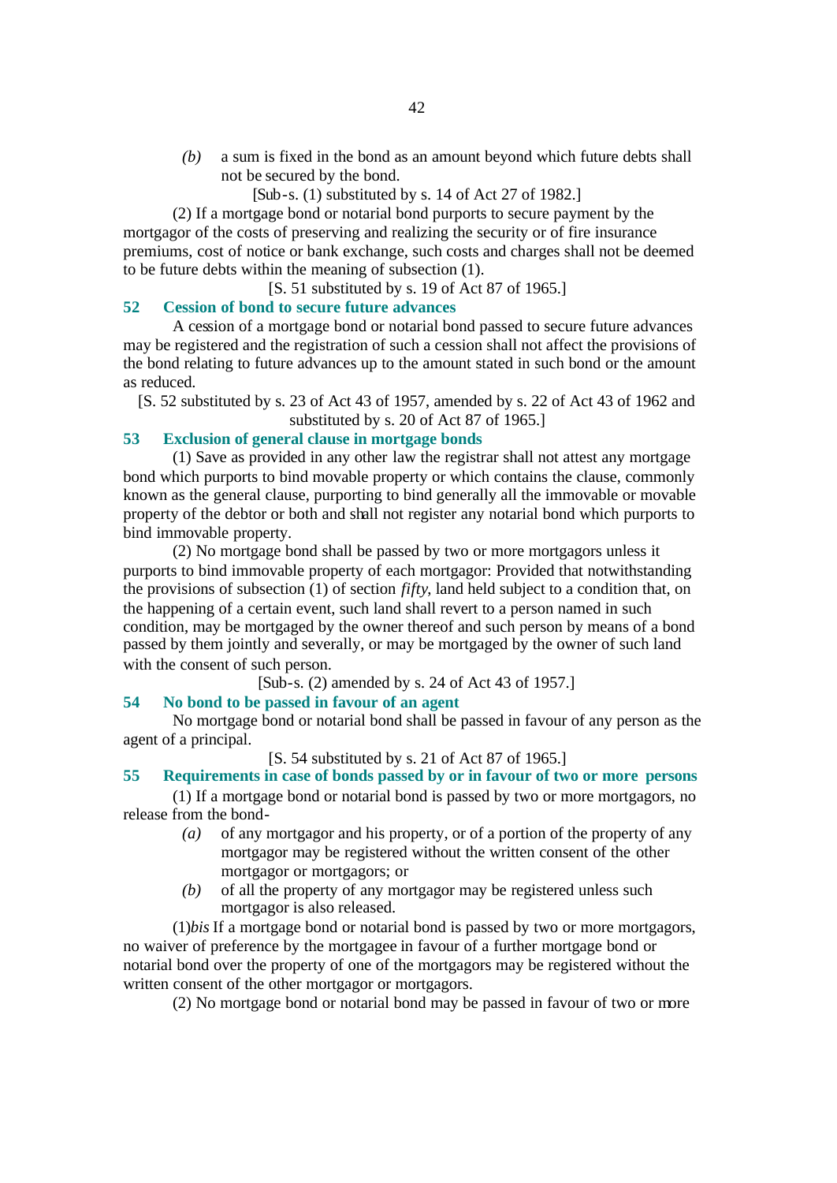*(b)* a sum is fixed in the bond as an amount beyond which future debts shall not be secured by the bond.

[Sub-s. (1) substituted by s. 14 of Act 27 of 1982.]

(2) If a mortgage bond or notarial bond purports to secure payment by the mortgagor of the costs of preserving and realizing the security or of fire insurance premiums, cost of notice or bank exchange, such costs and charges shall not be deemed to be future debts within the meaning of subsection (1).

[S. 51 substituted by s. 19 of Act 87 of 1965.]

### 52 Cession of bond to secure future advances

A cession of a mortgage bond or notarial bond passed to secure future advances may be registered and the registration of such a cession shall not affect the provisions of the bond relating to future advances up to the amount stated in such bond or the amount as reduced.

[S. 52 substituted by s. 23 of Act 43 of 1957, amended by s. 22 of Act 43 of 1962 and substituted by s. 20 of Act 87 of 1965.]

### 53 Exclusion of general clause in mortgage bonds

(1) Save as provided in any other law the registrar shall not attest any mortgage bond which purports to bind movable property or which contains the clause, commonly known as the general clause, purporting to bind generally all the immovable or movable property of the debtor or both and shall not register any notarial bond which purports to bind immovable property.

(2) No mortgage bond shall be passed by two or more mortgagors unless it purports to bind immovable property of each mortgagor: Provided that notwithstanding the provisions of subsection (1) of section *fifty*, land held subject to a condition that, on the happening of a certain event, such land shall revert to a person named in such condition, may be mortgaged by the owner thereof and such person by means of a bond passed by them jointly and severally, or may be mortgaged by the owner of such land with the consent of such person.

[Sub-s. (2) amended by s. 24 of Act 43 of 1957.]

### 54 No bond to be passed in favour of an agent

No mortgage bond or notarial bond shall be passed in favour of any person as the agent of a principal.

[S. 54 substituted by s. 21 of Act 87 of 1965.]

### 55 Requirements in case of bonds passed by or in favour of two or more persons

(1) If a mortgage bond or notarial bond is passed by two or more mortgagors, no release from the bond-

*(a)* of any mortgagor and his property, or of a portion of the property of any mortgagor may be registered without the written consent of the other mortgagor or mortgagors; or

*(b)* of all the property of any mortgagor may be registered unless such mortgagor is also released.

(1)*bis* If a mortgage bond or notarial bond is passed by two or more mortgagors, no waiver of preference by the mortgagee in favour of a further mortgage bond or notarial bond over the property of one of the mortgagors may be registered without the written consent of the other mortgagor or mortgagors.

(2) No mortgage bond or notarial bond may be passed in favour of two or more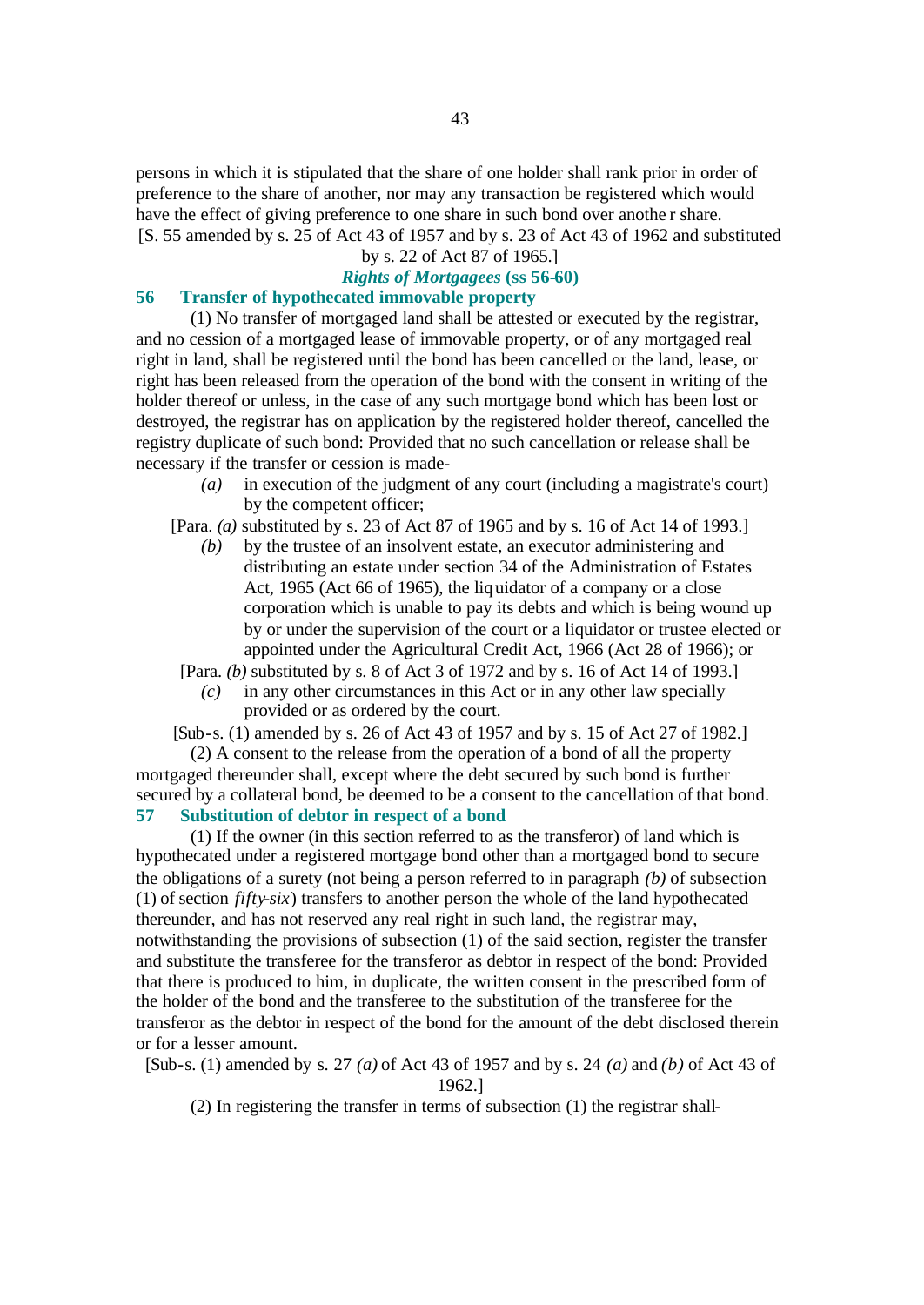persons in which it is stipulated that the share of one holder shall rank prior in order of preference to the share of another, nor may any transaction be registered which would have the effect of giving preference to one share in such bond over another share.

[S. 55 amended by s. 25 of Act 43 of 1957 and by s. 23 of Act 43 of 1962 and substituted by s. 22 of Act 87 of 1965.]

### *Rights of Mortgagees* (ss 56-60)

### 56 Transfer of hypothecated immovable property

(1) No transfer of mortgaged land shall be attested or executed by the registrar, and no cession of a mortgaged lease of immovable property, or of any mortgaged real right in land, shall be registered until the bond has been cancelled or the land, lease, or right has been released from the operation of the bond with the consent in writing of the holder thereof or unless, in the case of any such mortgage bond which has been lost or destroyed, the registrar has on application by the registered holder thereof, cancelled the registry duplicate of such bond: Provided that no such cancellation or release shall be necessary if the transfer or cession is made-

*(a)* in execution of the judgment of any court (including a magistrate's court) by the competent officer;

[Para. *(a)* substituted by s. 23 of Act 87 of 1965 and by s. 16 of Act 14 of 1993.]

*(b)* by the trustee of an insolvent estate, an executor administering and distributing an estate under section 34 of the Administration of Estates Act, 1965 (Act 66 of 1965), the liquidator of a company or a close corporation which is unable to pay its debts and which is being wound up by or under the supervision of the court or a liquidator or trustee elected or appointed under the Agricultural Credit Act, 1966 (Act 28 of 1966); or

[Para. *(b)* substituted by s. 8 of Act 3 of 1972 and by s. 16 of Act 14 of 1993.]

*(c)* in any other circumstances in this Act or in any other law specially provided or as ordered by the court.

[Sub-s. (1) amended by s. 26 of Act 43 of 1957 and by s. 15 of Act 27 of 1982.]

(2) A consent to the release from the operation of a bond of all the property mortgaged thereunder shall, except where the debt secured by such bond is further secured by a collateral bond, be deemed to be a consent to the cancellation of that bond.

### 57 Substitution of debtor in respect of a bond

(1) If the owner (in this section referred to as the transferor) of land which is hypothecated under a registered mortgage bond other than a mortgaged bond to secure the obligations of a surety (not being a person referred to in paragraph *(b)* of subsection (1) of section *fifty-six*) transfers to another person the whole of the land hypothecated thereunder, and has not reserved any real right in such land, the registrar may, notwithstanding the provisions of subsection (1) of the said section, register the transfer and substitute the transferee for the transferor as debtor in respect of the bond: Provided that there is produced to him, in duplicate, the written consent in the prescribed form of the holder of the bond and the transferee to the substitution of the transferee for the transferor as the debtor in respect of the bond for the amount of the debt disclosed therein or for a lesser amount.

[Sub-s. (1) amended by s. 27 *(a)* of Act 43 of 1957 and by s. 24 *(a)* and *(b)* of Act 43 of 1962.]

(2) In registering the transfer in terms of subsection (1) the registrar shall-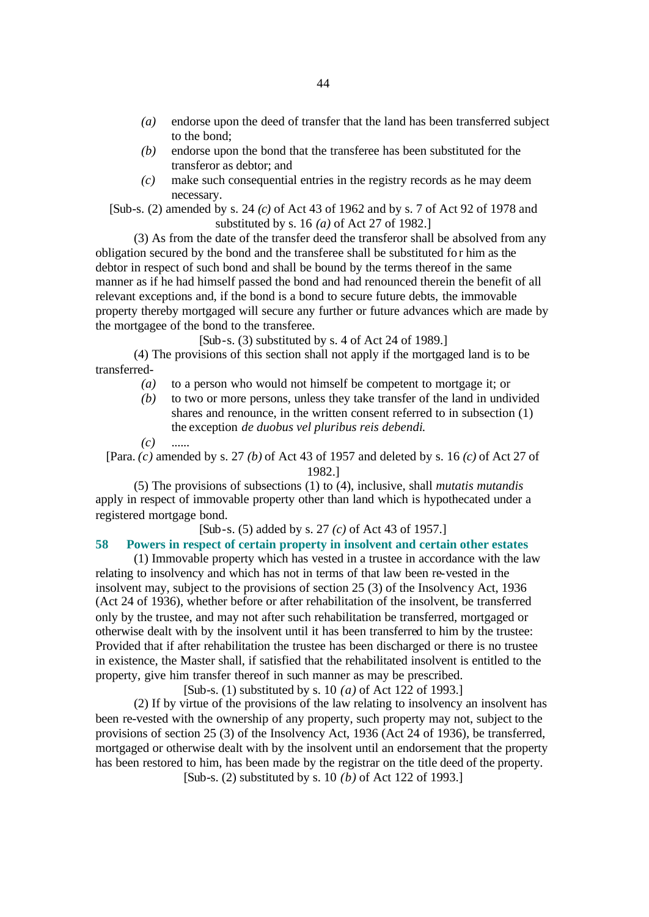*(a)* endorse upon the deed of transfer that the land has been transferred subject to the bond;

*(b)* endorse upon the bond that the transferee has been substituted for the transferor as debtor; and

*(c)* make such consequential entries in the registry records as he may deem necessary.

[Sub-s. (2) amended by s. 24 *(c)* of Act 43 of 1962 and by s. 7 of Act 92 of 1978 and substituted by s. 16 *(a)* of Act 27 of 1982.]

(3) As from the date of the transfer deed the transferor shall be absolved from any obligation secured by the bond and the transferee shall be substituted for him as the debtor in respect of such bond and shall be bound by the terms thereof in the same manner as if he had himself passed the bond and had renounced therein the benefit of all relevant exceptions and, if the bond is a bond to secure future debts, the immovable property thereby mortgaged will secure any further or future advances which are made by the mortgagee of the bond to the transferee.

[Sub-s. (3) substituted by s. 4 of Act 24 of 1989.]

(4) The provisions of this section shall not apply if the mortgaged land is to be transferred-

*(a)* to a person who would not himself be competent to mortgage it; or

*(b)* to two or more persons, unless they take transfer of the land in undivided shares and renounce, in the written consent referred to in subsection (1) the exception *de duobus vel pluribus reis debendi.*

*(c)* ......

[Para. *(c)* amended by s. 27 *(b)* of Act 43 of 1957 and deleted by s. 16 *(c)* of Act 27 of 1982.]

(5) The provisions of subsections (1) to (4), inclusive, shall *mutatis mutandis* apply in respect of immovable property other than land which is hypothecated under a registered mortgage bond.

[Sub-s. (5) added by s. 27 *(c)* of Act 43 of 1957.]

## 58 Powers in respect of certain property in insolvent and certain other estates

(1) Immovable property which has vested in a trustee in accordance with the law relating to insolvency and which has not in terms of that law been re-vested in the insolvent may, subject to the provisions of section 25 (3) of the Insolvency Act, 1936 (Act 24 of 1936), whether before or after rehabilitation of the insolvent, be transferred only by the trustee, and may not after such rehabilitation be transferred, mortgaged or otherwise dealt with by the insolvent until it has been transferred to him by the trustee: Provided that if after rehabilitation the trustee has been discharged or there is no trustee in existence, the Master shall, if satisfied that the rehabilitated insolvent is entitled to the property, give him transfer thereof in such manner as may be prescribed.

[Sub-s. (1) substituted by s. 10 *(a)* of Act 122 of 1993.]

(2) If by virtue of the provisions of the law relating to insolvency an insolvent has been re-vested with the ownership of any property, such property may not, subject to the provisions of section 25 (3) of the Insolvency Act, 1936 (Act 24 of 1936), be transferred, mortgaged or otherwise dealt with by the insolvent until an endorsement that the property has been restored to him, has been made by the registrar on the title deed of the property.

[Sub-s. (2) substituted by s. 10 *(b)* of Act 122 of 1993.]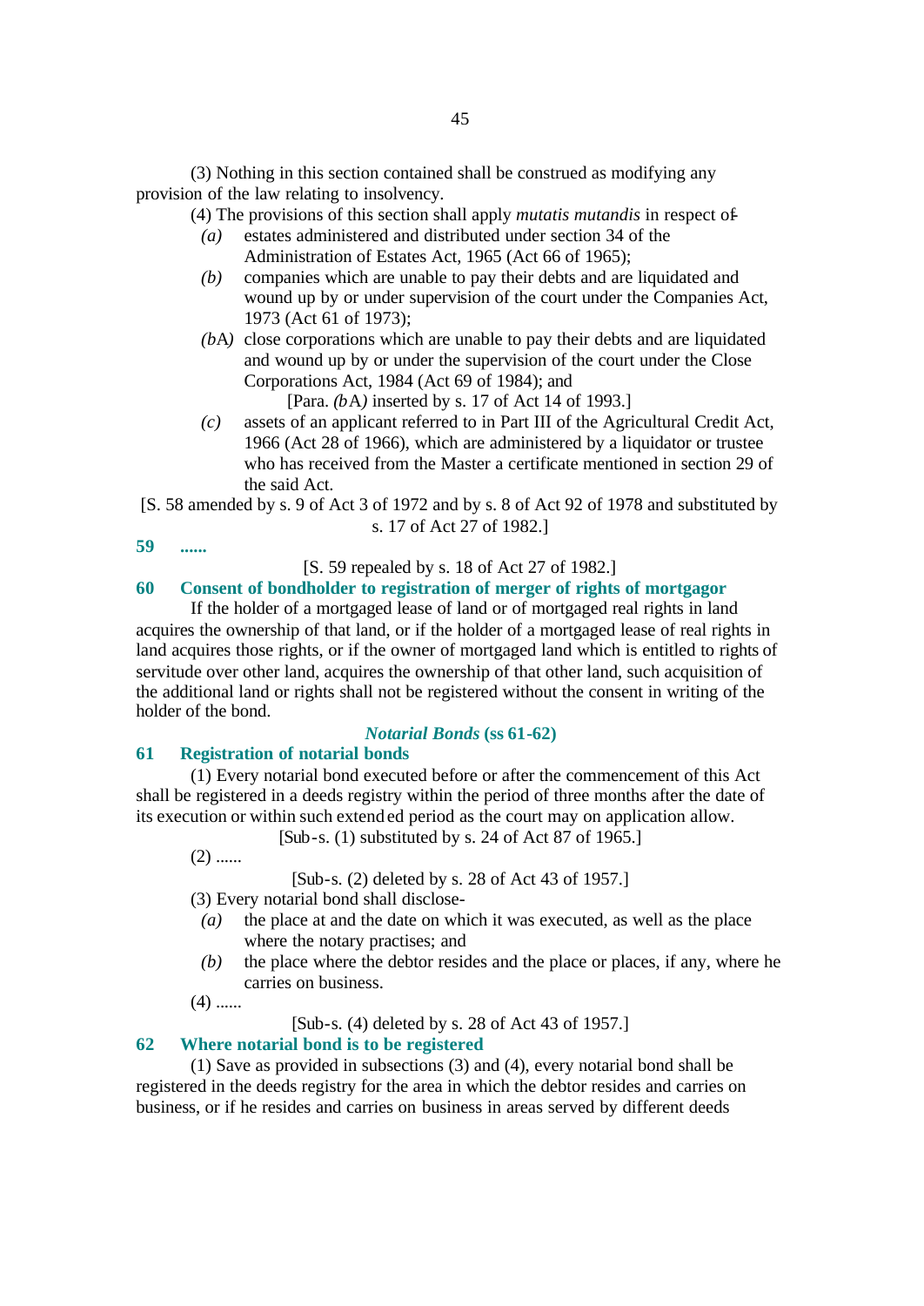(3) Nothing in this section contained shall be construed as modifying any provision of the law relating to insolvency.

(4) The provisions of this section shall apply *mutatis mutandis* in respect of-

*(a)* estates administered and distributed under section 34 of the Administration of Estates Act, 1965 (Act 66 of 1965);

*(b)* companies which are unable to pay their debts and are liquidated and wound up by or under supervision of the court under the Companies Act, 1973 (Act 61 of 1973);

*(b*A*)* close corporations which are unable to pay their debts and are liquidated and wound up by or under the supervision of the court under the Close Corporations Act, 1984 (Act 69 of 1984); and

[Para. *(b*A*)* inserted by s. 17 of Act 14 of 1993.]

*(c)* assets of an applicant referred to in Part III of the Agricultural Credit Act, 1966 (Act 28 of 1966), which are administered by a liquidator or trustee who has received from the Master a certificate mentioned in section 29 of the said Act.

[S. 58 amended by s. 9 of Act 3 of 1972 and by s. 8 of Act 92 of 1978 and substituted by s. 17 of Act 27 of 1982.]

**59 ......**

[S. 59 repealed by s. 18 of Act 27 of 1982.]

**60 Consent of bondholder to registration of merger of rights of mortgagor**

If the holder of a mortgaged lease of land or of mortgaged real rights in land acquires the ownership of that land, or if the holder of a mortgaged lease of real rights in land acquires those rights, or if the owner of mortgaged land which is entitled to rights of servitude over other land, acquires the ownership of that other land, such acquisition of the additional land or rights shall not be registered without the consent in writing of the holder of the bond.

***Notarial Bonds* (ss 61-62)**

**61 Registration of notarial bonds**

(1) Every notarial bond executed before or after the commencement of this Act shall be registered in a deeds registry within the period of three months after the date of its execution or within such extended period as the court may on application allow.

[Sub-s. (1) substituted by s. 24 of Act 87 of 1965.]

(2) ......

[Sub-s. (2) deleted by s. 28 of Act 43 of 1957.]

(3) Every notarial bond shall disclose-

*(a)* the place at and the date on which it was executed, as well as the place where the notary practises; and

*(b)* the place where the debtor resides and the place or places, if any, where he carries on business.

(4) ......

[Sub-s. (4) deleted by s. 28 of Act 43 of 1957.]

**62 Where notarial bond is to be registered**

(1) Save as provided in subsections (3) and (4), every notarial bond shall be registered in the deeds registry for the area in which the debtor resides and carries on business, or if he resides and carries on business in areas served by different deeds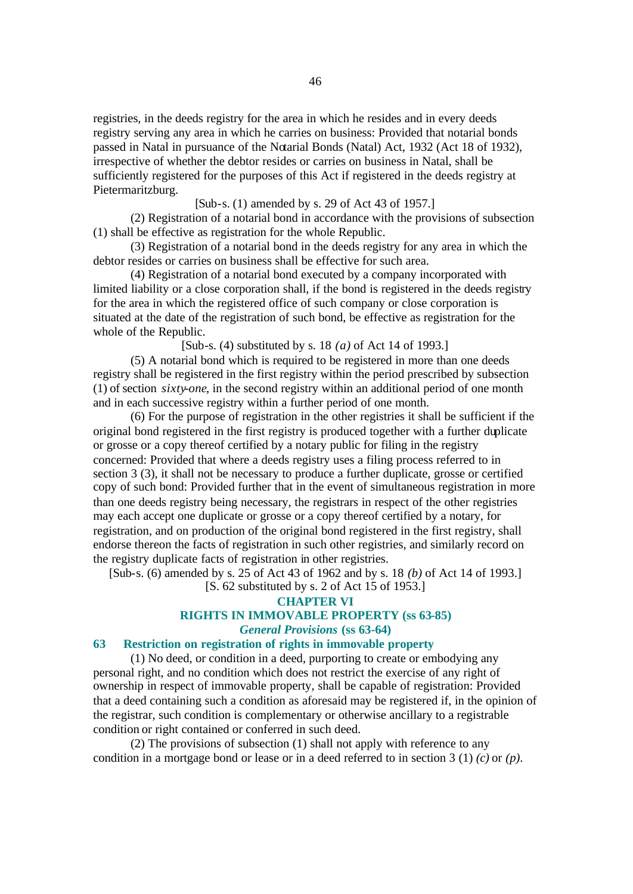registries, in the deeds registry for the area in which he resides and in every deeds registry serving any area in which he carries on business: Provided that notarial bonds passed in Natal in pursuance of the Notarial Bonds (Natal) Act, 1932 (Act 18 of 1932), irrespective of whether the debtor resides or carries on business in Natal, shall be sufficiently registered for the purposes of this Act if registered in the deeds registry at Pietermaritzburg.

[Sub-s. (1) amended by s. 29 of Act 43 of 1957.]

(2) Registration of a notarial bond in accordance with the provisions of subsection (1) shall be effective as registration for the whole Republic.

(3) Registration of a notarial bond in the deeds registry for any area in which the debtor resides or carries on business shall be effective for such area.

(4) Registration of a notarial bond executed by a company incorporated with limited liability or a close corporation shall, if the bond is registered in the deeds registry for the area in which the registered office of such company or close corporation is situated at the date of the registration of such bond, be effective as registration for the whole of the Republic.

[Sub-s. (4) substituted by s. 18 *(a)* of Act 14 of 1993.]

(5) A notarial bond which is required to be registered in more than one deeds registry shall be registered in the first registry within the period prescribed by subsection (1) of section *sixty-one*, in the second registry within an additional period of one month and in each successive registry within a further period of one month.

(6) For the purpose of registration in the other registries it shall be sufficient if the original bond registered in the first registry is produced together with a further duplicate or grosse or a copy thereof certified by a notary public for filing in the registry concerned: Provided that where a deeds registry uses a filing process referred to in section 3 (3), it shall not be necessary to produce a further duplicate, grosse or certified copy of such bond: Provided further that in the event of simultaneous registration in more than one deeds registry being necessary, the registrars in respect of the other registries may each accept one duplicate or grosse or a copy thereof certified by a notary, for registration, and on production of the original bond registered in the first registry, shall endorse thereon the facts of registration in such other registries, and similarly record on the registry duplicate facts of registration in other registries.

[Sub-s. (6) amended by s. 25 of Act 43 of 1962 and by s. 18 *(b)* of Act 14 of 1993.]

[S. 62 substituted by s. 2 of Act 15 of 1953.]

## CHAPTER VI

## RIGHTS IN IMMOVABLE PROPERTY (ss 63-85)

### *General Provisions* (ss 63-64)

### 63 Restriction on registration of rights in immovable property

(1) No deed, or condition in a deed, purporting to create or embodying any personal right, and no condition which does not restrict the exercise of any right of ownership in respect of immovable property, shall be capable of registration: Provided that a deed containing such a condition as aforesaid may be registered if, in the opinion of the registrar, such condition is complementary or otherwise ancillary to a registrable condition or right contained or conferred in such deed.

(2) The provisions of subsection (1) shall not apply with reference to any condition in a mortgage bond or lease or in a deed referred to in section 3 (1) *(c)* or *(p)*.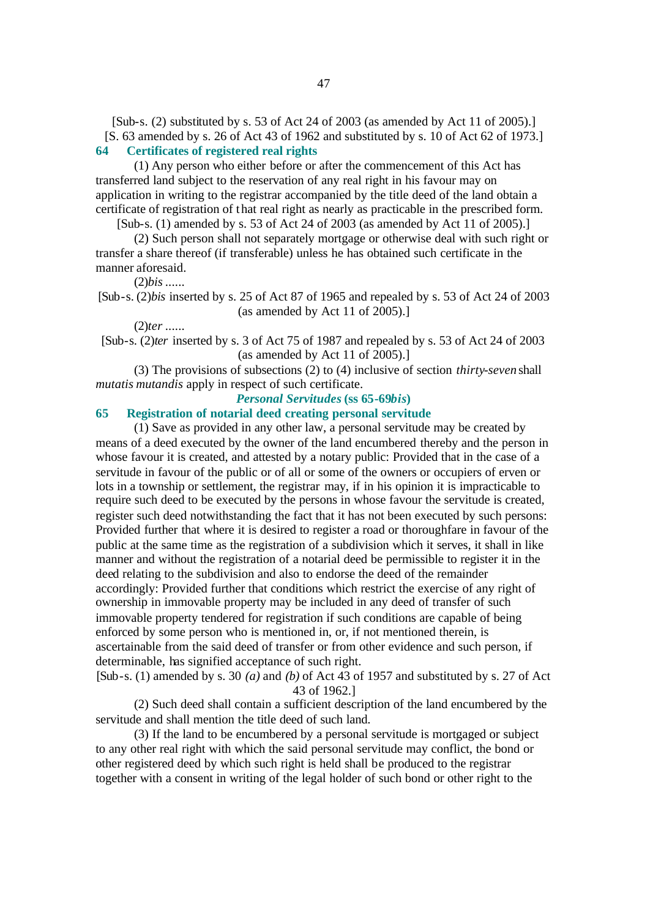[Sub-s. (2) substituted by s. 53 of Act 24 of 2003 (as amended by Act 11 of 2005).]

[S. 63 amended by s. 26 of Act 43 of 1962 and substituted by s. 10 of Act 62 of 1973.]

### 64 Certificates of registered real rights

(1) Any person who either before or after the commencement of this Act has transferred land subject to the reservation of any real right in his favour may on application in writing to the registrar accompanied by the title deed of the land obtain a certificate of registration of that real right as nearly as practicable in the prescribed form.

[Sub-s. (1) amended by s. 53 of Act 24 of 2003 (as amended by Act 11 of 2005).]

(2) Such person shall not separately mortgage or otherwise deal with such right or transfer a share thereof (if transferable) unless he has obtained such certificate in the manner aforesaid.

(2)*bis* ......

[Sub-s. (2)*bis* inserted by s. 25 of Act 87 of 1965 and repealed by s. 53 of Act 24 of 2003 (as amended by Act 11 of 2005).]

(2)*ter* ......

[Sub-s. (2)*ter* inserted by s. 3 of Act 75 of 1987 and repealed by s. 53 of Act 24 of 2003 (as amended by Act 11 of 2005).]

(3) The provisions of subsections (2) to (4) inclusive of section *thirty-seven* shall *mutatis mutandis* apply in respect of such certificate.

## *Personal Servitudes* (ss 65-69*bis*)

### 65 Registration of notarial deed creating personal servitude

(1) Save as provided in any other law, a personal servitude may be created by means of a deed executed by the owner of the land encumbered thereby and the person in whose favour it is created, and attested by a notary public: Provided that in the case of a servitude in favour of the public or of all or some of the owners or occupiers of erven or lots in a township or settlement, the registrar may, if in his opinion it is impracticable to require such deed to be executed by the persons in whose favour the servitude is created, register such deed notwithstanding the fact that it has not been executed by such persons: Provided further that where it is desired to register a road or thoroughfare in favour of the public at the same time as the registration of a subdivision which it serves, it shall in like manner and without the registration of a notarial deed be permissible to register it in the deed relating to the subdivision and also to endorse the deed of the remainder accordingly: Provided further that conditions which restrict the exercise of any right of ownership in immovable property may be included in any deed of transfer of such immovable property tendered for registration if such conditions are capable of being enforced by some person who is mentioned in, or, if not mentioned therein, is ascertainable from the said deed of transfer or from other evidence and such person, if determinable, has signified acceptance of such right.

[Sub-s. (1) amended by s. 30 *(a)* and *(b)* of Act 43 of 1957 and substituted by s. 27 of Act 43 of 1962.]

(2) Such deed shall contain a sufficient description of the land encumbered by the servitude and shall mention the title deed of such land.

(3) If the land to be encumbered by a personal servitude is mortgaged or subject to any other real right with which the said personal servitude may conflict, the bond or other registered deed by which such right is held shall be produced to the registrar together with a consent in writing of the legal holder of such bond or other right to the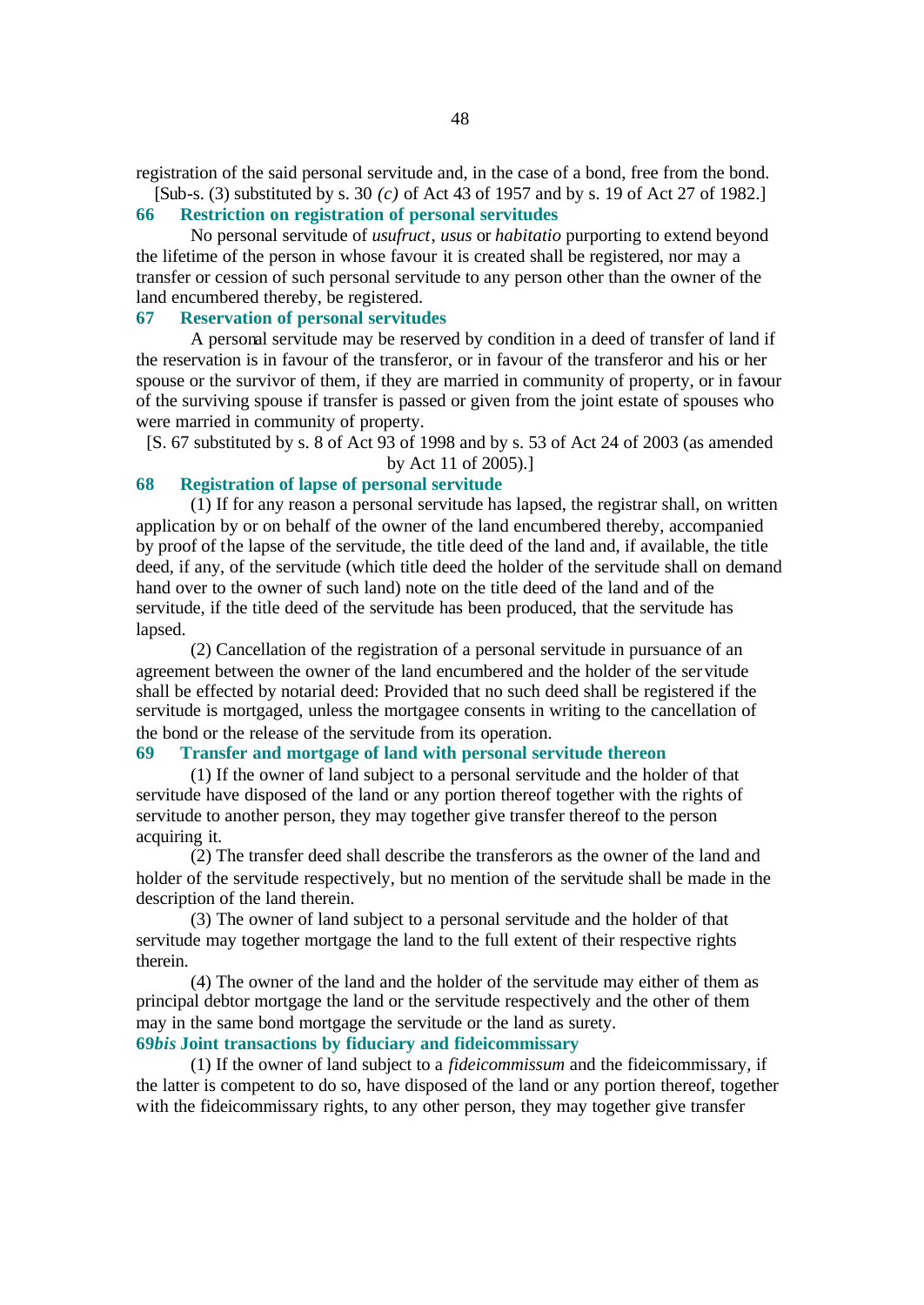registration of the said personal servitude and, in the case of a bond, free from the bond.

[Sub-s. (3) substituted by s. 30 *(c)* of Act 43 of 1957 and by s. 19 of Act 27 of 1982.]

### 66 Restriction on registration of personal servitudes

No personal servitude of *usufruct*, *usus* or *habitatio* purporting to extend beyond the lifetime of the person in whose favour it is created shall be registered, nor may a transfer or cession of such personal servitude to any person other than the owner of the land encumbered thereby, be registered.

### 67 Reservation of personal servitudes

A personal servitude may be reserved by condition in a deed of transfer of land if the reservation is in favour of the transferor, or in favour of the transferor and his or her spouse or the survivor of them, if they are married in community of property, or in favour of the surviving spouse if transfer is passed or given from the joint estate of spouses who were married in community of property.

[S. 67 substituted by s. 8 of Act 93 of 1998 and by s. 53 of Act 24 of 2003 (as amended by Act 11 of 2005).]

### 68 Registration of lapse of personal servitude

(1) If for any reason a personal servitude has lapsed, the registrar shall, on written application by or on behalf of the owner of the land encumbered thereby, accompanied by proof of the lapse of the servitude, the title deed of the land and, if available, the title deed, if any, of the servitude (which title deed the holder of the servitude shall on demand hand over to the owner of such land) note on the title deed of the land and of the servitude, if the title deed of the servitude has been produced, that the servitude has lapsed.

(2) Cancellation of the registration of a personal servitude in pursuance of an agreement between the owner of the land encumbered and the holder of the servitude shall be effected by notarial deed: Provided that no such deed shall be registered if the servitude is mortgaged, unless the mortgagee consents in writing to the cancellation of the bond or the release of the servitude from its operation.

### 69 Transfer and mortgage of land with personal servitude thereon

(1) If the owner of land subject to a personal servitude and the holder of that servitude have disposed of the land or any portion thereof together with the rights of servitude to another person, they may together give transfer thereof to the person acquiring it.

(2) The transfer deed shall describe the transferors as the owner of the land and holder of the servitude respectively, but no mention of the servitude shall be made in the description of the land therein.

(3) The owner of land subject to a personal servitude and the holder of that servitude may together mortgage the land to the full extent of their respective rights therein.

(4) The owner of the land and the holder of the servitude may either of them as principal debtor mortgage the land or the servitude respectively and the other of them may in the same bond mortgage the servitude or the land as surety.

### 69*bis* Joint transactions by fiduciary and fideicommissary

(1) If the owner of land subject to a *fideicommissum* and the fideicommissary, if the latter is competent to do so, have disposed of the land or any portion thereof, together with the fideicommissary rights, to any other person, they may together give transfer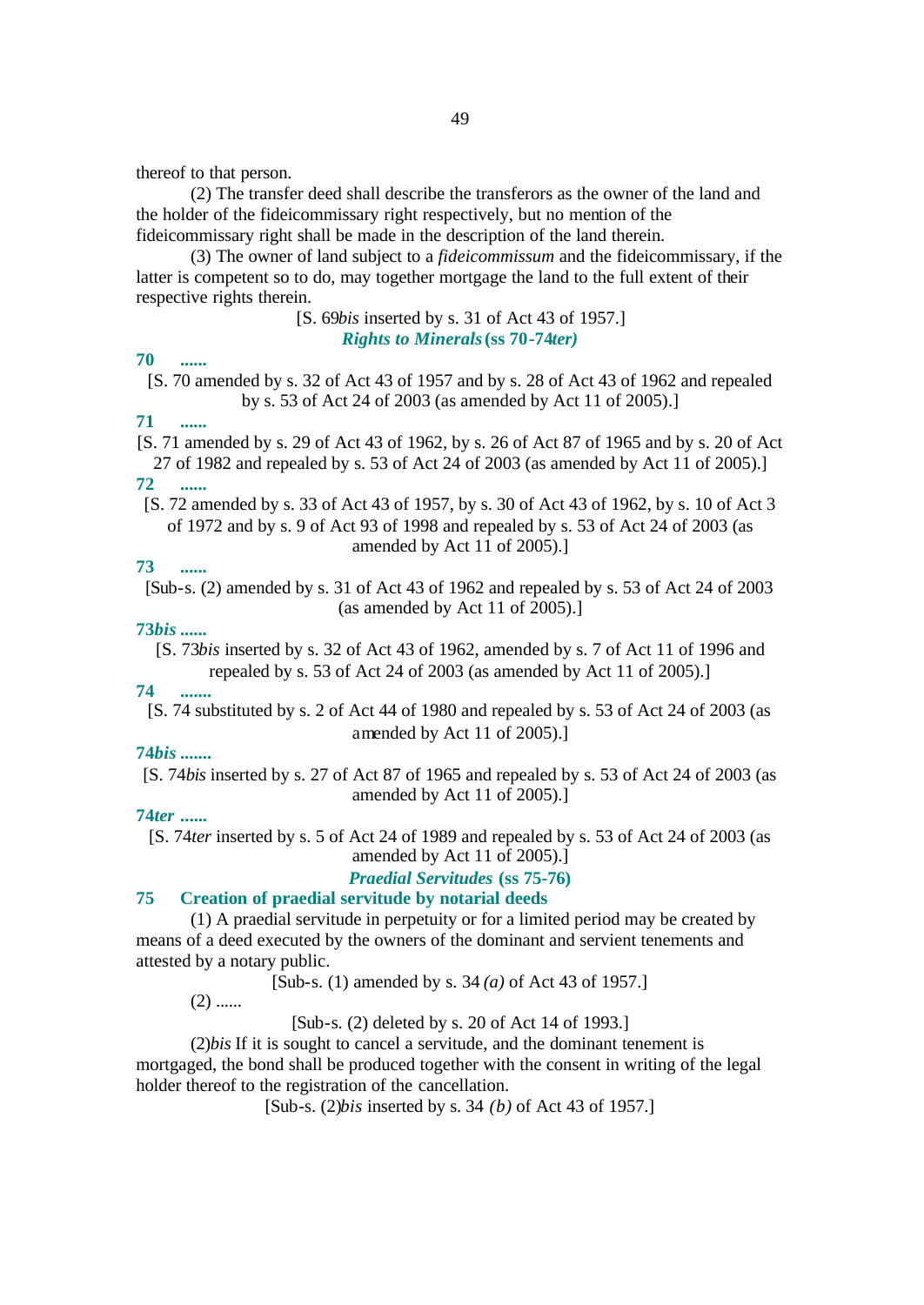thereof to that person.

(2) The transfer deed shall describe the transferors as the owner of the land and the holder of the fideicommissary right respectively, but no mention of the fideicommissary right shall be made in the description of the land therein.

(3) The owner of land subject to a *fideicommissum* and the fideicommissary, if the latter is competent so to do, may together mortgage the land to the full extent of their respective rights therein.

[S. 69*bis* inserted by s. 31 of Act 43 of 1957.]

### *Rights to Minerals* (ss 70-74*ter)*

**70 ......**

[S. 70 amended by s. 32 of Act 43 of 1957 and by s. 28 of Act 43 of 1962 and repealed by s. 53 of Act 24 of 2003 (as amended by Act 11 of 2005).]

**71 ......**

[S. 71 amended by s. 29 of Act 43 of 1962, by s. 26 of Act 87 of 1965 and by s. 20 of Act 27 of 1982 and repealed by s. 53 of Act 24 of 2003 (as amended by Act 11 of 2005).]

**72 ......**

[S. 72 amended by s. 33 of Act 43 of 1957, by s. 30 of Act 43 of 1962, by s. 10 of Act 3 of 1972 and by s. 9 of Act 93 of 1998 and repealed by s. 53 of Act 24 of 2003 (as amended by Act 11 of 2005).]

**73 ......**

[Sub-s. (2) amended by s. 31 of Act 43 of 1962 and repealed by s. 53 of Act 24 of 2003 (as amended by Act 11 of 2005).]

***73bis* ......**

[S. 73*bis* inserted by s. 32 of Act 43 of 1962, amended by s. 7 of Act 11 of 1996 and repealed by s. 53 of Act 24 of 2003 (as amended by Act 11 of 2005).]

**74 .......**

[S. 74 substituted by s. 2 of Act 44 of 1980 and repealed by s. 53 of Act 24 of 2003 (as amended by Act 11 of 2005).]

***74bis* .......**

[S. 74*bis* inserted by s. 27 of Act 87 of 1965 and repealed by s. 53 of Act 24 of 2003 (as amended by Act 11 of 2005).]

***74ter* ......**

[S. 74*ter* inserted by s. 5 of Act 24 of 1989 and repealed by s. 53 of Act 24 of 2003 (as amended by Act 11 of 2005).]

### *Praedial Servitudes* (ss 75-76)

**75 Creation of praedial servitude by notarial deeds**

(1) A praedial servitude in perpetuity or for a limited period may be created by means of a deed executed by the owners of the dominant and servient tenements and attested by a notary public.

[Sub-s. (1) amended by s. 34 *(a)* of Act 43 of 1957.]

(2) ......

[Sub-s. (2) deleted by s. 20 of Act 14 of 1993.]

(2)*bis* If it is sought to cancel a servitude, and the dominant tenement is mortgaged, the bond shall be produced together with the consent in writing of the legal holder thereof to the registration of the cancellation.

[Sub-s. (2)*bis* inserted by s. 34 *(b)* of Act 43 of 1957.]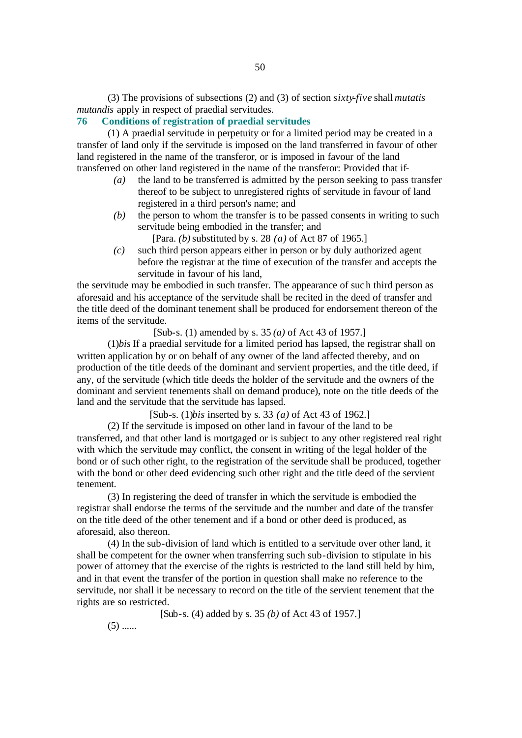(3) The provisions of subsections (2) and (3) of section *sixty-five* shall *mutatis mutandis* apply in respect of praedial servitudes.

### 76 Conditions of registration of praedial servitudes

(1) A praedial servitude in perpetuity or for a limited period may be created in a transfer of land only if the servitude is imposed on the land transferred in favour of other land registered in the name of the transferor, or is imposed in favour of the land transferred on other land registered in the name of the transferor: Provided that if-

*(a)* the land to be transferred is admitted by the person seeking to pass transfer thereof to be subject to unregistered rights of servitude in favour of land registered in a third person's name; and

*(b)* the person to whom the transfer is to be passed consents in writing to such servitude being embodied in the transfer; and

[Para. *(b)* substituted by s. 28 *(a)* of Act 87 of 1965.]

*(c)* such third person appears either in person or by duly authorized agent before the registrar at the time of execution of the transfer and accepts the servitude in favour of his land,

the servitude may be embodied in such transfer. The appearance of such third person as aforesaid and his acceptance of the servitude shall be recited in the deed of transfer and the title deed of the dominant tenement shall be produced for endorsement thereon of the items of the servitude.

[Sub-s. (1) amended by s. 35 *(a)* of Act 43 of 1957.]

(1)*bis* If a praedial servitude for a limited period has lapsed, the registrar shall on written application by or on behalf of any owner of the land affected thereby, and on production of the title deeds of the dominant and servient properties, and the title deed, if any, of the servitude (which title deeds the holder of the servitude and the owners of the dominant and servient tenements shall on demand produce), note on the title deeds of the land and the servitude that the servitude has lapsed.

[Sub-s. (1)*bis* inserted by s. 33 *(a)* of Act 43 of 1962.]

(2) If the servitude is imposed on other land in favour of the land to be transferred, and that other land is mortgaged or is subject to any other registered real right with which the servitude may conflict, the consent in writing of the legal holder of the bond or of such other right, to the registration of the servitude shall be produced, together with the bond or other deed evidencing such other right and the title deed of the servient tenement.

(3) In registering the deed of transfer in which the servitude is embodied the registrar shall endorse the terms of the servitude and the number and date of the transfer on the title deed of the other tenement and if a bond or other deed is produced, as aforesaid, also thereon.

(4) In the sub-division of land which is entitled to a servitude over other land, it shall be competent for the owner when transferring such sub-division to stipulate in his power of attorney that the exercise of the rights is restricted to the land still held by him, and in that event the transfer of the portion in question shall make no reference to the servitude, nor shall it be necessary to record on the title of the servient tenement that the rights are so restricted.

[Sub-s. (4) added by s. 35 *(b)* of Act 43 of 1957.]

(5) ......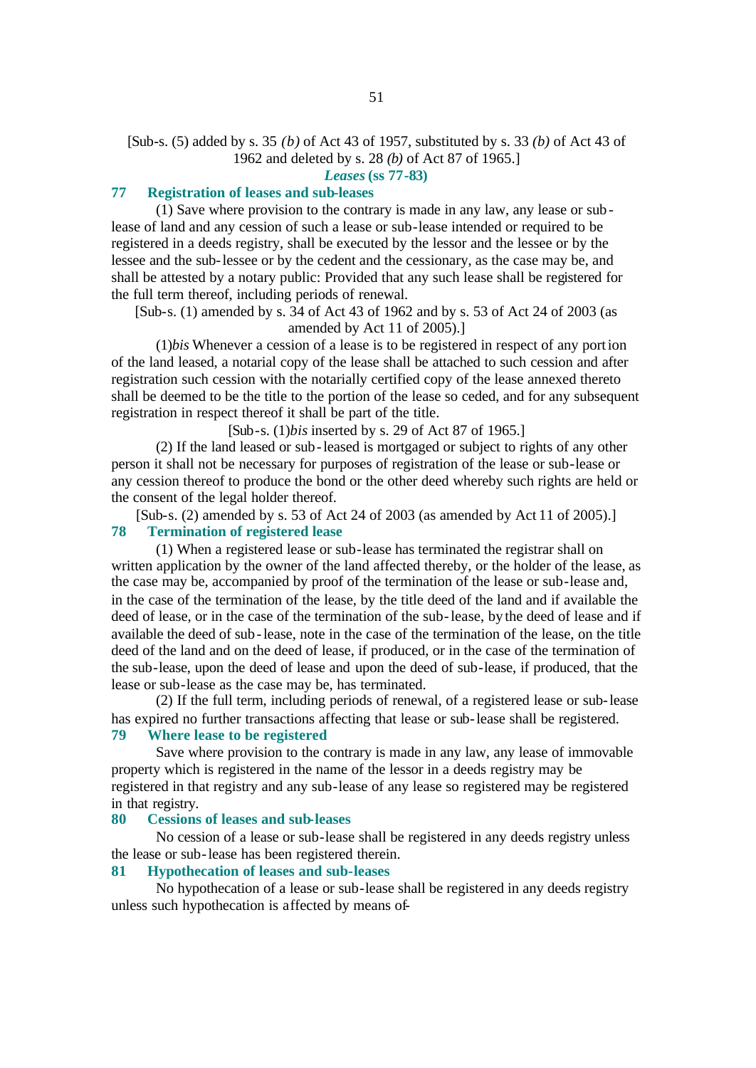[Sub-s. (5) added by s. 35 *(b)* of Act 43 of 1957, substituted by s. 33 *(b)* of Act 43 of 1962 and deleted by s. 28 *(b)* of Act 87 of 1965.]

## *Leases* (ss 77-83)

### 77 Registration of leases and sub-leases

(1) Save where provision to the contrary is made in any law, any lease or sub-lease of land and any cession of such a lease or sub-lease intended or required to be registered in a deeds registry, shall be executed by the lessor and the lessee or by the lessee and the sub-lessee or by the cedent and the cessionary, as the case may be, and shall be attested by a notary public: Provided that any such lease shall be registered for the full term thereof, including periods of renewal.

[Sub-s. (1) amended by s. 34 of Act 43 of 1962 and by s. 53 of Act 24 of 2003 (as amended by Act 11 of 2005).]

(1)*bis* Whenever a cession of a lease is to be registered in respect of any portion of the land leased, a notarial copy of the lease shall be attached to such cession and after registration such cession with the notarially certified copy of the lease annexed thereto shall be deemed to be the title to the portion of the lease so ceded, and for any subsequent registration in respect thereof it shall be part of the title.

[Sub-s. (1)*bis* inserted by s. 29 of Act 87 of 1965.]

(2) If the land leased or sub-leased is mortgaged or subject to rights of any other person it shall not be necessary for purposes of registration of the lease or sub-lease or any cession thereof to produce the bond or the other deed whereby such rights are held or the consent of the legal holder thereof.

[Sub-s. (2) amended by s. 53 of Act 24 of 2003 (as amended by Act 11 of 2005).]

### 78 Termination of registered lease

(1) When a registered lease or sub-lease has terminated the registrar shall on written application by the owner of the land affected thereby, or the holder of the lease, as the case may be, accompanied by proof of the termination of the lease or sub-lease and, in the case of the termination of the lease, by the title deed of the land and if available the deed of lease, or in the case of the termination of the sub-lease, by the deed of lease and if available the deed of sub-lease, note in the case of the termination of the lease, on the title deed of the land and on the deed of lease, if produced, or in the case of the termination of the sub-lease, upon the deed of lease and upon the deed of sub-lease, if produced, that the lease or sub-lease as the case may be, has terminated.

(2) If the full term, including periods of renewal, of a registered lease or sub-lease has expired no further transactions affecting that lease or sub-lease shall be registered.

### 79 Where lease to be registered

Save where provision to the contrary is made in any law, any lease of immovable property which is registered in the name of the lessor in a deeds registry may be registered in that registry and any sub-lease of any lease so registered may be registered in that registry.

### 80 Cessions of leases and sub-leases

No cession of a lease or sub-lease shall be registered in any deeds registry unless the lease or sub-lease has been registered therein.

### 81 Hypothecation of leases and sub-leases

No hypothecation of a lease or sub-lease shall be registered in any deeds registry unless such hypothecation is affected by means of-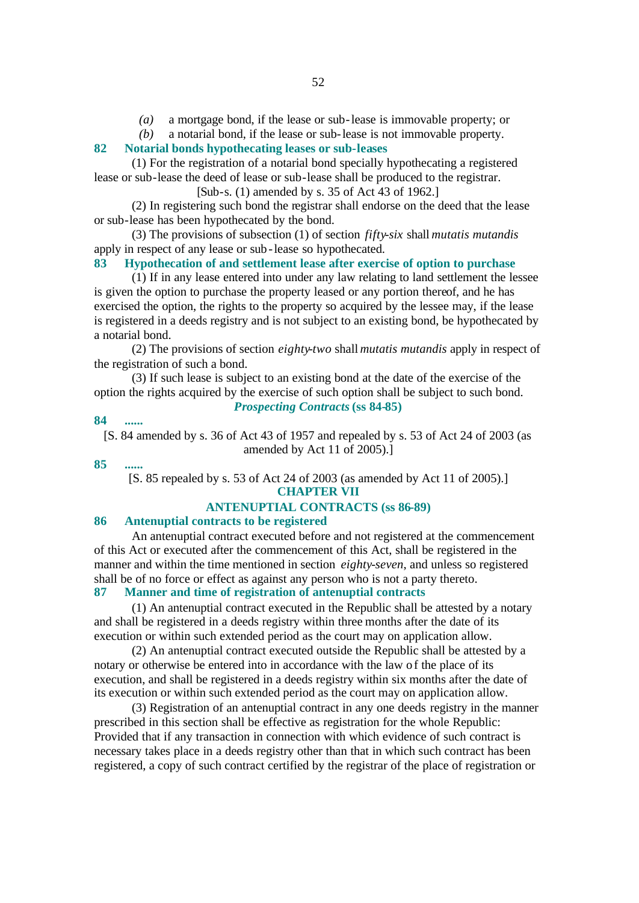*(a)* a mortgage bond, if the lease or sub-lease is immovable property; or

*(b)* a notarial bond, if the lease or sub-lease is not immovable property.

**82 Notarial bonds hypothecating leases or sub-leases**

(1) For the registration of a notarial bond specially hypothecating a registered lease or sub-lease the deed of lease or sub-lease shall be produced to the registrar.

[Sub-s. (1) amended by s. 35 of Act 43 of 1962.]

(2) In registering such bond the registrar shall endorse on the deed that the lease or sub-lease has been hypothecated by the bond.

(3) The provisions of subsection (1) of section *fifty-six* shall *mutatis mutandis* apply in respect of any lease or sub-lease so hypothecated.

**83 Hypothecation of and settlement lease after exercise of option to purchase**

(1) If in any lease entered into under any law relating to land settlement the lessee is given the option to purchase the property leased or any portion thereof, and he has exercised the option, the rights to the property so acquired by the lessee may, if the lease is registered in a deeds registry and is not subject to an existing bond, be hypothecated by a notarial bond.

(2) The provisions of section *eighty-two* shall *mutatis mutandis* apply in respect of the registration of such a bond.

(3) If such lease is subject to an existing bond at the date of the exercise of the option the rights acquired by the exercise of such option shall be subject to such bond.

***Prospecting Contracts* (ss 84-85)**

**84 ......**

[S. 84 amended by s. 36 of Act 43 of 1957 and repealed by s. 53 of Act 24 of 2003 (as amended by Act 11 of 2005).]

**85 ......**

[S. 85 repealed by s. 53 of Act 24 of 2003 (as amended by Act 11 of 2005).]

## CHAPTER VII

## ANTENUPTIAL CONTRACTS (ss 86-89)

**86 Antenuptial contracts to be registered**

An antenuptial contract executed before and not registered at the commencement of this Act or executed after the commencement of this Act, shall be registered in the manner and within the time mentioned in section *eighty-seven*, and unless so registered shall be of no force or effect as against any person who is not a party thereto.

**87 Manner and time of registration of antenuptial contracts**

(1) An antenuptial contract executed in the Republic shall be attested by a notary and shall be registered in a deeds registry within three months after the date of its execution or within such extended period as the court may on application allow.

(2) An antenuptial contract executed outside the Republic shall be attested by a notary or otherwise be entered into in accordance with the law of the place of its execution, and shall be registered in a deeds registry within six months after the date of its execution or within such extended period as the court may on application allow.

(3) Registration of an antenuptial contract in any one deeds registry in the manner prescribed in this section shall be effective as registration for the whole Republic: Provided that if any transaction in connection with which evidence of such contract is necessary takes place in a deeds registry other than that in which such contract has been registered, a copy of such contract certified by the registrar of the place of registration or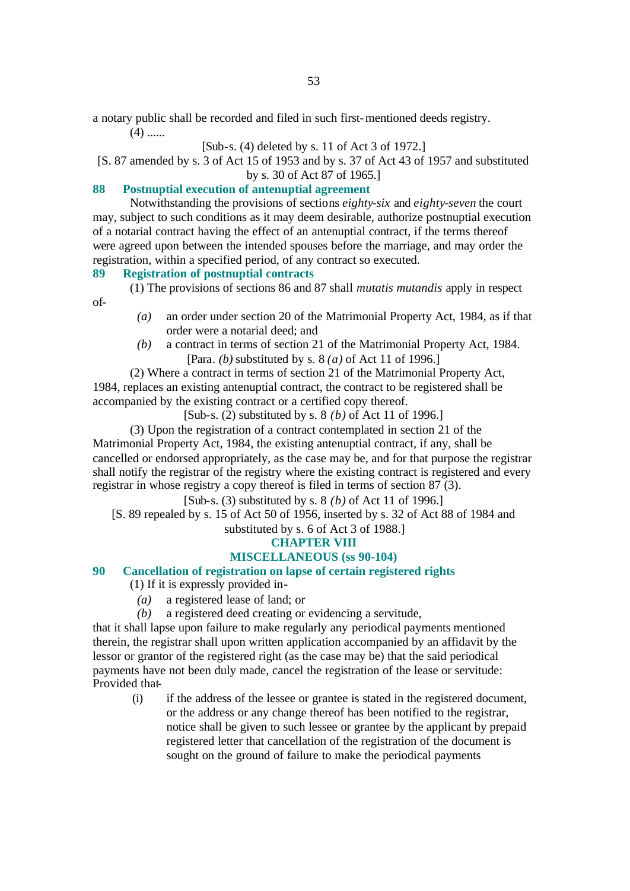a notary public shall be recorded and filed in such first-mentioned deeds registry.

(4) ......

[Sub-s. (4) deleted by s. 11 of Act 3 of 1972.]

[S. 87 amended by s. 3 of Act 15 of 1953 and by s. 37 of Act 43 of 1957 and substituted by s. 30 of Act 87 of 1965.]

### 88 Postnuptial execution of antenuptial agreement

Notwithstanding the provisions of sections *eighty-six* and *eighty-seven* the court may, subject to such conditions as it may deem desirable, authorize postnuptial execution of a notarial contract having the effect of an antenuptial contract, if the terms thereof were agreed upon between the intended spouses before the marriage, and may order the registration, within a specified period, of any contract so executed.

### 89 Registration of postnuptial contracts

(1) The provisions of sections 86 and 87 shall *mutatis mutandis* apply in respect of-

*(a)* an order under section 20 of the Matrimonial Property Act, 1984, as if that order were a notarial deed; and

*(b)* a contract in terms of section 21 of the Matrimonial Property Act, 1984.

[Para. *(b)* substituted by s. 8 *(a)* of Act 11 of 1996.]

(2) Where a contract in terms of section 21 of the Matrimonial Property Act, 1984, replaces an existing antenuptial contract, the contract to be registered shall be accompanied by the existing contract or a certified copy thereof.

[Sub-s. (2) substituted by s. 8 *(b)* of Act 11 of 1996.]

(3) Upon the registration of a contract contemplated in section 21 of the Matrimonial Property Act, 1984, the existing antenuptial contract, if any, shall be cancelled or endorsed appropriately, as the case may be, and for that purpose the registrar shall notify the registrar of the registry where the existing contract is registered and every registrar in whose registry a copy thereof is filed in terms of section 87 (3).

[Sub-s. (3) substituted by s. 8 *(b)* of Act 11 of 1996.]

[S. 89 repealed by s. 15 of Act 50 of 1956, inserted by s. 32 of Act 88 of 1984 and substituted by s. 6 of Act 3 of 1988.]

## CHAPTER VIII

## MISCELLANEOUS (ss 90-104)

### 90 Cancellation of registration on lapse of certain registered rights

(1) If it is expressly provided in-

*(a)* a registered lease of land; or

*(b)* a registered deed creating or evidencing a servitude,

that it shall lapse upon failure to make regularly any periodical payments mentioned therein, the registrar shall upon written application accompanied by an affidavit by the lessor or grantor of the registered right (as the case may be) that the said periodical payments have not been duly made, cancel the registration of the lease or servitude: Provided that-

(i) if the address of the lessee or grantee is stated in the registered document, or the address or any change thereof has been notified to the registrar, notice shall be given to such lessee or grantee by the applicant by prepaid registered letter that cancellation of the registration of the document is sought on the ground of failure to make the periodical payments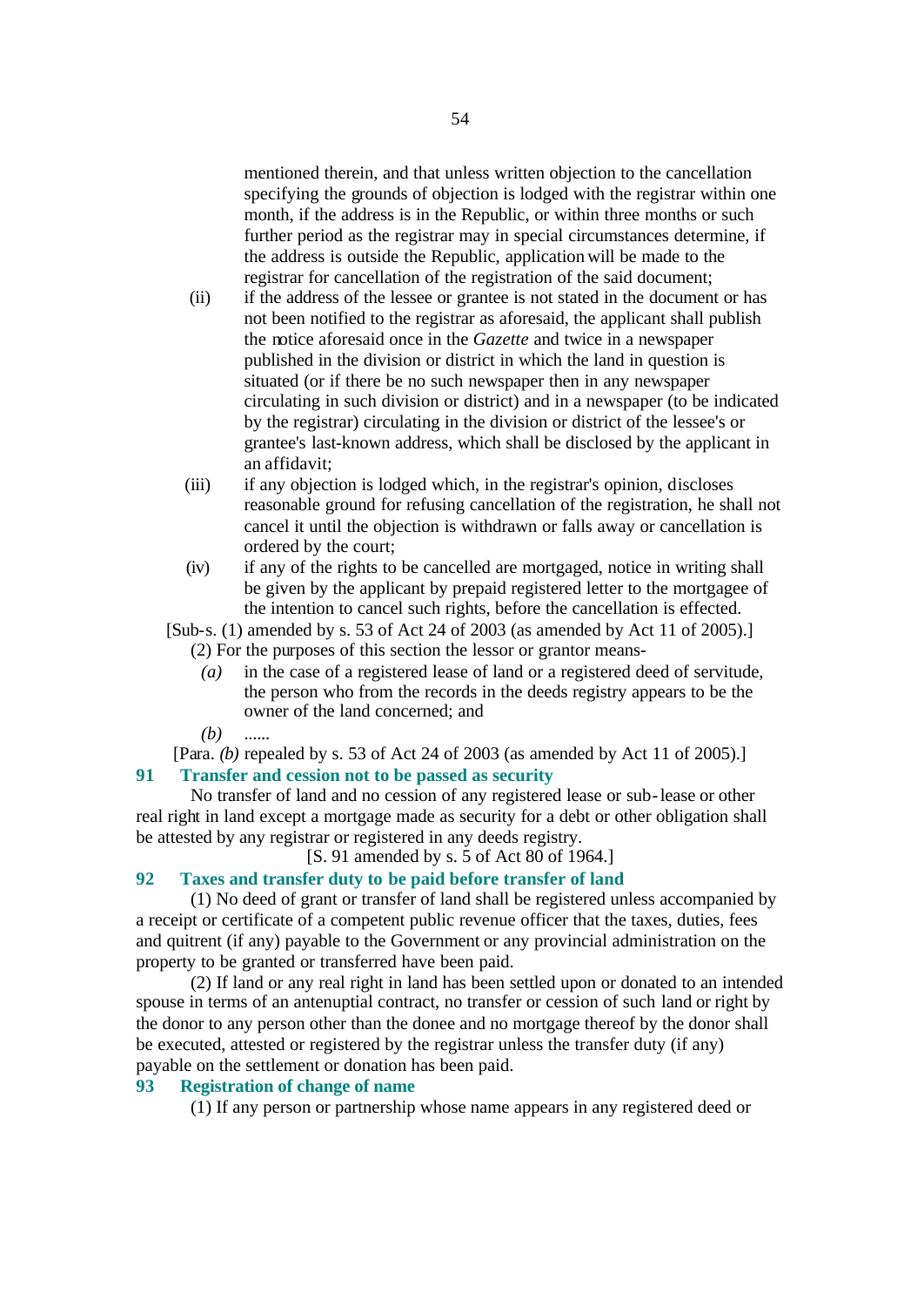mentioned therein, and that unless written objection to the cancellation specifying the grounds of objection is lodged with the registrar within one month, if the address is in the Republic, or within three months or such further period as the registrar may in special circumstances determine, if the address is outside the Republic, application will be made to the registrar for cancellation of the registration of the said document;

(ii) if the address of the lessee or grantee is not stated in the document or has not been notified to the registrar as aforesaid, the applicant shall publish the notice aforesaid once in the *Gazette* and twice in a newspaper published in the division or district in which the land in question is situated (or if there be no such newspaper then in any newspaper circulating in such division or district) and in a newspaper (to be indicated by the registrar) circulating in the division or district of the lessee's or grantee's last-known address, which shall be disclosed by the applicant in an affidavit;

(iii) if any objection is lodged which, in the registrar's opinion, discloses reasonable ground for refusing cancellation of the registration, he shall not cancel it until the objection is withdrawn or falls away or cancellation is ordered by the court;

(iv) if any of the rights to be cancelled are mortgaged, notice in writing shall be given by the applicant by prepaid registered letter to the mortgagee of the intention to cancel such rights, before the cancellation is effected.

[Sub-s. (1) amended by s. 53 of Act 24 of 2003 (as amended by Act 11 of 2005).]

(2) For the purposes of this section the lessor or grantor means-

*(a)* in the case of a registered lease of land or a registered deed of servitude, the person who from the records in the deeds registry appears to be the owner of the land concerned; and

*(b)* ......

[Para. *(b)* repealed by s. 53 of Act 24 of 2003 (as amended by Act 11 of 2005).]

### 91 Transfer and cession not to be passed as security

No transfer of land and no cession of any registered lease or sub-lease or other real right in land except a mortgage made as security for a debt or other obligation shall be attested by any registrar or registered in any deeds registry.

[S. 91 amended by s. 5 of Act 80 of 1964.]

### 92 Taxes and transfer duty to be paid before transfer of land

(1) No deed of grant or transfer of land shall be registered unless accompanied by a receipt or certificate of a competent public revenue officer that the taxes, duties, fees and quitrent (if any) payable to the Government or any provincial administration on the property to be granted or transferred have been paid.

(2) If land or any real right in land has been settled upon or donated to an intended spouse in terms of an antenuptial contract, no transfer or cession of such land or right by the donor to any person other than the donee and no mortgage thereof by the donor shall be executed, attested or registered by the registrar unless the transfer duty (if any) payable on the settlement or donation has been paid.

### 93 Registration of change of name

(1) If any person or partnership whose name appears in any registered deed or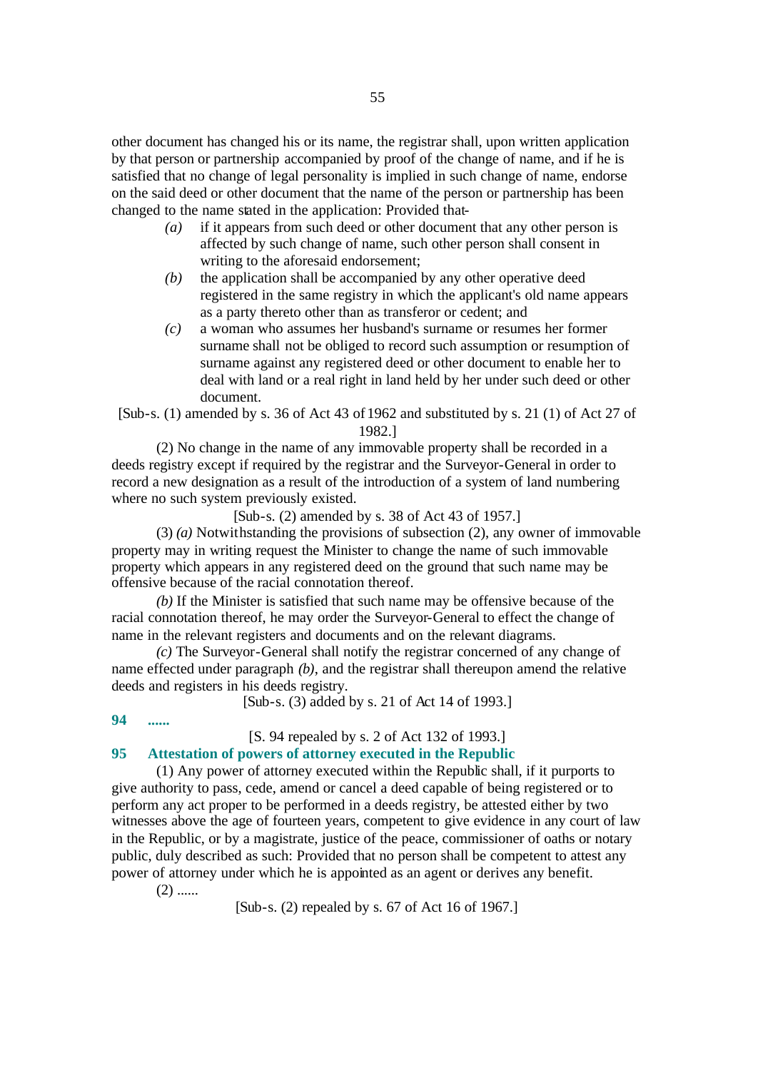other document has changed his or its name, the registrar shall, upon written application by that person or partnership accompanied by proof of the change of name, and if he is satisfied that no change of legal personality is implied in such change of name, endorse on the said deed or other document that the name of the person or partnership has been changed to the name stated in the application: Provided that-

*(a)* if it appears from such deed or other document that any other person is affected by such change of name, such other person shall consent in writing to the aforesaid endorsement;

*(b)* the application shall be accompanied by any other operative deed registered in the same registry in which the applicant's old name appears as a party thereto other than as transferor or cedent; and

*(c)* a woman who assumes her husband's surname or resumes her former surname shall not be obliged to record such assumption or resumption of surname against any registered deed or other document to enable her to deal with land or a real right in land held by her under such deed or other document.

[Sub-s. (1) amended by s. 36 of Act 43 of 1962 and substituted by s. 21 (1) of Act 27 of 1982.]

(2) No change in the name of any immovable property shall be recorded in a deeds registry except if required by the registrar and the Surveyor-General in order to record a new designation as a result of the introduction of a system of land numbering where no such system previously existed.

[Sub-s. (2) amended by s. 38 of Act 43 of 1957.]

(3) *(a)* Notwithstanding the provisions of subsection (2), any owner of immovable property may in writing request the Minister to change the name of such immovable property which appears in any registered deed on the ground that such name may be offensive because of the racial connotation thereof.

*(b)* If the Minister is satisfied that such name may be offensive because of the racial connotation thereof, he may order the Surveyor-General to effect the change of name in the relevant registers and documents and on the relevant diagrams.

*(c)* The Surveyor-General shall notify the registrar concerned of any change of name effected under paragraph *(b)*, and the registrar shall thereupon amend the relative deeds and registers in his deeds registry.

[Sub-s. (3) added by s. 21 of Act 14 of 1993.]

**94 ......**

[S. 94 repealed by s. 2 of Act 132 of 1993.]

**95 Attestation of powers of attorney executed in the Republic**

(1) Any power of attorney executed within the Republic shall, if it purports to give authority to pass, cede, amend or cancel a deed capable of being registered or to perform any act proper to be performed in a deeds registry, be attested either by two witnesses above the age of fourteen years, competent to give evidence in any court of law in the Republic, or by a magistrate, justice of the peace, commissioner of oaths or notary public, duly described as such: Provided that no person shall be competent to attest any power of attorney under which he is appointed as an agent or derives any benefit.

(2) ......

[Sub-s. (2) repealed by s. 67 of Act 16 of 1967.]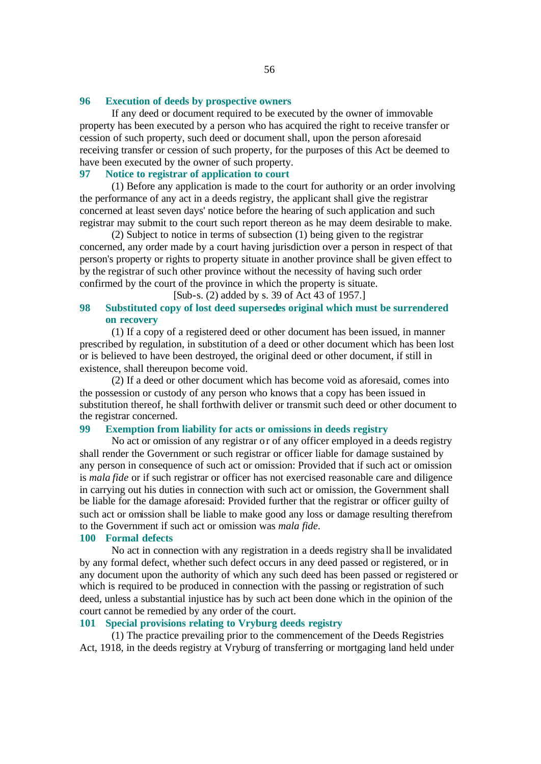### 96 Execution of deeds by prospective owners

If any deed or document required to be executed by the owner of immovable property has been executed by a person who has acquired the right to receive transfer or cession of such property, such deed or document shall, upon the person aforesaid receiving transfer or cession of such property, for the purposes of this Act be deemed to have been executed by the owner of such property.

### 97 Notice to registrar of application to court

(1) Before any application is made to the court for authority or an order involving the performance of any act in a deeds registry, the applicant shall give the registrar concerned at least seven days' notice before the hearing of such application and such registrar may submit to the court such report thereon as he may deem desirable to make.

(2) Subject to notice in terms of subsection (1) being given to the registrar concerned, any order made by a court having jurisdiction over a person in respect of that person's property or rights to property situate in another province shall be given effect to by the registrar of such other province without the necessity of having such order confirmed by the court of the province in which the property is situate.

[Sub-s. (2) added by s. 39 of Act 43 of 1957.]

### 98 Substituted copy of lost deed supersedes original which must be surrendered on recovery

(1) If a copy of a registered deed or other document has been issued, in manner prescribed by regulation, in substitution of a deed or other document which has been lost or is believed to have been destroyed, the original deed or other document, if still in existence, shall thereupon become void.

(2) If a deed or other document which has become void as aforesaid, comes into the possession or custody of any person who knows that a copy has been issued in substitution thereof, he shall forthwith deliver or transmit such deed or other document to the registrar concerned.

### 99 Exemption from liability for acts or omissions in deeds registry

No act or omission of any registrar or of any officer employed in a deeds registry shall render the Government or such registrar or officer liable for damage sustained by any person in consequence of such act or omission: Provided that if such act or omission is *mala fide* or if such registrar or officer has not exercised reasonable care and diligence in carrying out his duties in connection with such act or omission, the Government shall be liable for the damage aforesaid: Provided further that the registrar or officer guilty of such act or omission shall be liable to make good any loss or damage resulting therefrom to the Government if such act or omission was *mala fide*.

### 100 Formal defects

No act in connection with any registration in a deeds registry shall be invalidated by any formal defect, whether such defect occurs in any deed passed or registered, or in any document upon the authority of which any such deed has been passed or registered or which is required to be produced in connection with the passing or registration of such deed, unless a substantial injustice has by such act been done which in the opinion of the court cannot be remedied by any order of the court.

### 101 Special provisions relating to Vryburg deeds registry

(1) The practice prevailing prior to the commencement of the Deeds Registries Act, 1918, in the deeds registry at Vryburg of transferring or mortgaging land held under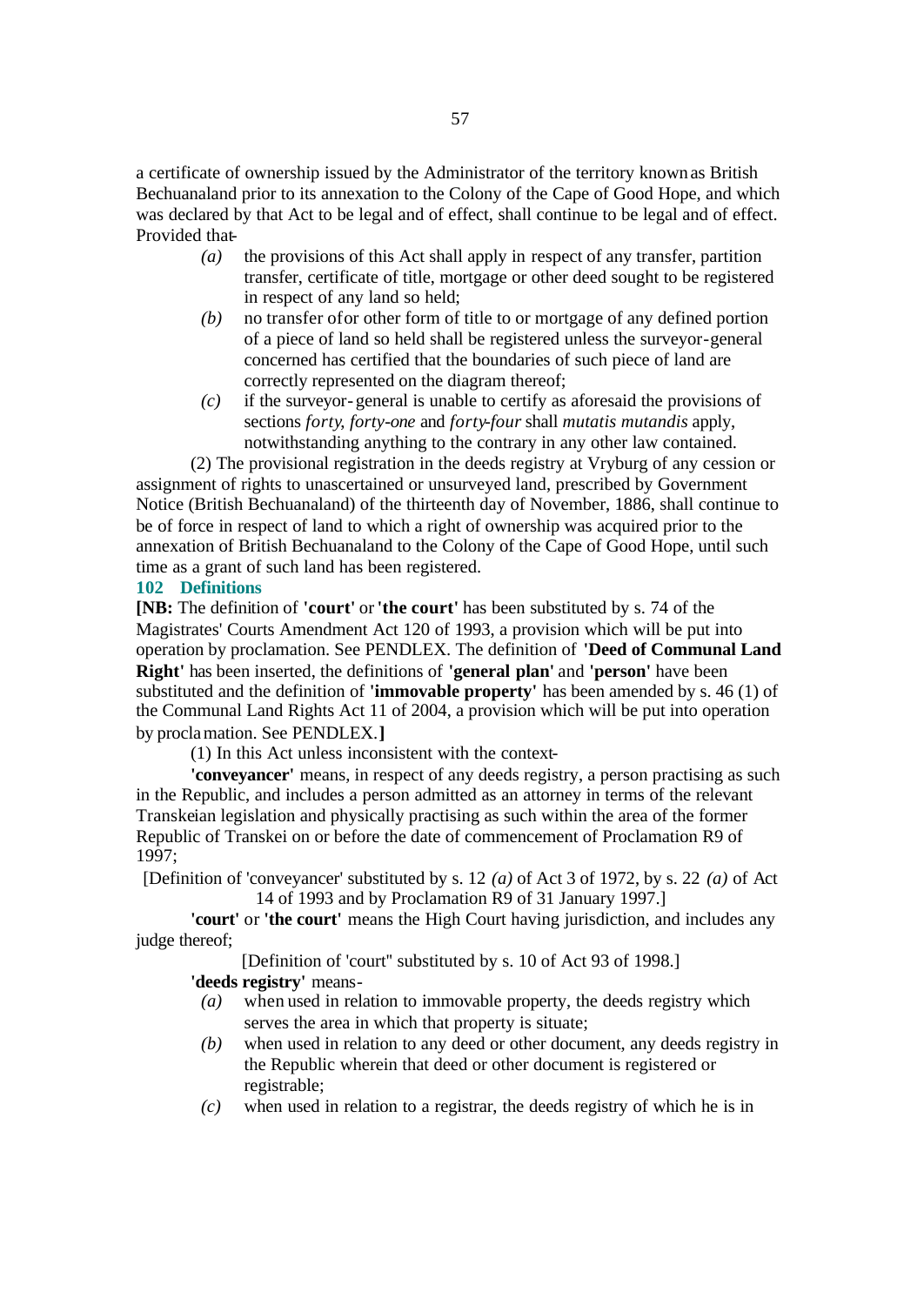a certificate of ownership issued by the Administrator of the territory known as British Bechuanaland prior to its annexation to the Colony of the Cape of Good Hope, and which was declared by that Act to be legal and of effect, shall continue to be legal and of effect. Provided that-

*(a)* the provisions of this Act shall apply in respect of any transfer, partition transfer, certificate of title, mortgage or other deed sought to be registered in respect of any land so held;

*(b)* no transfer of or other form of title to or mortgage of any defined portion of a piece of land so held shall be registered unless the surveyor-general concerned has certified that the boundaries of such piece of land are correctly represented on the diagram thereof;

*(c)* if the surveyor-general is unable to certify as aforesaid the provisions of sections *forty*, *forty-one* and *forty-four* shall *mutatis mutandis* apply, notwithstanding anything to the contrary in any other law contained.

(2) The provisional registration in the deeds registry at Vryburg of any cession or assignment of rights to unascertained or unsurveyed land, prescribed by Government Notice (British Bechuanaland) of the thirteenth day of November, 1886, shall continue to be of force in respect of land to which a right of ownership was acquired prior to the annexation of British Bechuanaland to the Colony of the Cape of Good Hope, until such time as a grant of such land has been registered.

### 102 Definitions

**[NB:** The definition of **'court'** or **'the court'** has been substituted by s. 74 of the Magistrates' Courts Amendment Act 120 of 1993, a provision which will be put into operation by proclamation. See PENDLEX. The definition of **'Deed of Communal Land Right'** has been inserted, the definitions of **'general plan'** and **'person'** have been substituted and the definition of **'immovable property'** has been amended by s. 46 (1) of the Communal Land Rights Act 11 of 2004, a provision which will be put into operation by proclamation. See PENDLEX.**]**

(1) In this Act unless inconsistent with the context-

**'conveyancer'** means, in respect of any deeds registry, a person practising as such in the Republic, and includes a person admitted as an attorney in terms of the relevant Transkeian legislation and physically practising as such within the area of the former Republic of Transkei on or before the date of commencement of Proclamation R9 of 1997;

[Definition of 'conveyancer' substituted by s. 12 *(a)* of Act 3 of 1972, by s. 22 *(a)* of Act 14 of 1993 and by Proclamation R9 of 31 January 1997.]

**'court'** or **'the court'** means the High Court having jurisdiction, and includes any judge thereof;

[Definition of 'court'' substituted by s. 10 of Act 93 of 1998.]

**'deeds registry'** means-

*(a)* when used in relation to immovable property, the deeds registry which serves the area in which that property is situate;

*(b)* when used in relation to any deed or other document, any deeds registry in the Republic wherein that deed or other document is registered or registrable;

*(c)* when used in relation to a registrar, the deeds registry of which he is in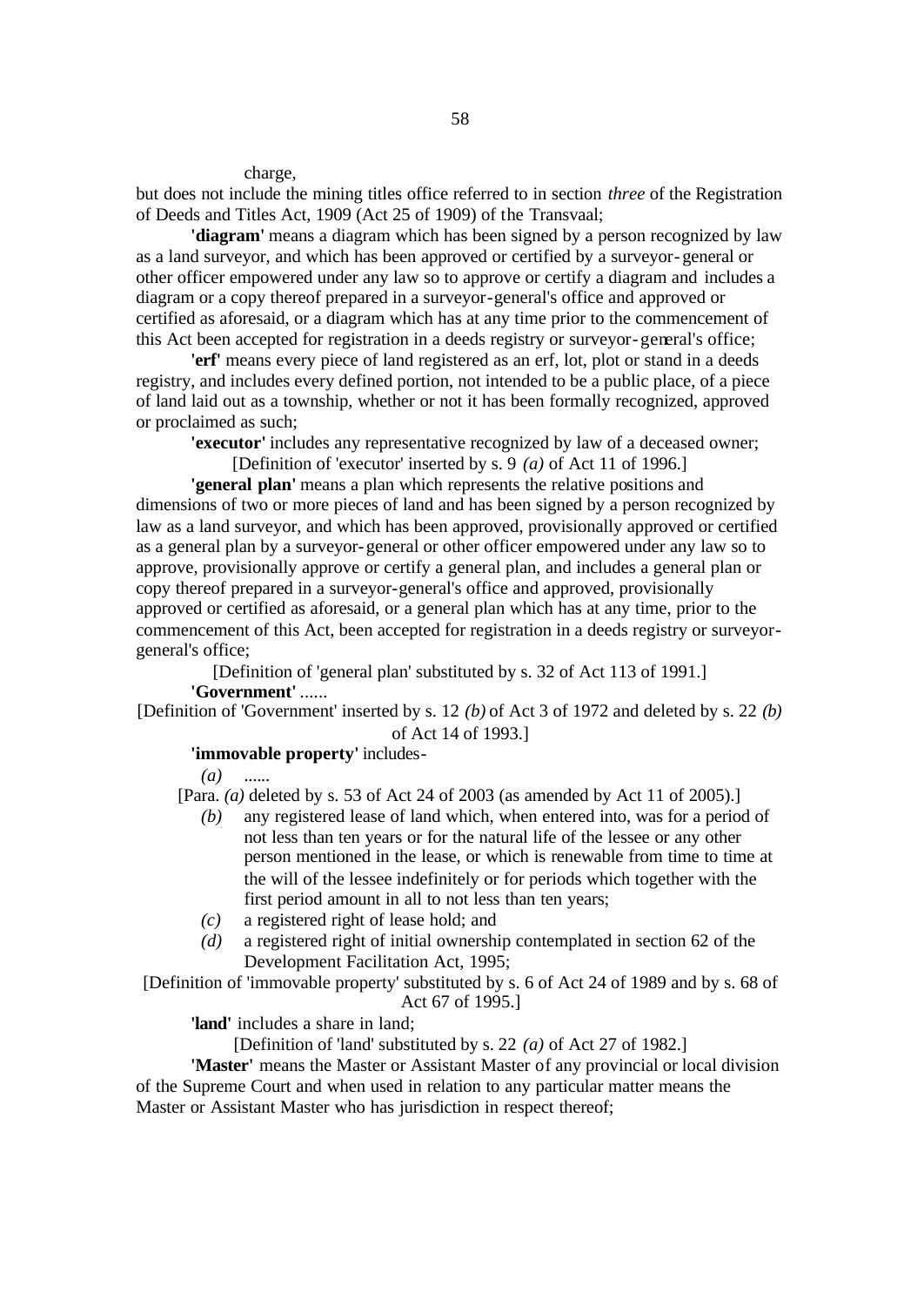charge,

but does not include the mining titles office referred to in section *three* of the Registration of Deeds and Titles Act, 1909 (Act 25 of 1909) of the Transvaal;

**'diagram'** means a diagram which has been signed by a person recognized by law as a land surveyor, and which has been approved or certified by a surveyor-general or other officer empowered under any law so to approve or certify a diagram and includes a diagram or a copy thereof prepared in a surveyor-general's office and approved or certified as aforesaid, or a diagram which has at any time prior to the commencement of this Act been accepted for registration in a deeds registry or surveyor-general's office;

**'erf'** means every piece of land registered as an erf, lot, plot or stand in a deeds registry, and includes every defined portion, not intended to be a public place, of a piece of land laid out as a township, whether or not it has been formally recognized, approved or proclaimed as such;

**'executor'** includes any representative recognized by law of a deceased owner;

[Definition of 'executor' inserted by s. 9 *(a)* of Act 11 of 1996.]

**'general plan'** means a plan which represents the relative positions and dimensions of two or more pieces of land and has been signed by a person recognized by law as a land surveyor, and which has been approved, provisionally approved or certified as a general plan by a surveyor-general or other officer empowered under any law so to approve, provisionally approve or certify a general plan, and includes a general plan or copy thereof prepared in a surveyor-general's office and approved, provisionally approved or certified as aforesaid, or a general plan which has at any time, prior to the commencement of this Act, been accepted for registration in a deeds registry or surveyor-general's office;

[Definition of 'general plan' substituted by s. 32 of Act 113 of 1991.]

**'Government'** ......

[Definition of 'Government' inserted by s. 12 *(b)* of Act 3 of 1972 and deleted by s. 22 *(b)* of Act 14 of 1993.]

**'immovable property'** includes-

*(a)* ......

[Para. *(a)* deleted by s. 53 of Act 24 of 2003 (as amended by Act 11 of 2005).]

*(b)* any registered lease of land which, when entered into, was for a period of not less than ten years or for the natural life of the lessee or any other person mentioned in the lease, or which is renewable from time to time at the will of the lessee indefinitely or for periods which together with the first period amount in all to not less than ten years;

*(c)* a registered right of lease hold; and

*(d)* a registered right of initial ownership contemplated in section 62 of the Development Facilitation Act, 1995;

[Definition of 'immovable property' substituted by s. 6 of Act 24 of 1989 and by s. 68 of Act 67 of 1995.]

**'land'** includes a share in land;

[Definition of 'land' substituted by s. 22 *(a)* of Act 27 of 1982.]

**'Master'** means the Master or Assistant Master of any provincial or local division of the Supreme Court and when used in relation to any particular matter means the Master or Assistant Master who has jurisdiction in respect thereof;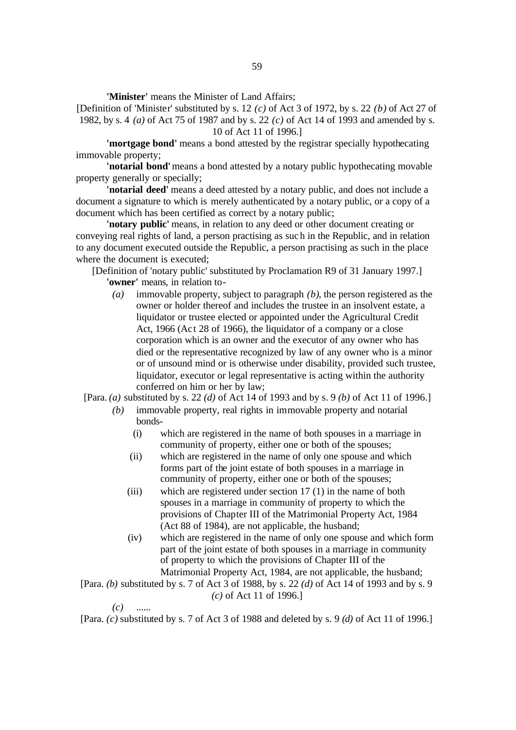**'Minister'** means the Minister of Land Affairs;

[Definition of 'Minister' substituted by s. 12 *(c)* of Act 3 of 1972, by s. 22 *(b)* of Act 27 of 1982, by s. 4 *(a)* of Act 75 of 1987 and by s. 22 *(c)* of Act 14 of 1993 and amended by s. 10 of Act 11 of 1996.]

**'mortgage bond'** means a bond attested by the registrar specially hypothecating immovable property;

**'notarial bond'** means a bond attested by a notary public hypothecating movable property generally or specially;

**'notarial deed'** means a deed attested by a notary public, and does not include a document a signature to which is merely authenticated by a notary public, or a copy of a document which has been certified as correct by a notary public;

**'notary public'** means, in relation to any deed or other document creating or conveying real rights of land, a person practising as such in the Republic, and in relation to any document executed outside the Republic, a person practising as such in the place where the document is executed;

[Definition of 'notary public' substituted by Proclamation R9 of 31 January 1997.]

**'owner'** means, in relation to-

*(a)* immovable property, subject to paragraph *(b)*, the person registered as the owner or holder thereof and includes the trustee in an insolvent estate, a liquidator or trustee elected or appointed under the Agricultural Credit Act, 1966 (Act 28 of 1966), the liquidator of a company or a close corporation which is an owner and the executor of any owner who has died or the representative recognized by law of any owner who is a minor or of unsound mind or is otherwise under disability, provided such trustee, liquidator, executor or legal representative is acting within the authority conferred on him or her by law;

[Para. *(a)* substituted by s. 22 *(d)* of Act 14 of 1993 and by s. 9 *(b)* of Act 11 of 1996.]

*(b)* immovable property, real rights in immovable property and notarial bonds-

(i) which are registered in the name of both spouses in a marriage in community of property, either one or both of the spouses;

(ii) which are registered in the name of only one spouse and which forms part of the joint estate of both spouses in a marriage in community of property, either one or both of the spouses;

(iii) which are registered under section 17 (1) in the name of both spouses in a marriage in community of property to which the provisions of Chapter III of the Matrimonial Property Act, 1984 (Act 88 of 1984), are not applicable, the husband;

(iv) which are registered in the name of only one spouse and which form part of the joint estate of both spouses in a marriage in community of property to which the provisions of Chapter III of the Matrimonial Property Act, 1984, are not applicable, the husband;

[Para. *(b)* substituted by s. 7 of Act 3 of 1988, by s. 22 *(d)* of Act 14 of 1993 and by s. 9 *(c)* of Act 11 of 1996.]

*(c)* ......

[Para. *(c)* substituted by s. 7 of Act 3 of 1988 and deleted by s. 9 *(d)* of Act 11 of 1996.]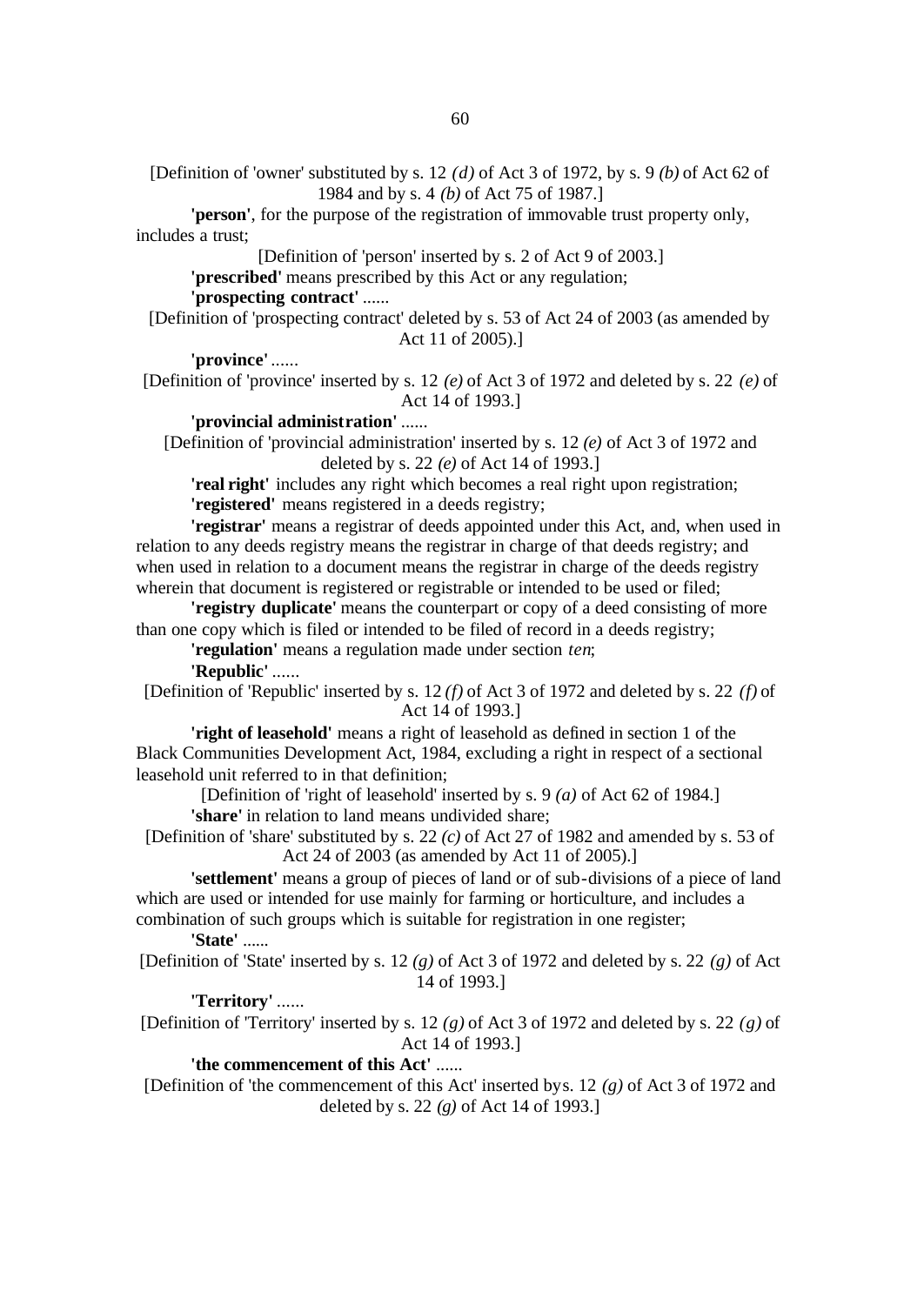[Definition of 'owner' substituted by s. 12 *(d)* of Act 3 of 1972, by s. 9 *(b)* of Act 62 of 1984 and by s. 4 *(b)* of Act 75 of 1987.]

**'person'**, for the purpose of the registration of immovable trust property only, includes a trust;

[Definition of 'person' inserted by s. 2 of Act 9 of 2003.]

**'prescribed'** means prescribed by this Act or any regulation;

**'prospecting contract'** ......

[Definition of 'prospecting contract' deleted by s. 53 of Act 24 of 2003 (as amended by Act 11 of 2005).]

**'province'** ......

[Definition of 'province' inserted by s. 12 *(e)* of Act 3 of 1972 and deleted by s. 22 *(e)* of Act 14 of 1993.]

**'provincial administration'** ......

[Definition of 'provincial administration' inserted by s. 12 *(e)* of Act 3 of 1972 and deleted by s. 22 *(e)* of Act 14 of 1993.]

**'real right'** includes any right which becomes a real right upon registration;

**'registered'** means registered in a deeds registry;

**'registrar'** means a registrar of deeds appointed under this Act, and, when used in relation to any deeds registry means the registrar in charge of that deeds registry; and when used in relation to a document means the registrar in charge of the deeds registry wherein that document is registered or registrable or intended to be used or filed;

**'registry duplicate'** means the counterpart or copy of a deed consisting of more than one copy which is filed or intended to be filed of record in a deeds registry;

**'regulation'** means a regulation made under section *ten*;

**'Republic'** ......

[Definition of 'Republic' inserted by s. 12 *(f)* of Act 3 of 1972 and deleted by s. 22 *(f)* of Act 14 of 1993.]

**'right of leasehold'** means a right of leasehold as defined in section 1 of the Black Communities Development Act, 1984, excluding a right in respect of a sectional leasehold unit referred to in that definition;

[Definition of 'right of leasehold' inserted by s. 9 *(a)* of Act 62 of 1984.]

**'share'** in relation to land means undivided share;

[Definition of 'share' substituted by s. 22 *(c)* of Act 27 of 1982 and amended by s. 53 of Act 24 of 2003 (as amended by Act 11 of 2005).]

**'settlement'** means a group of pieces of land or of sub-divisions of a piece of land which are used or intended for use mainly for farming or horticulture, and includes a combination of such groups which is suitable for registration in one register;

**'State'** ......

[Definition of 'State' inserted by s. 12 *(g)* of Act 3 of 1972 and deleted by s. 22 *(g)* of Act 14 of 1993.]

**'Territory'** ......

[Definition of 'Territory' inserted by s. 12 *(g)* of Act 3 of 1972 and deleted by s. 22 *(g)* of Act 14 of 1993.]

**'the commencement of this Act'** ......

[Definition of 'the commencement of this Act' inserted bys. 12 *(g)* of Act 3 of 1972 and deleted by s. 22 *(g)* of Act 14 of 1993.]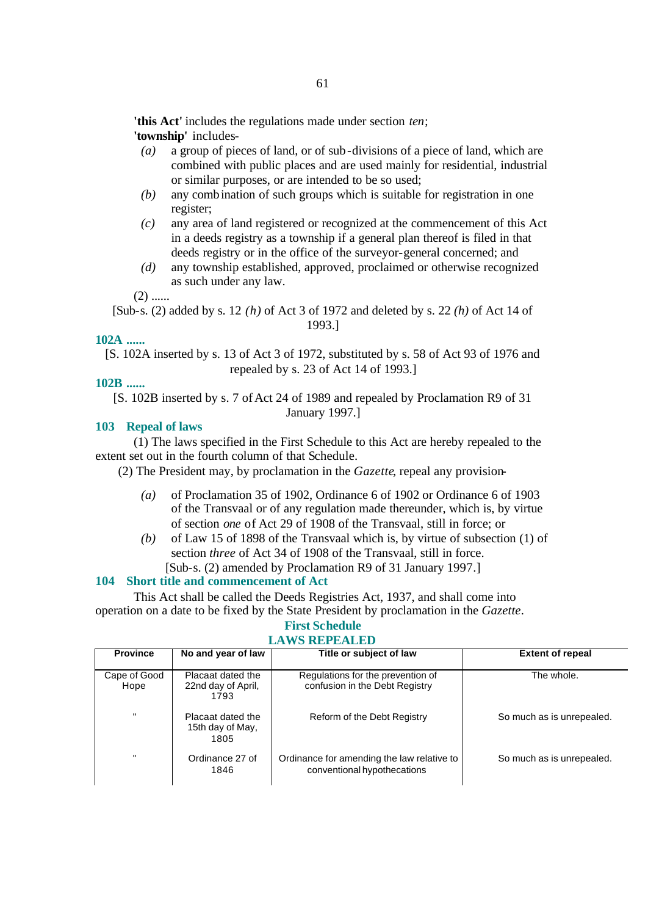**'this Act'** includes the regulations made under section *ten*;

**'township'** includes-

*(a)* a group of pieces of land, or of sub-divisions of a piece of land, which are combined with public places and are used mainly for residential, industrial or similar purposes, or are intended to be so used;

*(b)* any combination of such groups which is suitable for registration in one register;

*(c)* any area of land registered or recognized at the commencement of this Act in a deeds registry as a township if a general plan thereof is filed in that deeds registry or in the office of the surveyor-general concerned; and

*(d)* any township established, approved, proclaimed or otherwise recognized as such under any law.

(2) ......

[Sub-s. (2) added by s. 12 *(h)* of Act 3 of 1972 and deleted by s. 22 *(h)* of Act 14 of 1993.]

**102A ......**

[S. 102A inserted by s. 13 of Act 3 of 1972, substituted by s. 58 of Act 93 of 1976 and repealed by s. 23 of Act 14 of 1993.]

**102B ......**

[S. 102B inserted by s. 7 of Act 24 of 1989 and repealed by Proclamation R9 of 31 January 1997.]

**103 Repeal of laws**

(1) The laws specified in the First Schedule to this Act are hereby repealed to the extent set out in the fourth column of that Schedule.

(2) The President may, by proclamation in the *Gazette*, repeal any provision-

*(a)* of Proclamation 35 of 1902, Ordinance 6 of 1902 or Ordinance 6 of 1903 of the Transvaal or of any regulation made thereunder, which is, by virtue of section *one* of Act 29 of 1908 of the Transvaal, still in force; or

*(b)* of Law 15 of 1898 of the Transvaal which is, by virtue of subsection (1) of section *three* of Act 34 of 1908 of the Transvaal, still in force.

[Sub-s. (2) amended by Proclamation R9 of 31 January 1997.]

**104 Short title and commencement of Act**

This Act shall be called the Deeds Registries Act, 1937, and shall come into operation on a date to be fixed by the State President by proclamation in the *Gazette*.

**First Schedule**

**LAWS REPEALED**

| Province | No and year of law | Title or subject of law | Extent of repeal |
|---|---|---|---|
| Cape of Good Hope | Placaat dated the 22nd day of April, 1793 | Regulations for the prevention of confusion in the Debt Registry | The whole. |
| " | Placaat dated the 15th day of May, 1805 | Reform of the Debt Registry | So much as is unrepealed. |
| " | Ordinance 27 of 1846 | Ordinance for amending the law relative to conventional hypothecations | So much as is unrepealed. |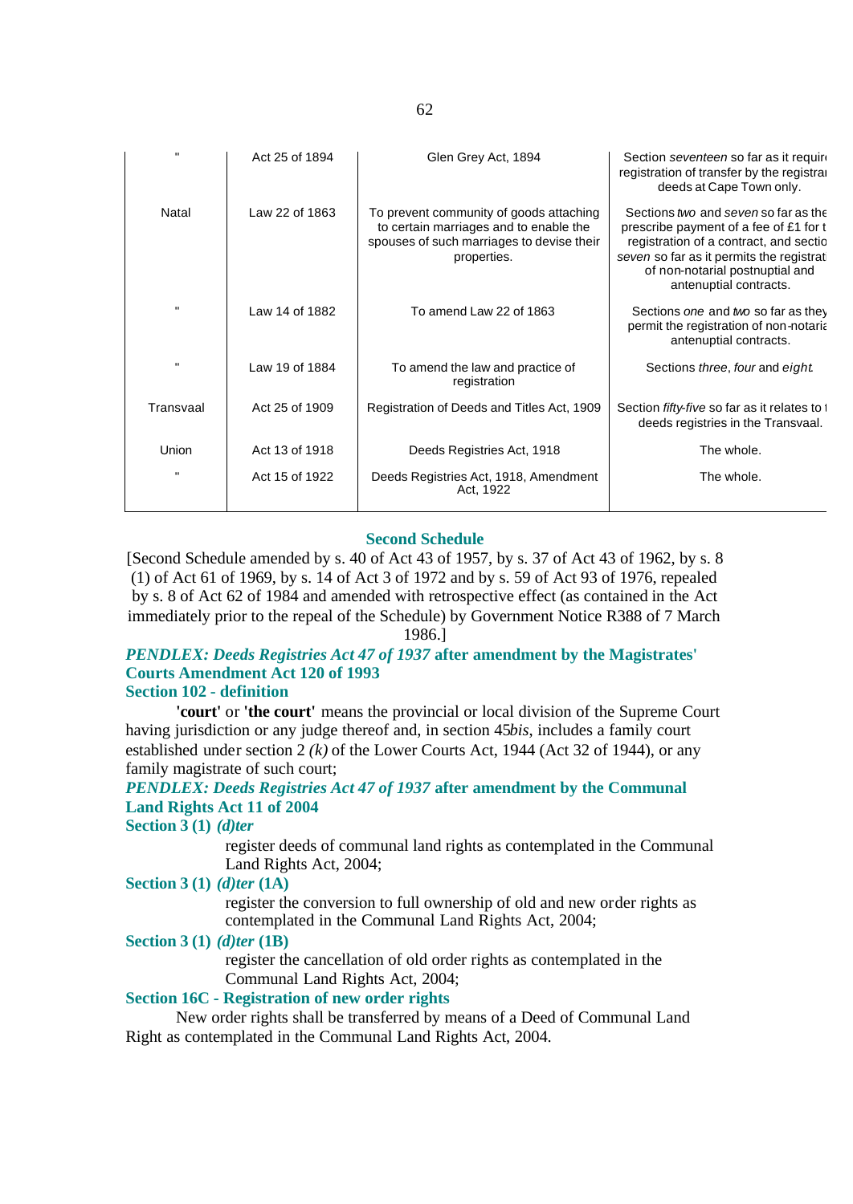| " | Act 25 of 1894 | Glen Grey Act, 1894 | Section *seventeen* so far as it requir registration of transfer by the registrar deeds at Cape Town only. |
|---|---|---|---|
| Natal | Law 22 of 1863 | To prevent community of goods attaching to certain marriages and to enable the spouses of such marriages to devise their properties. | Sections *two* and *seven* so far as the prescribe payment of a fee of £1 for t registration of a contract, and sectio *seven* so far as it permits the registrat of non-notarial postnuptial and antenuptial contracts. |
| " | Law 14 of 1882 | To amend Law 22 of 1863 | Sections *one* and *two* so far as they permit the registration of non-notaria antenuptial contracts. |
| " | Law 19 of 1884 | To amend the law and practice of registration | Sections *three*, *four* and *eight*. |
| Transvaal | Act 25 of 1909 | Registration of Deeds and Titles Act, 1909 | Section *fifty-five* so far as it relates to t deeds registries in the Transvaal. |
| Union | Act 13 of 1918 | Deeds Registries Act, 1918 | The whole. |
| " | Act 15 of 1922 | Deeds Registries Act, 1918, Amendment Act, 1922 | The whole. |

## Second Schedule

[Second Schedule amended by s. 40 of Act 43 of 1957, by s. 37 of Act 43 of 1962, by s. 8 (1) of Act 61 of 1969, by s. 14 of Act 3 of 1972 and by s. 59 of Act 93 of 1976, repealed by s. 8 of Act 62 of 1984 and amended with retrospective effect (as contained in the Act immediately prior to the repeal of the Schedule) by Government Notice R388 of 7 March 1986.]

### *PENDLEX: Deeds Registries Act 47 of 1937* after amendment by the Magistrates' Courts Amendment Act 120 of 1993

### Section 102 - definition

**'court'** or **'the court'** means the provincial or local division of the Supreme Court having jurisdiction or any judge thereof and, in section 45*bis*, includes a family court established under section 2 *(k)* of the Lower Courts Act, 1944 (Act 32 of 1944), or any family magistrate of such court;

### *PENDLEX: Deeds Registries Act 47 of 1937* after amendment by the Communal Land Rights Act 11 of 2004

### Section 3 (1) *(d)ter*

register deeds of communal land rights as contemplated in the Communal Land Rights Act, 2004;

### Section 3 (1) *(d)ter* (1A)

register the conversion to full ownership of old and new order rights as contemplated in the Communal Land Rights Act, 2004;

### Section 3 (1) *(d)ter* (1B)

register the cancellation of old order rights as contemplated in the Communal Land Rights Act, 2004;

### Section 16C - Registration of new order rights

New order rights shall be transferred by means of a Deed of Communal Land Right as contemplated in the Communal Land Rights Act, 2004.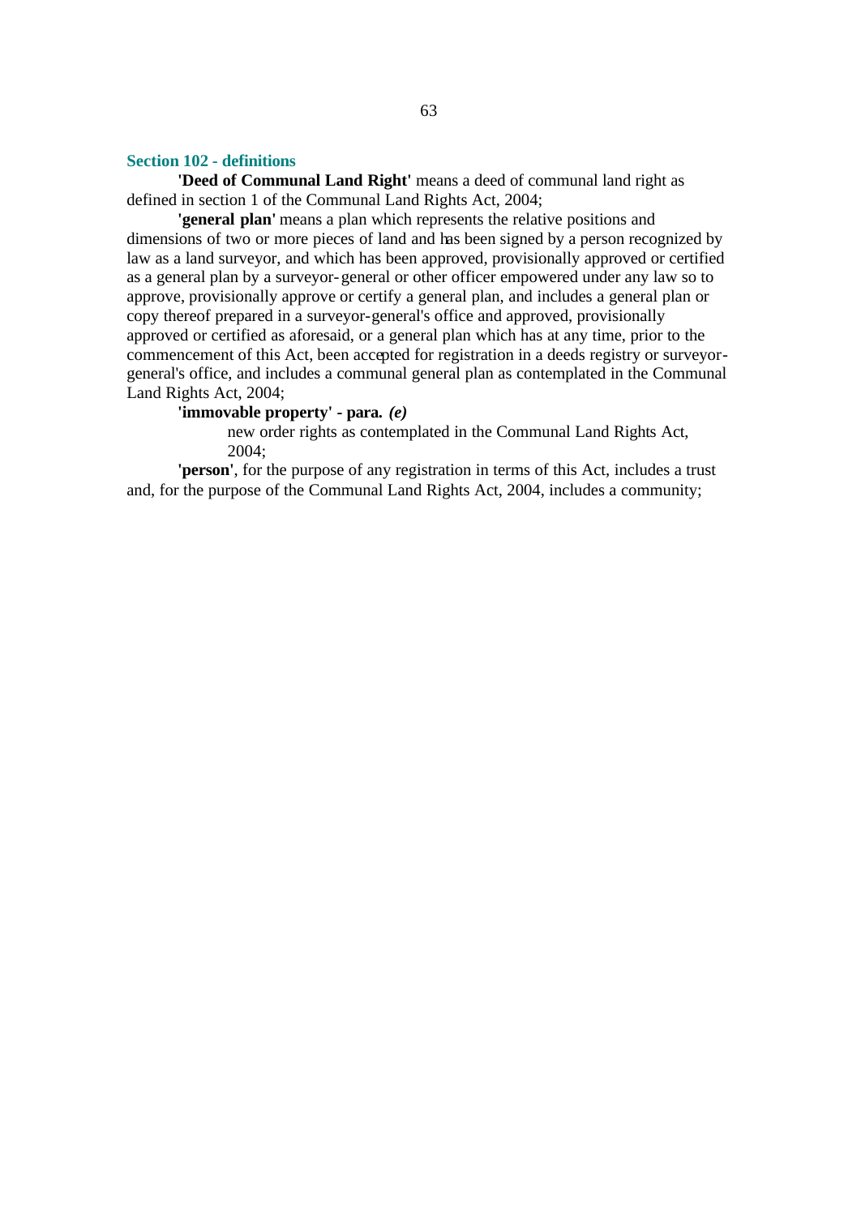### Section 102 - definitions

**'Deed of Communal Land Right'** means a deed of communal land right as defined in section 1 of the Communal Land Rights Act, 2004;

**'general plan'** means a plan which represents the relative positions and dimensions of two or more pieces of land and has been signed by a person recognized by law as a land surveyor, and which has been approved, provisionally approved or certified as a general plan by a surveyor-general or other officer empowered under any law so to approve, provisionally approve or certify a general plan, and includes a general plan or copy thereof prepared in a surveyor-general's office and approved, provisionally approved or certified as aforesaid, or a general plan which has at any time, prior to the commencement of this Act, been accepted for registration in a deeds registry or surveyor-general's office, and includes a communal general plan as contemplated in the Communal Land Rights Act, 2004;

**'immovable property' - para.** ***(e)***

> new order rights as contemplated in the Communal Land Rights Act, 2004;

**'person'**, for the purpose of any registration in terms of this Act, includes a trust and, for the purpose of the Communal Land Rights Act, 2004, includes a community;